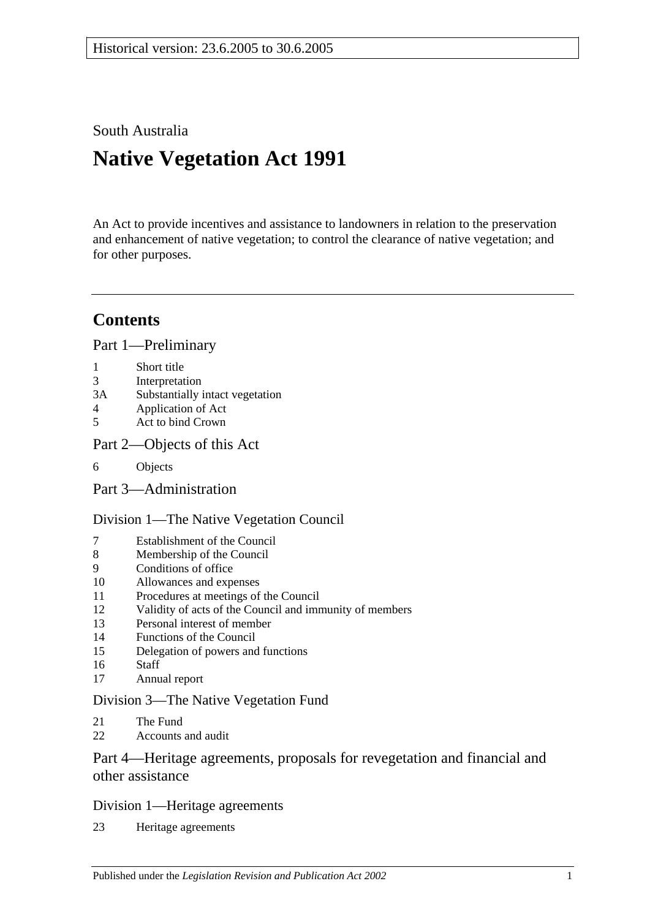Historical version: 23.6.2005 to 30.6.2005

South Australia

# Native Vegetation Act 1991

An Act to provide incentives and assistance to landowners in relation to the preservation and enhancement of native vegetation; to control the clearance of native vegetation; and for other purposes.

---

## Contents

### Part 1—Preliminary

1 Short title
3 Interpretation
3A Substantially intact vegetation
4 Application of Act
5 Act to bind Crown

### Part 2—Objects of this Act

6 Objects

### Part 3—Administration

#### Division 1—The Native Vegetation Council

7 Establishment of the Council
8 Membership of the Council
9 Conditions of office
10 Allowances and expenses
11 Procedures at meetings of the Council
12 Validity of acts of the Council and immunity of members
13 Personal interest of member
14 Functions of the Council
15 Delegation of powers and functions
16 Staff
17 Annual report

#### Division 3—The Native Vegetation Fund

21 The Fund
22 Accounts and audit

### Part 4—Heritage agreements, proposals for revegetation and financial and other assistance

#### Division 1—Heritage agreements

23 Heritage agreements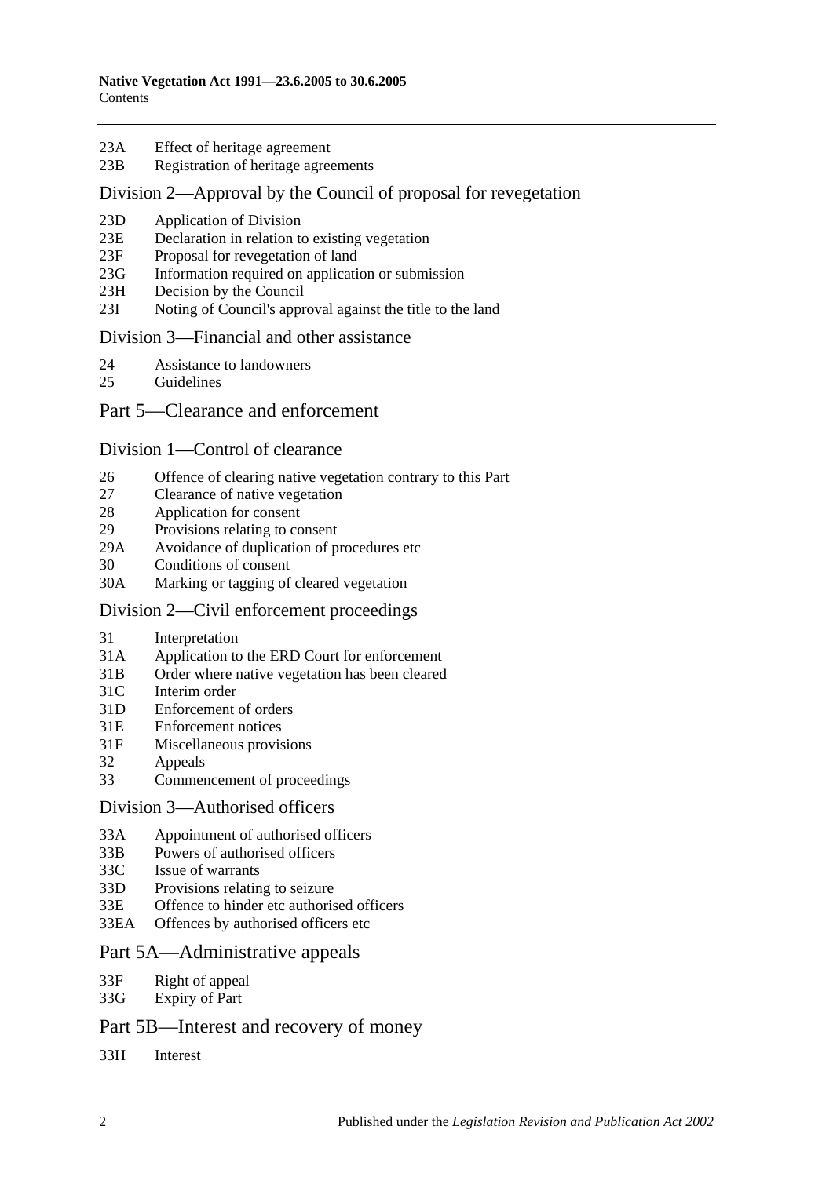23A Effect of heritage agreement
23B Registration of heritage agreements

## Division 2—Approval by the Council of proposal for revegetation

23D Application of Division
23E Declaration in relation to existing vegetation
23F Proposal for revegetation of land
23G Information required on application or submission
23H Decision by the Council
23I Noting of Council's approval against the title to the land

## Division 3—Financial and other assistance

24 Assistance to landowners
25 Guidelines

# Part 5—Clearance and enforcement

## Division 1—Control of clearance

26 Offence of clearing native vegetation contrary to this Part
27 Clearance of native vegetation
28 Application for consent
29 Provisions relating to consent
29A Avoidance of duplication of procedures etc
30 Conditions of consent
30A Marking or tagging of cleared vegetation

## Division 2—Civil enforcement proceedings

31 Interpretation
31A Application to the ERD Court for enforcement
31B Order where native vegetation has been cleared
31C Interim order
31D Enforcement of orders
31E Enforcement notices
31F Miscellaneous provisions
32 Appeals
33 Commencement of proceedings

## Division 3—Authorised officers

33A Appointment of authorised officers
33B Powers of authorised officers
33C Issue of warrants
33D Provisions relating to seizure
33E Offence to hinder etc authorised officers
33EA Offences by authorised officers etc

# Part 5A—Administrative appeals

33F Right of appeal
33G Expiry of Part

# Part 5B—Interest and recovery of money

33H Interest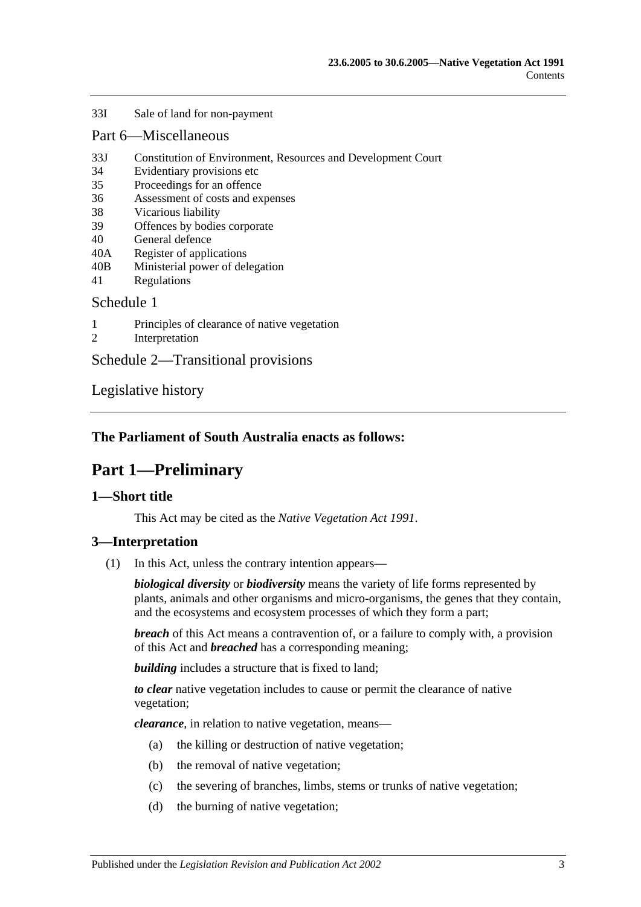33I Sale of land for non-payment

Part 6—Miscellaneous

33J Constitution of Environment, Resources and Development Court
34 Evidentiary provisions etc
35 Proceedings for an offence
36 Assessment of costs and expenses
38 Vicarious liability
39 Offences by bodies corporate
40 General defence
40A Register of applications
40B Ministerial power of delegation
41 Regulations

Schedule 1

1 Principles of clearance of native vegetation
2 Interpretation

Schedule 2—Transitional provisions

Legislative history

**The Parliament of South Australia enacts as follows:**

# Part 1—Preliminary

## 1—Short title

This Act may be cited as the *Native Vegetation Act 1991*.

## 3—Interpretation

(1) In this Act, unless the contrary intention appears—

***biological diversity*** or ***biodiversity*** means the variety of life forms represented by plants, animals and other organisms and micro-organisms, the genes that they contain, and the ecosystems and ecosystem processes of which they form a part;

***breach*** of this Act means a contravention of, or a failure to comply with, a provision of this Act and ***breached*** has a corresponding meaning;

***building*** includes a structure that is fixed to land;

***to clear*** native vegetation includes to cause or permit the clearance of native vegetation;

***clearance***, in relation to native vegetation, means—

(a) the killing or destruction of native vegetation;

(b) the removal of native vegetation;

(c) the severing of branches, limbs, stems or trunks of native vegetation;

(d) the burning of native vegetation;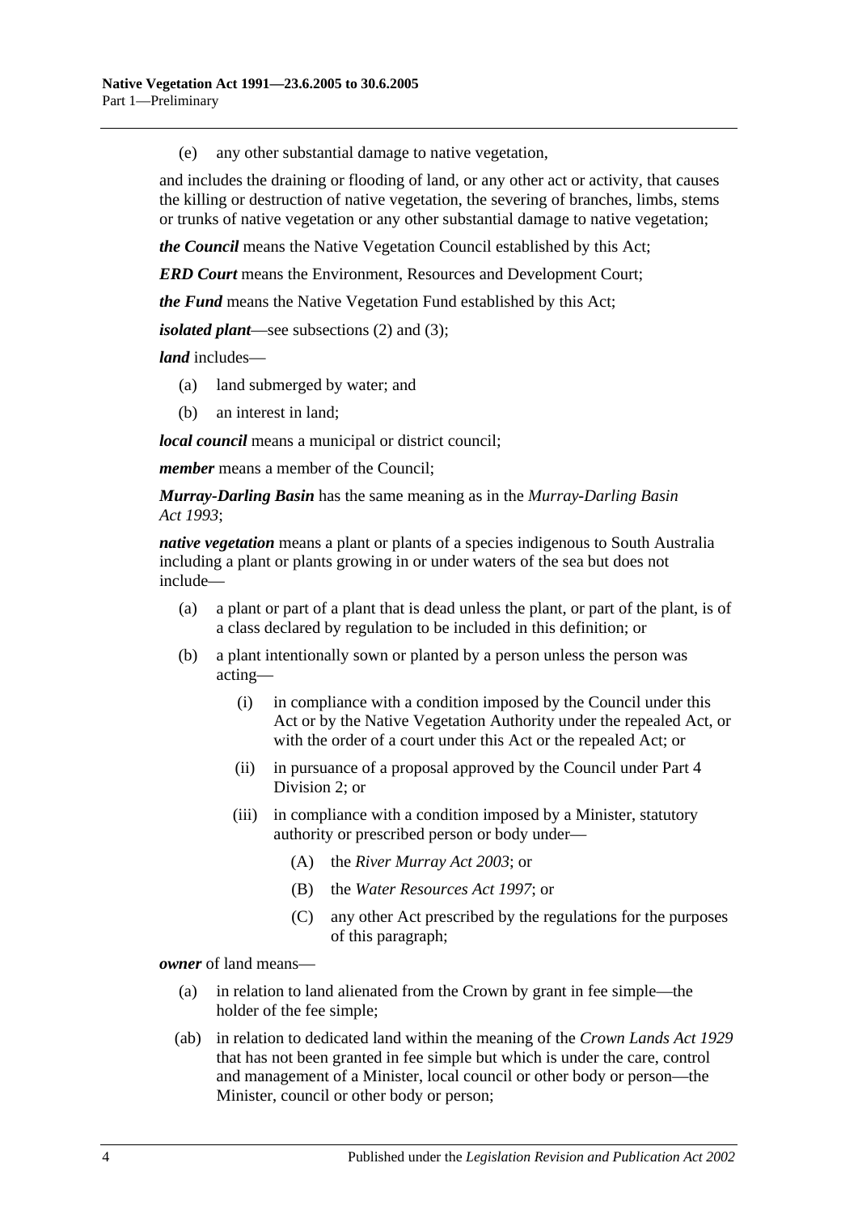(e) any other substantial damage to native vegetation,

and includes the draining or flooding of land, or any other act or activity, that causes the killing or destruction of native vegetation, the severing of branches, limbs, stems or trunks of native vegetation or any other substantial damage to native vegetation;

***the Council*** means the Native Vegetation Council established by this Act;

***ERD Court*** means the Environment, Resources and Development Court;

***the Fund*** means the Native Vegetation Fund established by this Act;

***isolated plant***—see subsections (2) and (3);

***land*** includes—

- (a) land submerged by water; and
- (b) an interest in land;

***local council*** means a municipal or district council;

***member*** means a member of the Council;

***Murray-Darling Basin*** has the same meaning as in the *Murray-Darling Basin Act 1993*;

***native vegetation*** means a plant or plants of a species indigenous to South Australia including a plant or plants growing in or under waters of the sea but does not include—

- (a) a plant or part of a plant that is dead unless the plant, or part of the plant, is of a class declared by regulation to be included in this definition; or
- (b) a plant intentionally sown or planted by a person unless the person was acting—
  - (i) in compliance with a condition imposed by the Council under this Act or by the Native Vegetation Authority under the repealed Act, or with the order of a court under this Act or the repealed Act; or
  - (ii) in pursuance of a proposal approved by the Council under Part 4 Division 2; or
  - (iii) in compliance with a condition imposed by a Minister, statutory authority or prescribed person or body under—
    - (A) the *River Murray Act 2003*; or
    - (B) the *Water Resources Act 1997*; or
    - (C) any other Act prescribed by the regulations for the purposes of this paragraph;

***owner*** of land means—

- (a) in relation to land alienated from the Crown by grant in fee simple—the holder of the fee simple;
- (ab) in relation to dedicated land within the meaning of the *Crown Lands Act 1929* that has not been granted in fee simple but which is under the care, control and management of a Minister, local council or other body or person—the Minister, council or other body or person;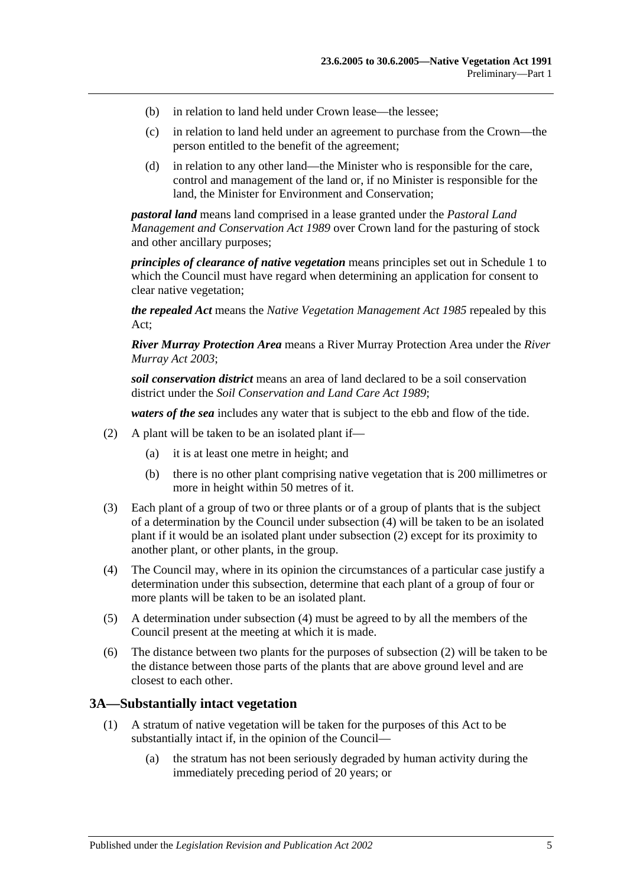(b) in relation to land held under Crown lease—the lessee;

(c) in relation to land held under an agreement to purchase from the Crown—the person entitled to the benefit of the agreement;

(d) in relation to any other land—the Minister who is responsible for the care, control and management of the land or, if no Minister is responsible for the land, the Minister for Environment and Conservation;

***pastoral land*** means land comprised in a lease granted under the *Pastoral Land Management and Conservation Act 1989* over Crown land for the pasturing of stock and other ancillary purposes;

***principles of clearance of native vegetation*** means principles set out in Schedule 1 to which the Council must have regard when determining an application for consent to clear native vegetation;

***the repealed Act*** means the *Native Vegetation Management Act 1985* repealed by this Act;

***River Murray Protection Area*** means a River Murray Protection Area under the *River Murray Act 2003*;

***soil conservation district*** means an area of land declared to be a soil conservation district under the *Soil Conservation and Land Care Act 1989*;

***waters of the sea*** includes any water that is subject to the ebb and flow of the tide.

(2) A plant will be taken to be an isolated plant if—

(a) it is at least one metre in height; and

(b) there is no other plant comprising native vegetation that is 200 millimetres or more in height within 50 metres of it.

(3) Each plant of a group of two or three plants or of a group of plants that is the subject of a determination by the Council under subsection (4) will be taken to be an isolated plant if it would be an isolated plant under subsection (2) except for its proximity to another plant, or other plants, in the group.

(4) The Council may, where in its opinion the circumstances of a particular case justify a determination under this subsection, determine that each plant of a group of four or more plants will be taken to be an isolated plant.

(5) A determination under subsection (4) must be agreed to by all the members of the Council present at the meeting at which it is made.

(6) The distance between two plants for the purposes of subsection (2) will be taken to be the distance between those parts of the plants that are above ground level and are closest to each other.

## 3A—Substantially intact vegetation

(1) A stratum of native vegetation will be taken for the purposes of this Act to be substantially intact if, in the opinion of the Council—

(a) the stratum has not been seriously degraded by human activity during the immediately preceding period of 20 years; or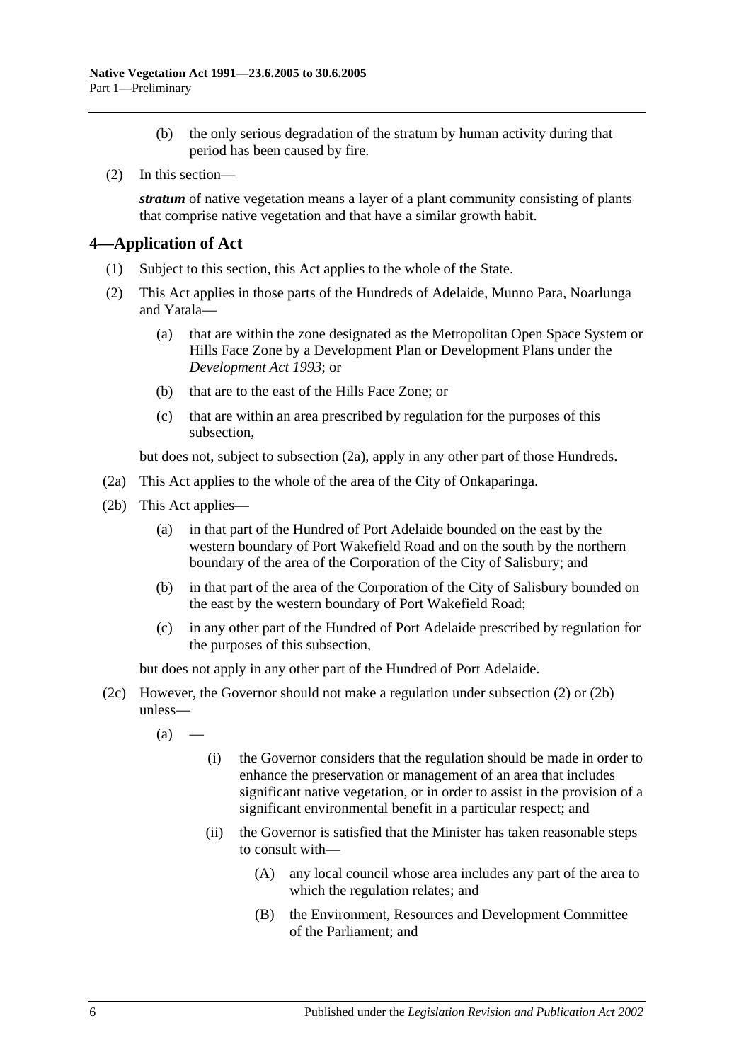(b) the only serious degradation of the stratum by human activity during that period has been caused by fire.

(2) In this section—

***stratum*** of native vegetation means a layer of a plant community consisting of plants that comprise native vegetation and that have a similar growth habit.

## 4—Application of Act

(1) Subject to this section, this Act applies to the whole of the State.

(2) This Act applies in those parts of the Hundreds of Adelaide, Munno Para, Noarlunga and Yatala—

(a) that are within the zone designated as the Metropolitan Open Space System or Hills Face Zone by a Development Plan or Development Plans under the *Development Act 1993*; or

(b) that are to the east of the Hills Face Zone; or

(c) that are within an area prescribed by regulation for the purposes of this subsection,

but does not, subject to subsection (2a), apply in any other part of those Hundreds.

(2a) This Act applies to the whole of the area of the City of Onkaparinga.

(2b) This Act applies—

(a) in that part of the Hundred of Port Adelaide bounded on the east by the western boundary of Port Wakefield Road and on the south by the northern boundary of the area of the Corporation of the City of Salisbury; and

(b) in that part of the area of the Corporation of the City of Salisbury bounded on the east by the western boundary of Port Wakefield Road;

(c) in any other part of the Hundred of Port Adelaide prescribed by regulation for the purposes of this subsection,

but does not apply in any other part of the Hundred of Port Adelaide.

(2c) However, the Governor should not make a regulation under subsection (2) or (2b) unless—

(a) —

(i) the Governor considers that the regulation should be made in order to enhance the preservation or management of an area that includes significant native vegetation, or in order to assist in the provision of a significant environmental benefit in a particular respect; and

(ii) the Governor is satisfied that the Minister has taken reasonable steps to consult with—

(A) any local council whose area includes any part of the area to which the regulation relates; and

(B) the Environment, Resources and Development Committee of the Parliament; and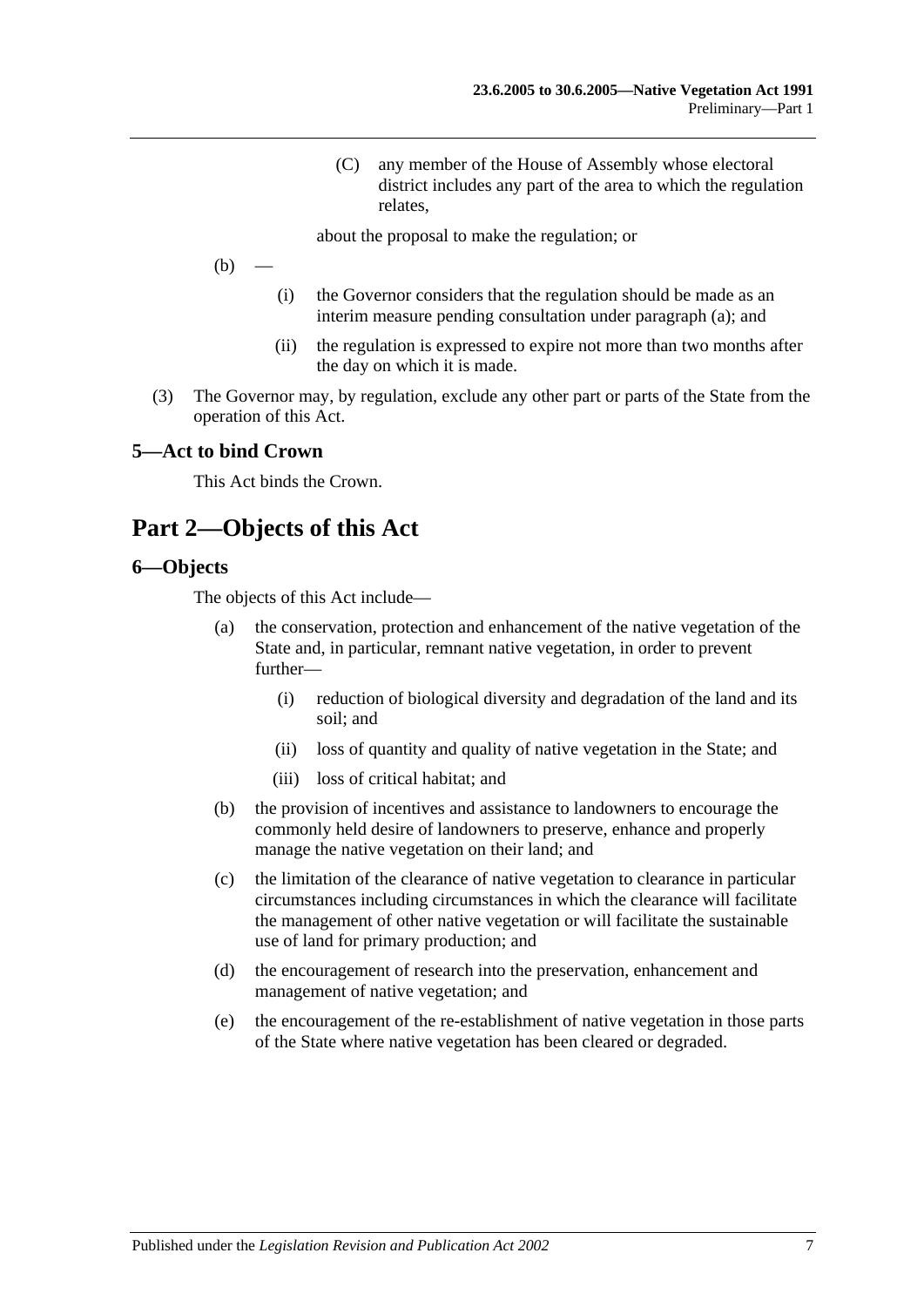(C) any member of the House of Assembly whose electoral district includes any part of the area to which the regulation relates,

about the proposal to make the regulation; or

(b) —

(i) the Governor considers that the regulation should be made as an interim measure pending consultation under paragraph (a); and

(ii) the regulation is expressed to expire not more than two months after the day on which it is made.

(3) The Governor may, by regulation, exclude any other part or parts of the State from the operation of this Act.

### 5—Act to bind Crown

This Act binds the Crown.

## Part 2—Objects of this Act

### 6—Objects

The objects of this Act include—

(a) the conservation, protection and enhancement of the native vegetation of the State and, in particular, remnant native vegetation, in order to prevent further—

(i) reduction of biological diversity and degradation of the land and its soil; and

(ii) loss of quantity and quality of native vegetation in the State; and

(iii) loss of critical habitat; and

(b) the provision of incentives and assistance to landowners to encourage the commonly held desire of landowners to preserve, enhance and properly manage the native vegetation on their land; and

(c) the limitation of the clearance of native vegetation to clearance in particular circumstances including circumstances in which the clearance will facilitate the management of other native vegetation or will facilitate the sustainable use of land for primary production; and

(d) the encouragement of research into the preservation, enhancement and management of native vegetation; and

(e) the encouragement of the re-establishment of native vegetation in those parts of the State where native vegetation has been cleared or degraded.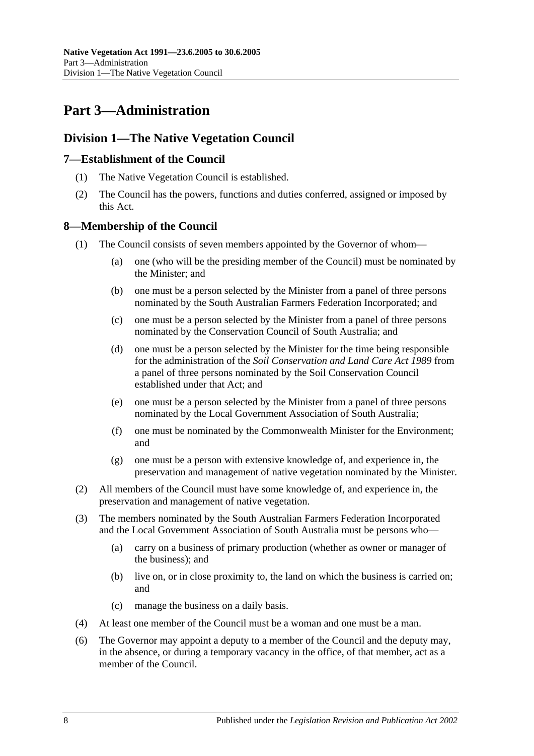# Part 3—Administration

## Division 1—The Native Vegetation Council

### 7—Establishment of the Council

(1) The Native Vegetation Council is established.

(2) The Council has the powers, functions and duties conferred, assigned or imposed by this Act.

### 8—Membership of the Council

(1) The Council consists of seven members appointed by the Governor of whom—

(a) one (who will be the presiding member of the Council) must be nominated by the Minister; and

(b) one must be a person selected by the Minister from a panel of three persons nominated by the South Australian Farmers Federation Incorporated; and

(c) one must be a person selected by the Minister from a panel of three persons nominated by the Conservation Council of South Australia; and

(d) one must be a person selected by the Minister for the time being responsible for the administration of the *Soil Conservation and Land Care Act 1989* from a panel of three persons nominated by the Soil Conservation Council established under that Act; and

(e) one must be a person selected by the Minister from a panel of three persons nominated by the Local Government Association of South Australia;

(f) one must be nominated by the Commonwealth Minister for the Environment; and

(g) one must be a person with extensive knowledge of, and experience in, the preservation and management of native vegetation nominated by the Minister.

(2) All members of the Council must have some knowledge of, and experience in, the preservation and management of native vegetation.

(3) The members nominated by the South Australian Farmers Federation Incorporated and the Local Government Association of South Australia must be persons who—

(a) carry on a business of primary production (whether as owner or manager of the business); and

(b) live on, or in close proximity to, the land on which the business is carried on; and

(c) manage the business on a daily basis.

(4) At least one member of the Council must be a woman and one must be a man.

(6) The Governor may appoint a deputy to a member of the Council and the deputy may, in the absence, or during a temporary vacancy in the office, of that member, act as a member of the Council.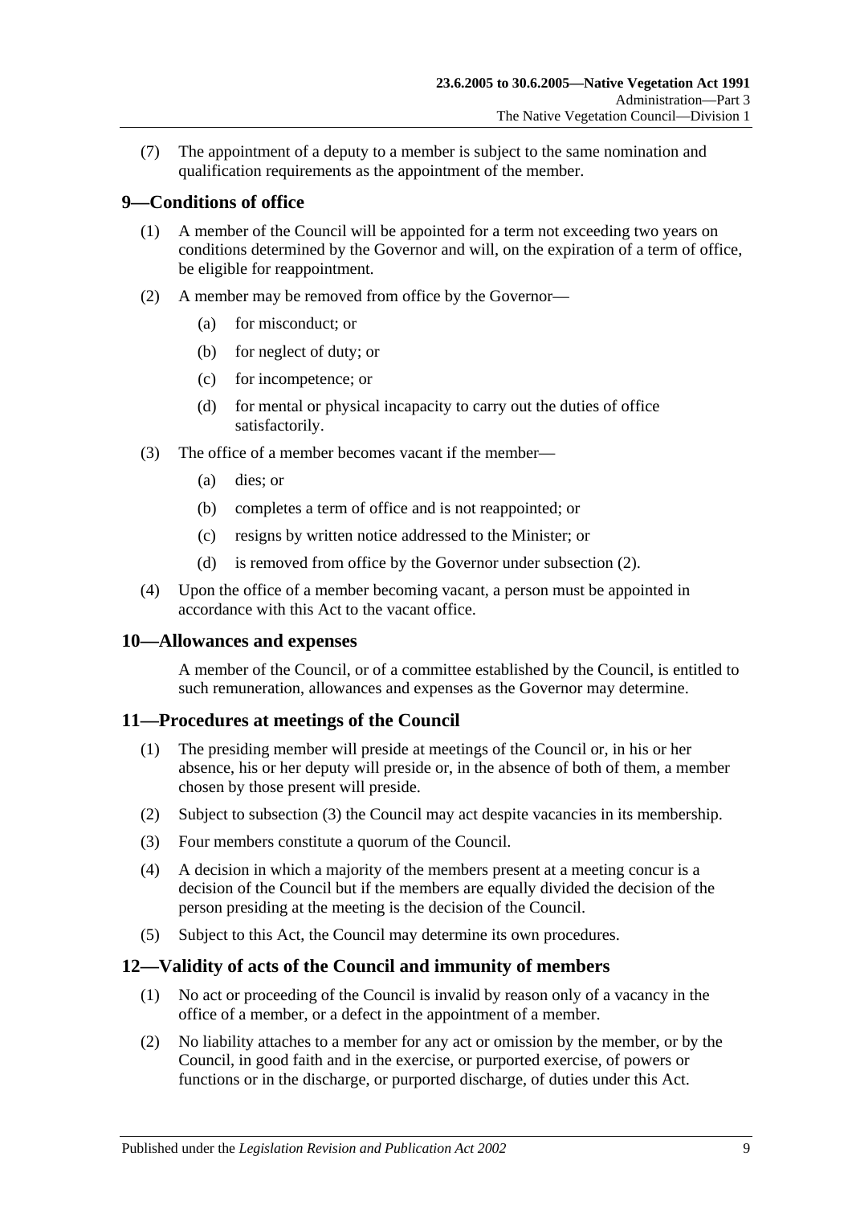(7) The appointment of a deputy to a member is subject to the same nomination and qualification requirements as the appointment of the member.

## 9—Conditions of office

(1) A member of the Council will be appointed for a term not exceeding two years on conditions determined by the Governor and will, on the expiration of a term of office, be eligible for reappointment.

(2) A member may be removed from office by the Governor—

(a) for misconduct; or

(b) for neglect of duty; or

(c) for incompetence; or

(d) for mental or physical incapacity to carry out the duties of office satisfactorily.

(3) The office of a member becomes vacant if the member—

(a) dies; or

(b) completes a term of office and is not reappointed; or

(c) resigns by written notice addressed to the Minister; or

(d) is removed from office by the Governor under subsection (2).

(4) Upon the office of a member becoming vacant, a person must be appointed in accordance with this Act to the vacant office.

## 10—Allowances and expenses

A member of the Council, or of a committee established by the Council, is entitled to such remuneration, allowances and expenses as the Governor may determine.

## 11—Procedures at meetings of the Council

(1) The presiding member will preside at meetings of the Council or, in his or her absence, his or her deputy will preside or, in the absence of both of them, a member chosen by those present will preside.

(2) Subject to subsection (3) the Council may act despite vacancies in its membership.

(3) Four members constitute a quorum of the Council.

(4) A decision in which a majority of the members present at a meeting concur is a decision of the Council but if the members are equally divided the decision of the person presiding at the meeting is the decision of the Council.

(5) Subject to this Act, the Council may determine its own procedures.

## 12—Validity of acts of the Council and immunity of members

(1) No act or proceeding of the Council is invalid by reason only of a vacancy in the office of a member, or a defect in the appointment of a member.

(2) No liability attaches to a member for any act or omission by the member, or by the Council, in good faith and in the exercise, or purported exercise, of powers or functions or in the discharge, or purported discharge, of duties under this Act.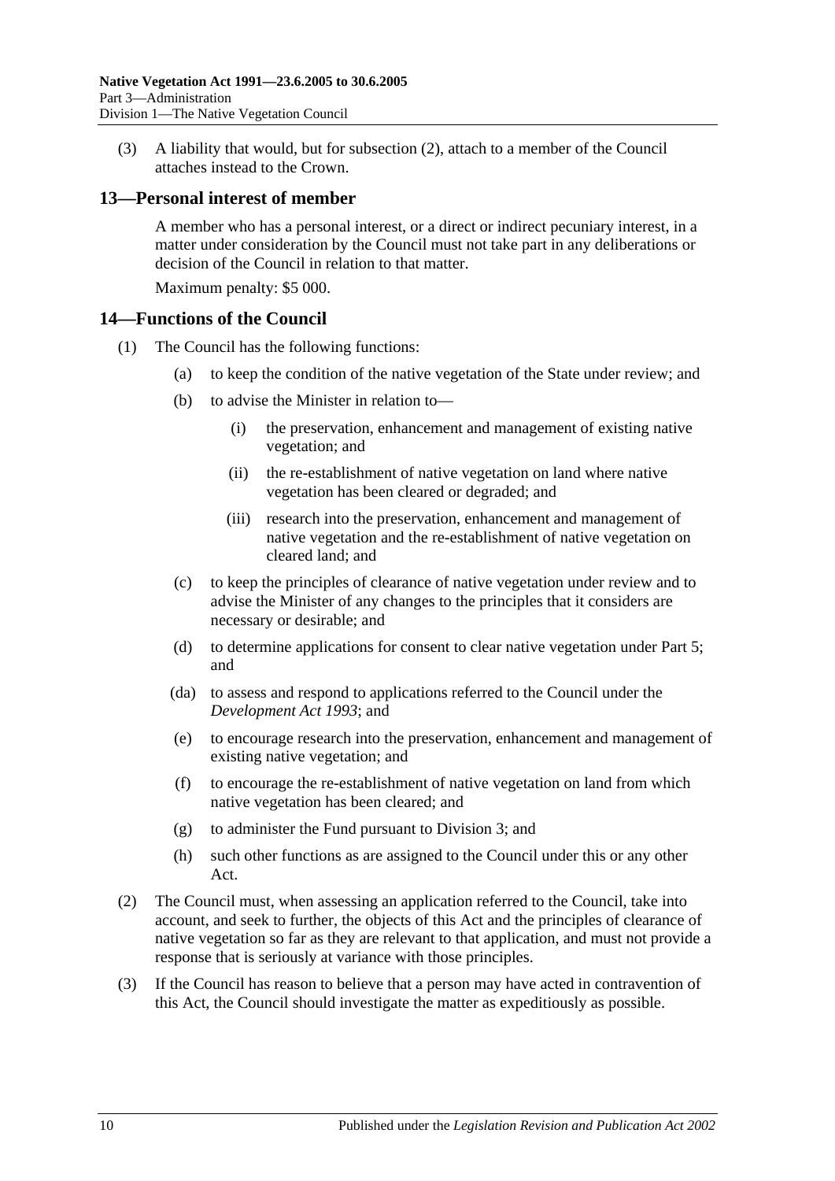(3) A liability that would, but for subsection (2), attach to a member of the Council attaches instead to the Crown.

## 13—Personal interest of member

A member who has a personal interest, or a direct or indirect pecuniary interest, in a matter under consideration by the Council must not take part in any deliberations or decision of the Council in relation to that matter.

Maximum penalty: $5 000.

## 14—Functions of the Council

(1) The Council has the following functions:

- (a) to keep the condition of the native vegetation of the State under review; and
- (b) to advise the Minister in relation to—
  - (i) the preservation, enhancement and management of existing native vegetation; and
  - (ii) the re-establishment of native vegetation on land where native vegetation has been cleared or degraded; and
  - (iii) research into the preservation, enhancement and management of native vegetation and the re-establishment of native vegetation on cleared land; and
- (c) to keep the principles of clearance of native vegetation under review and to advise the Minister of any changes to the principles that it considers are necessary or desirable; and
- (d) to determine applications for consent to clear native vegetation under Part 5; and
- (da) to assess and respond to applications referred to the Council under the *Development Act 1993*; and
- (e) to encourage research into the preservation, enhancement and management of existing native vegetation; and
- (f) to encourage the re-establishment of native vegetation on land from which native vegetation has been cleared; and
- (g) to administer the Fund pursuant to Division 3; and
- (h) such other functions as are assigned to the Council under this or any other Act.

(2) The Council must, when assessing an application referred to the Council, take into account, and seek to further, the objects of this Act and the principles of clearance of native vegetation so far as they are relevant to that application, and must not provide a response that is seriously at variance with those principles.

(3) If the Council has reason to believe that a person may have acted in contravention of this Act, the Council should investigate the matter as expeditiously as possible.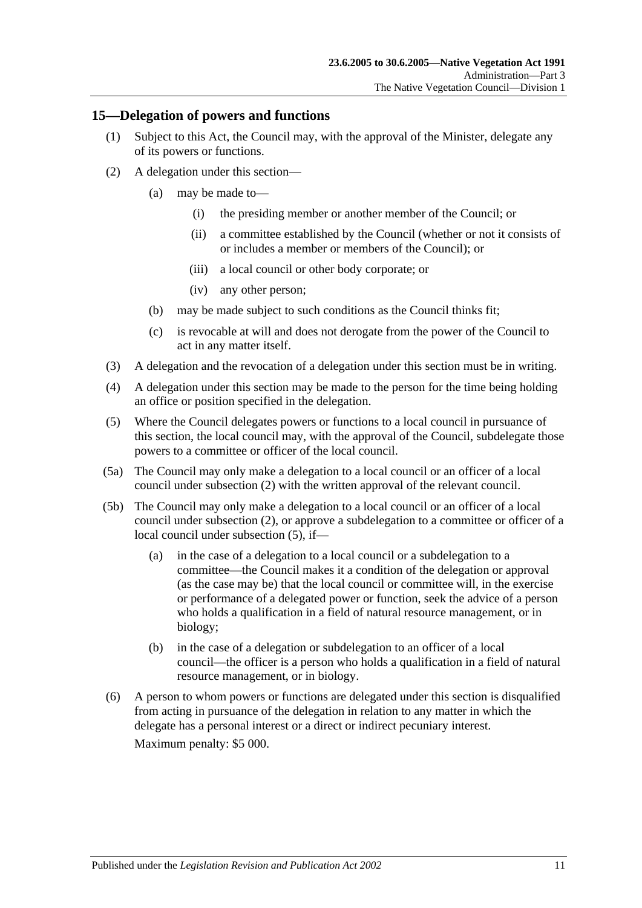## 15—Delegation of powers and functions

(1) Subject to this Act, the Council may, with the approval of the Minister, delegate any of its powers or functions.

(2) A delegation under this section—

(a) may be made to—

(i) the presiding member or another member of the Council; or

(ii) a committee established by the Council (whether or not it consists of or includes a member or members of the Council); or

(iii) a local council or other body corporate; or

(iv) any other person;

(b) may be made subject to such conditions as the Council thinks fit;

(c) is revocable at will and does not derogate from the power of the Council to act in any matter itself.

(3) A delegation and the revocation of a delegation under this section must be in writing.

(4) A delegation under this section may be made to the person for the time being holding an office or position specified in the delegation.

(5) Where the Council delegates powers or functions to a local council in pursuance of this section, the local council may, with the approval of the Council, subdelegate those powers to a committee or officer of the local council.

(5a) The Council may only make a delegation to a local council or an officer of a local council under subsection (2) with the written approval of the relevant council.

(5b) The Council may only make a delegation to a local council or an officer of a local council under subsection (2), or approve a subdelegation to a committee or officer of a local council under subsection (5), if—

(a) in the case of a delegation to a local council or a subdelegation to a committee—the Council makes it a condition of the delegation or approval (as the case may be) that the local council or committee will, in the exercise or performance of a delegated power or function, seek the advice of a person who holds a qualification in a field of natural resource management, or in biology;

(b) in the case of a delegation or subdelegation to an officer of a local council—the officer is a person who holds a qualification in a field of natural resource management, or in biology.

(6) A person to whom powers or functions are delegated under this section is disqualified from acting in pursuance of the delegation in relation to any matter in which the delegate has a personal interest or a direct or indirect pecuniary interest.

Maximum penalty: $5 000.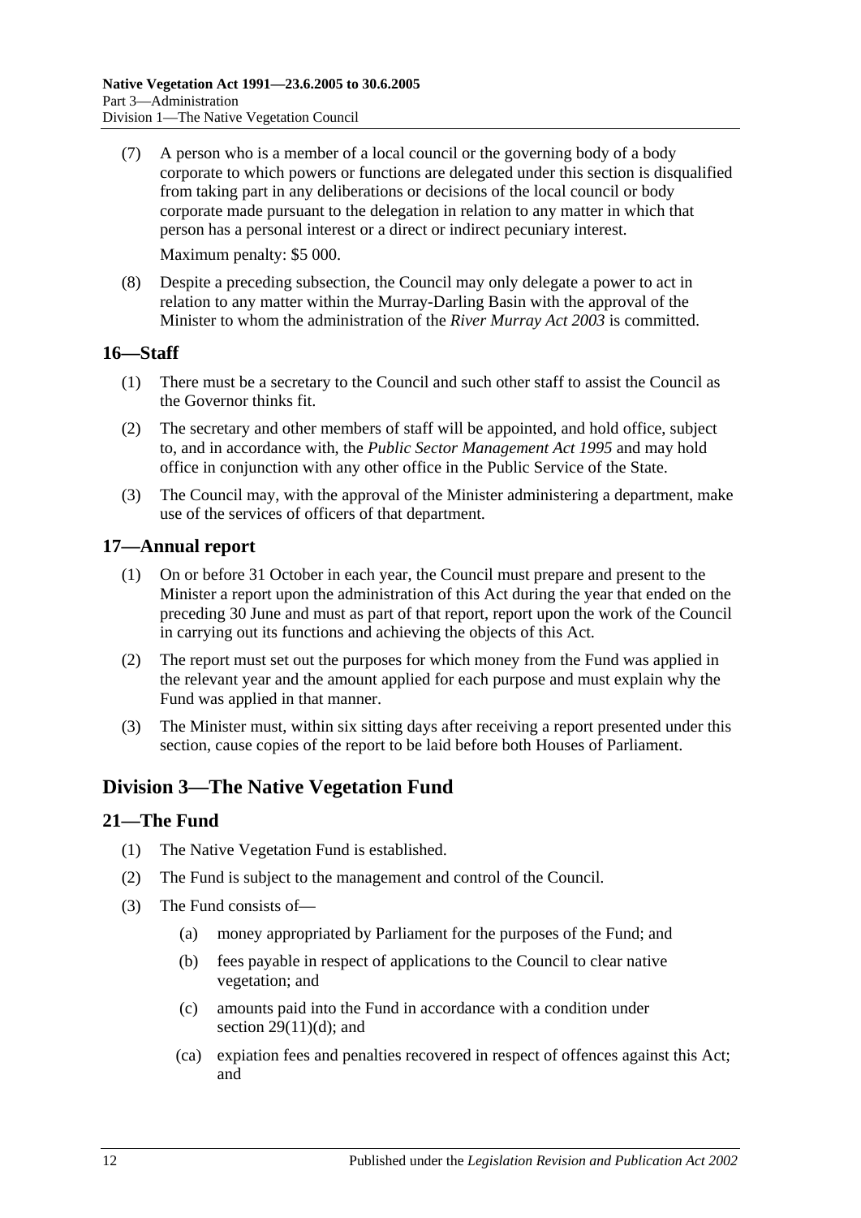(7) A person who is a member of a local council or the governing body of a body corporate to which powers or functions are delegated under this section is disqualified from taking part in any deliberations or decisions of the local council or body corporate made pursuant to the delegation in relation to any matter in which that person has a personal interest or a direct or indirect pecuniary interest.

Maximum penalty: $5 000.

(8) Despite a preceding subsection, the Council may only delegate a power to act in relation to any matter within the Murray-Darling Basin with the approval of the Minister to whom the administration of the *River Murray Act 2003* is committed.

## 16—Staff

(1) There must be a secretary to the Council and such other staff to assist the Council as the Governor thinks fit.

(2) The secretary and other members of staff will be appointed, and hold office, subject to, and in accordance with, the *Public Sector Management Act 1995* and may hold office in conjunction with any other office in the Public Service of the State.

(3) The Council may, with the approval of the Minister administering a department, make use of the services of officers of that department.

## 17—Annual report

(1) On or before 31 October in each year, the Council must prepare and present to the Minister a report upon the administration of this Act during the year that ended on the preceding 30 June and must as part of that report, report upon the work of the Council in carrying out its functions and achieving the objects of this Act.

(2) The report must set out the purposes for which money from the Fund was applied in the relevant year and the amount applied for each purpose and must explain why the Fund was applied in that manner.

(3) The Minister must, within six sitting days after receiving a report presented under this section, cause copies of the report to be laid before both Houses of Parliament.

# Division 3—The Native Vegetation Fund

## 21—The Fund

(1) The Native Vegetation Fund is established.

(2) The Fund is subject to the management and control of the Council.

(3) The Fund consists of—

(a) money appropriated by Parliament for the purposes of the Fund; and

(b) fees payable in respect of applications to the Council to clear native vegetation; and

(c) amounts paid into the Fund in accordance with a condition under section 29(11)(d); and

(ca) expiation fees and penalties recovered in respect of offences against this Act; and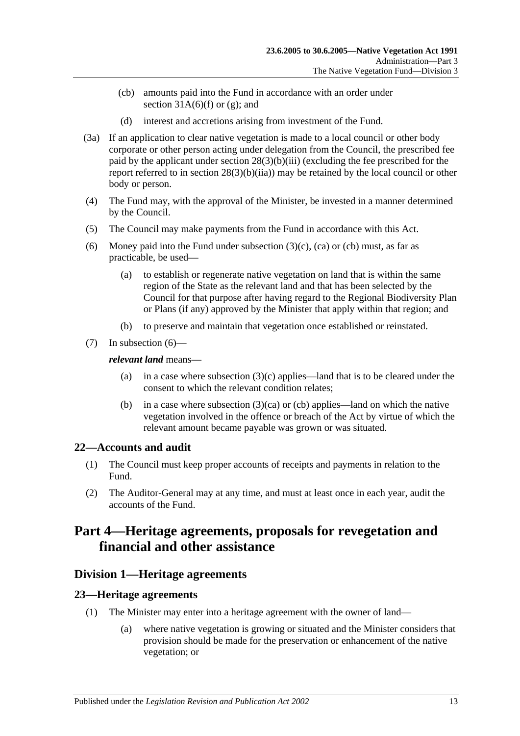(cb) amounts paid into the Fund in accordance with an order under section 31A(6)(f) or (g); and

(d) interest and accretions arising from investment of the Fund.

(3a) If an application to clear native vegetation is made to a local council or other body corporate or other person acting under delegation from the Council, the prescribed fee paid by the applicant under section 28(3)(b)(iii) (excluding the fee prescribed for the report referred to in section 28(3)(b)(iia)) may be retained by the local council or other body or person.

(4) The Fund may, with the approval of the Minister, be invested in a manner determined by the Council.

(5) The Council may make payments from the Fund in accordance with this Act.

(6) Money paid into the Fund under subsection (3)(c), (ca) or (cb) must, as far as practicable, be used—

(a) to establish or regenerate native vegetation on land that is within the same region of the State as the relevant land and that has been selected by the Council for that purpose after having regard to the Regional Biodiversity Plan or Plans (if any) approved by the Minister that apply within that region; and

(b) to preserve and maintain that vegetation once established or reinstated.

(7) In subsection (6)—

***relevant land*** means—

(a) in a case where subsection (3)(c) applies—land that is to be cleared under the consent to which the relevant condition relates;

(b) in a case where subsection (3)(ca) or (cb) applies—land on which the native vegetation involved in the offence or breach of the Act by virtue of which the relevant amount became payable was grown or was situated.

### 22—Accounts and audit

(1) The Council must keep proper accounts of receipts and payments in relation to the Fund.

(2) The Auditor-General may at any time, and must at least once in each year, audit the accounts of the Fund.

# Part 4—Heritage agreements, proposals for revegetation and financial and other assistance

## Division 1—Heritage agreements

### 23—Heritage agreements

(1) The Minister may enter into a heritage agreement with the owner of land—

(a) where native vegetation is growing or situated and the Minister considers that provision should be made for the preservation or enhancement of the native vegetation; or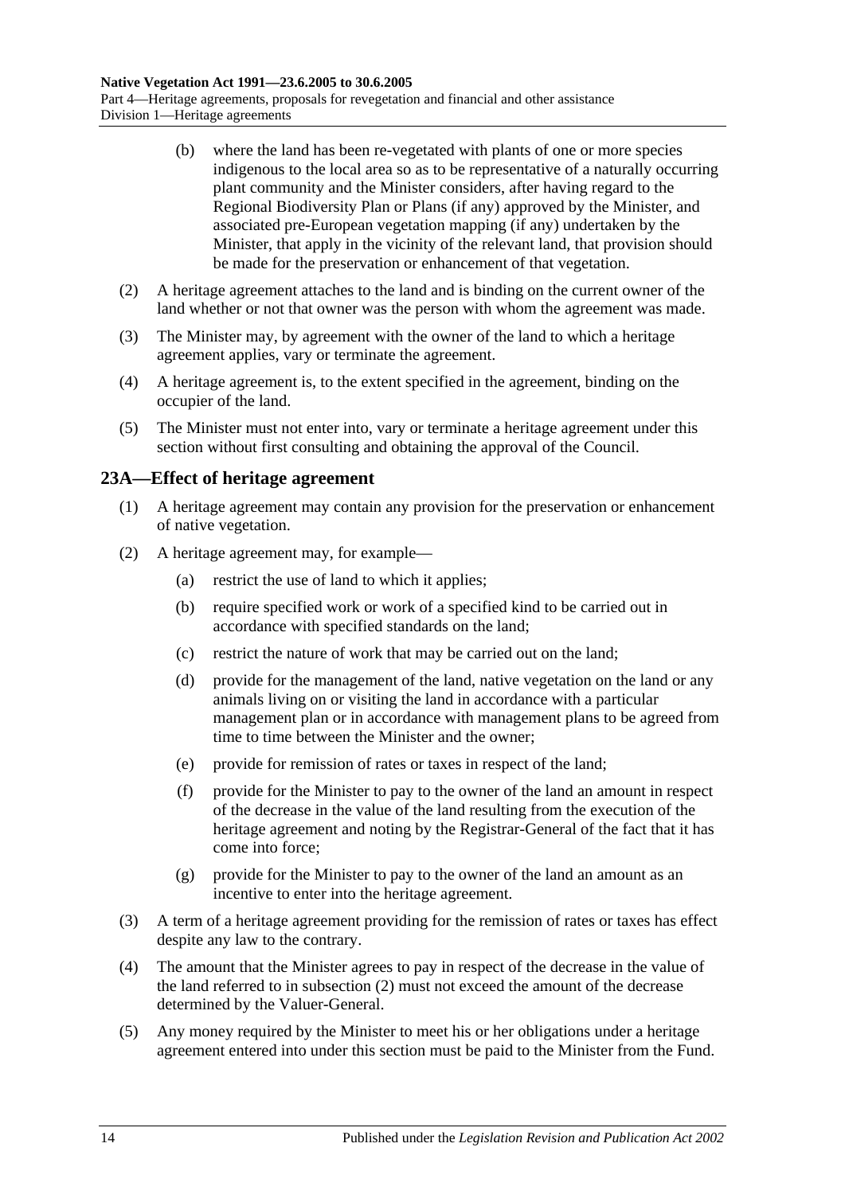(b) where the land has been re-vegetated with plants of one or more species indigenous to the local area so as to be representative of a naturally occurring plant community and the Minister considers, after having regard to the Regional Biodiversity Plan or Plans (if any) approved by the Minister, and associated pre-European vegetation mapping (if any) undertaken by the Minister, that apply in the vicinity of the relevant land, that provision should be made for the preservation or enhancement of that vegetation.

(2) A heritage agreement attaches to the land and is binding on the current owner of the land whether or not that owner was the person with whom the agreement was made.

(3) The Minister may, by agreement with the owner of the land to which a heritage agreement applies, vary or terminate the agreement.

(4) A heritage agreement is, to the extent specified in the agreement, binding on the occupier of the land.

(5) The Minister must not enter into, vary or terminate a heritage agreement under this section without first consulting and obtaining the approval of the Council.

## 23A—Effect of heritage agreement

(1) A heritage agreement may contain any provision for the preservation or enhancement of native vegetation.

(2) A heritage agreement may, for example—

(a) restrict the use of land to which it applies;

(b) require specified work or work of a specified kind to be carried out in accordance with specified standards on the land;

(c) restrict the nature of work that may be carried out on the land;

(d) provide for the management of the land, native vegetation on the land or any animals living on or visiting the land in accordance with a particular management plan or in accordance with management plans to be agreed from time to time between the Minister and the owner;

(e) provide for remission of rates or taxes in respect of the land;

(f) provide for the Minister to pay to the owner of the land an amount in respect of the decrease in the value of the land resulting from the execution of the heritage agreement and noting by the Registrar-General of the fact that it has come into force;

(g) provide for the Minister to pay to the owner of the land an amount as an incentive to enter into the heritage agreement.

(3) A term of a heritage agreement providing for the remission of rates or taxes has effect despite any law to the contrary.

(4) The amount that the Minister agrees to pay in respect of the decrease in the value of the land referred to in subsection (2) must not exceed the amount of the decrease determined by the Valuer-General.

(5) Any money required by the Minister to meet his or her obligations under a heritage agreement entered into under this section must be paid to the Minister from the Fund.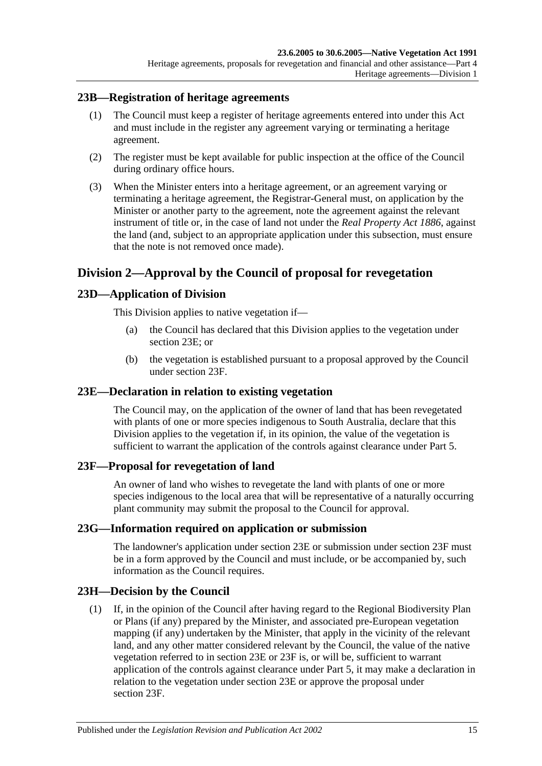## 23B—Registration of heritage agreements

(1) The Council must keep a register of heritage agreements entered into under this Act and must include in the register any agreement varying or terminating a heritage agreement.

(2) The register must be kept available for public inspection at the office of the Council during ordinary office hours.

(3) When the Minister enters into a heritage agreement, or an agreement varying or terminating a heritage agreement, the Registrar-General must, on application by the Minister or another party to the agreement, note the agreement against the relevant instrument of title or, in the case of land not under the *Real Property Act 1886*, against the land (and, subject to an appropriate application under this subsection, must ensure that the note is not removed once made).

# Division 2—Approval by the Council of proposal for revegetation

## 23D—Application of Division

This Division applies to native vegetation if—

(a) the Council has declared that this Division applies to the vegetation under section 23E; or

(b) the vegetation is established pursuant to a proposal approved by the Council under section 23F.

## 23E—Declaration in relation to existing vegetation

The Council may, on the application of the owner of land that has been revegetated with plants of one or more species indigenous to South Australia, declare that this Division applies to the vegetation if, in its opinion, the value of the vegetation is sufficient to warrant the application of the controls against clearance under Part 5.

## 23F—Proposal for revegetation of land

An owner of land who wishes to revegetate the land with plants of one or more species indigenous to the local area that will be representative of a naturally occurring plant community may submit the proposal to the Council for approval.

## 23G—Information required on application or submission

The landowner's application under section 23E or submission under section 23F must be in a form approved by the Council and must include, or be accompanied by, such information as the Council requires.

## 23H—Decision by the Council

(1) If, in the opinion of the Council after having regard to the Regional Biodiversity Plan or Plans (if any) prepared by the Minister, and associated pre-European vegetation mapping (if any) undertaken by the Minister, that apply in the vicinity of the relevant land, and any other matter considered relevant by the Council, the value of the native vegetation referred to in section 23E or 23F is, or will be, sufficient to warrant application of the controls against clearance under Part 5, it may make a declaration in relation to the vegetation under section 23E or approve the proposal under section 23F.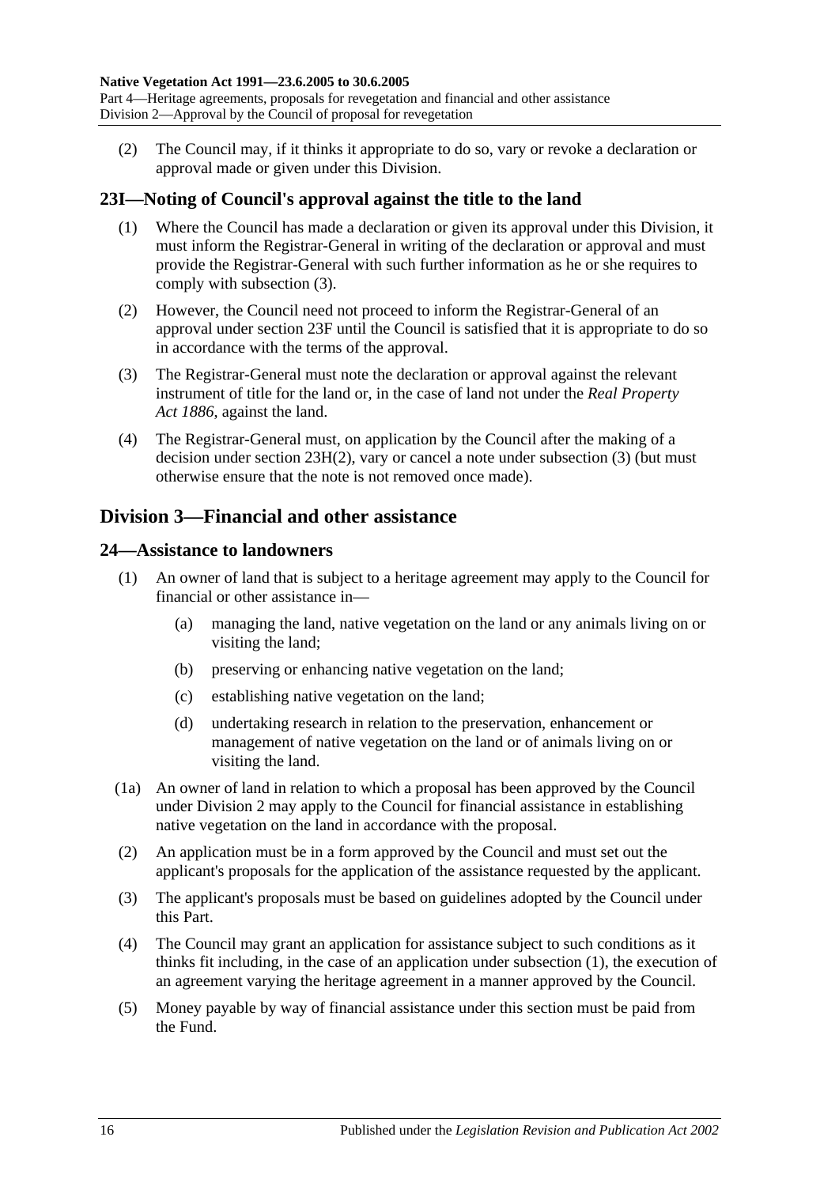(2) The Council may, if it thinks it appropriate to do so, vary or revoke a declaration or approval made or given under this Division.

## 23I—Noting of Council's approval against the title to the land

(1) Where the Council has made a declaration or given its approval under this Division, it must inform the Registrar-General in writing of the declaration or approval and must provide the Registrar-General with such further information as he or she requires to comply with subsection (3).

(2) However, the Council need not proceed to inform the Registrar-General of an approval under section 23F until the Council is satisfied that it is appropriate to do so in accordance with the terms of the approval.

(3) The Registrar-General must note the declaration or approval against the relevant instrument of title for the land or, in the case of land not under the *Real Property Act 1886*, against the land.

(4) The Registrar-General must, on application by the Council after the making of a decision under section 23H(2), vary or cancel a note under subsection (3) (but must otherwise ensure that the note is not removed once made).

# Division 3—Financial and other assistance

## 24—Assistance to landowners

(1) An owner of land that is subject to a heritage agreement may apply to the Council for financial or other assistance in—

- (a) managing the land, native vegetation on the land or any animals living on or visiting the land;
- (b) preserving or enhancing native vegetation on the land;
- (c) establishing native vegetation on the land;
- (d) undertaking research in relation to the preservation, enhancement or management of native vegetation on the land or of animals living on or visiting the land.

(1a) An owner of land in relation to which a proposal has been approved by the Council under Division 2 may apply to the Council for financial assistance in establishing native vegetation on the land in accordance with the proposal.

(2) An application must be in a form approved by the Council and must set out the applicant's proposals for the application of the assistance requested by the applicant.

(3) The applicant's proposals must be based on guidelines adopted by the Council under this Part.

(4) The Council may grant an application for assistance subject to such conditions as it thinks fit including, in the case of an application under subsection (1), the execution of an agreement varying the heritage agreement in a manner approved by the Council.

(5) Money payable by way of financial assistance under this section must be paid from the Fund.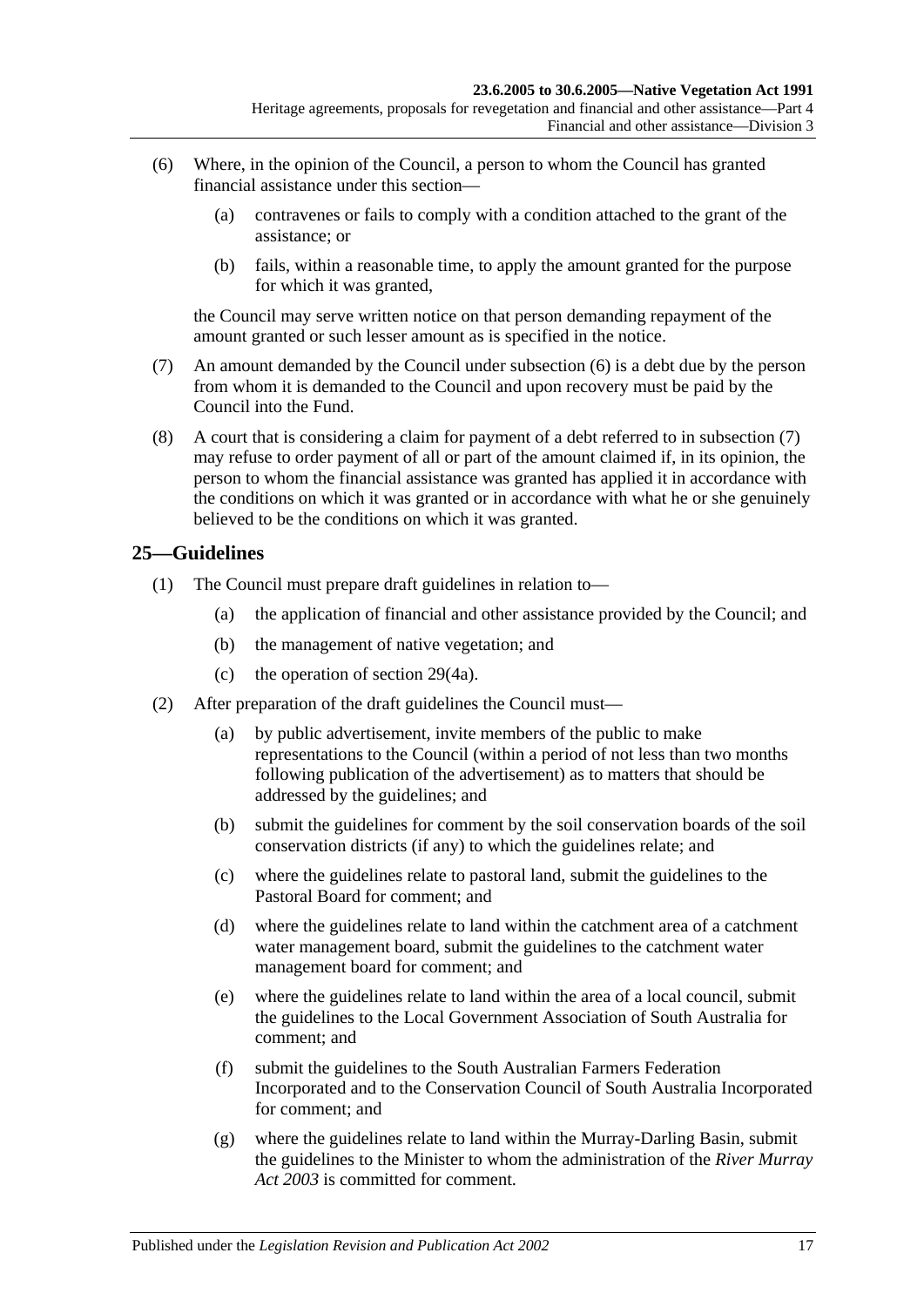(6) Where, in the opinion of the Council, a person to whom the Council has granted financial assistance under this section—

(a) contravenes or fails to comply with a condition attached to the grant of the assistance; or

(b) fails, within a reasonable time, to apply the amount granted for the purpose for which it was granted,

the Council may serve written notice on that person demanding repayment of the amount granted or such lesser amount as is specified in the notice.

(7) An amount demanded by the Council under subsection (6) is a debt due by the person from whom it is demanded to the Council and upon recovery must be paid by the Council into the Fund.

(8) A court that is considering a claim for payment of a debt referred to in subsection (7) may refuse to order payment of all or part of the amount claimed if, in its opinion, the person to whom the financial assistance was granted has applied it in accordance with the conditions on which it was granted or in accordance with what he or she genuinely believed to be the conditions on which it was granted.

## 25—Guidelines

(1) The Council must prepare draft guidelines in relation to—

(a) the application of financial and other assistance provided by the Council; and

(b) the management of native vegetation; and

(c) the operation of section 29(4a).

(2) After preparation of the draft guidelines the Council must—

(a) by public advertisement, invite members of the public to make representations to the Council (within a period of not less than two months following publication of the advertisement) as to matters that should be addressed by the guidelines; and

(b) submit the guidelines for comment by the soil conservation boards of the soil conservation districts (if any) to which the guidelines relate; and

(c) where the guidelines relate to pastoral land, submit the guidelines to the Pastoral Board for comment; and

(d) where the guidelines relate to land within the catchment area of a catchment water management board, submit the guidelines to the catchment water management board for comment; and

(e) where the guidelines relate to land within the area of a local council, submit the guidelines to the Local Government Association of South Australia for comment; and

(f) submit the guidelines to the South Australian Farmers Federation Incorporated and to the Conservation Council of South Australia Incorporated for comment; and

(g) where the guidelines relate to land within the Murray-Darling Basin, submit the guidelines to the Minister to whom the administration of the *River Murray Act 2003* is committed for comment.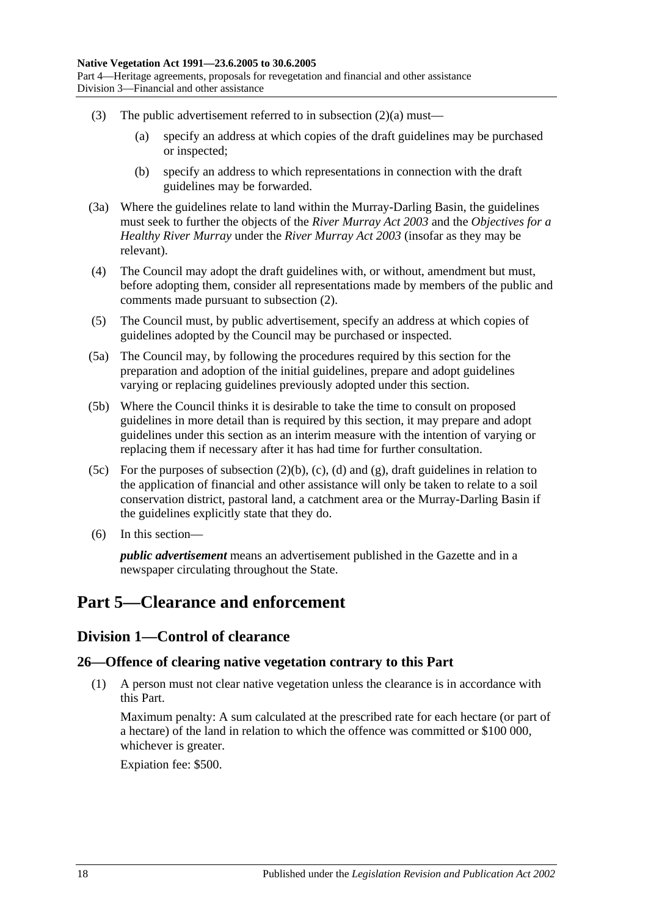(3) The public advertisement referred to in subsection (2)(a) must—

(a) specify an address at which copies of the draft guidelines may be purchased or inspected;

(b) specify an address to which representations in connection with the draft guidelines may be forwarded.

(3a) Where the guidelines relate to land within the Murray-Darling Basin, the guidelines must seek to further the objects of the *River Murray Act 2003* and the *Objectives for a Healthy River Murray* under the *River Murray Act 2003* (insofar as they may be relevant).

(4) The Council may adopt the draft guidelines with, or without, amendment but must, before adopting them, consider all representations made by members of the public and comments made pursuant to subsection (2).

(5) The Council must, by public advertisement, specify an address at which copies of guidelines adopted by the Council may be purchased or inspected.

(5a) The Council may, by following the procedures required by this section for the preparation and adoption of the initial guidelines, prepare and adopt guidelines varying or replacing guidelines previously adopted under this section.

(5b) Where the Council thinks it is desirable to take the time to consult on proposed guidelines in more detail than is required by this section, it may prepare and adopt guidelines under this section as an interim measure with the intention of varying or replacing them if necessary after it has had time for further consultation.

(5c) For the purposes of subsection (2)(b), (c), (d) and (g), draft guidelines in relation to the application of financial and other assistance will only be taken to relate to a soil conservation district, pastoral land, a catchment area or the Murray-Darling Basin if the guidelines explicitly state that they do.

(6) In this section—

***public advertisement*** means an advertisement published in the Gazette and in a newspaper circulating throughout the State.

# Part 5—Clearance and enforcement

## Division 1—Control of clearance

### 26—Offence of clearing native vegetation contrary to this Part

(1) A person must not clear native vegetation unless the clearance is in accordance with this Part.

Maximum penalty: A sum calculated at the prescribed rate for each hectare (or part of a hectare) of the land in relation to which the offence was committed or $100 000, whichever is greater.

Expiation fee: $500.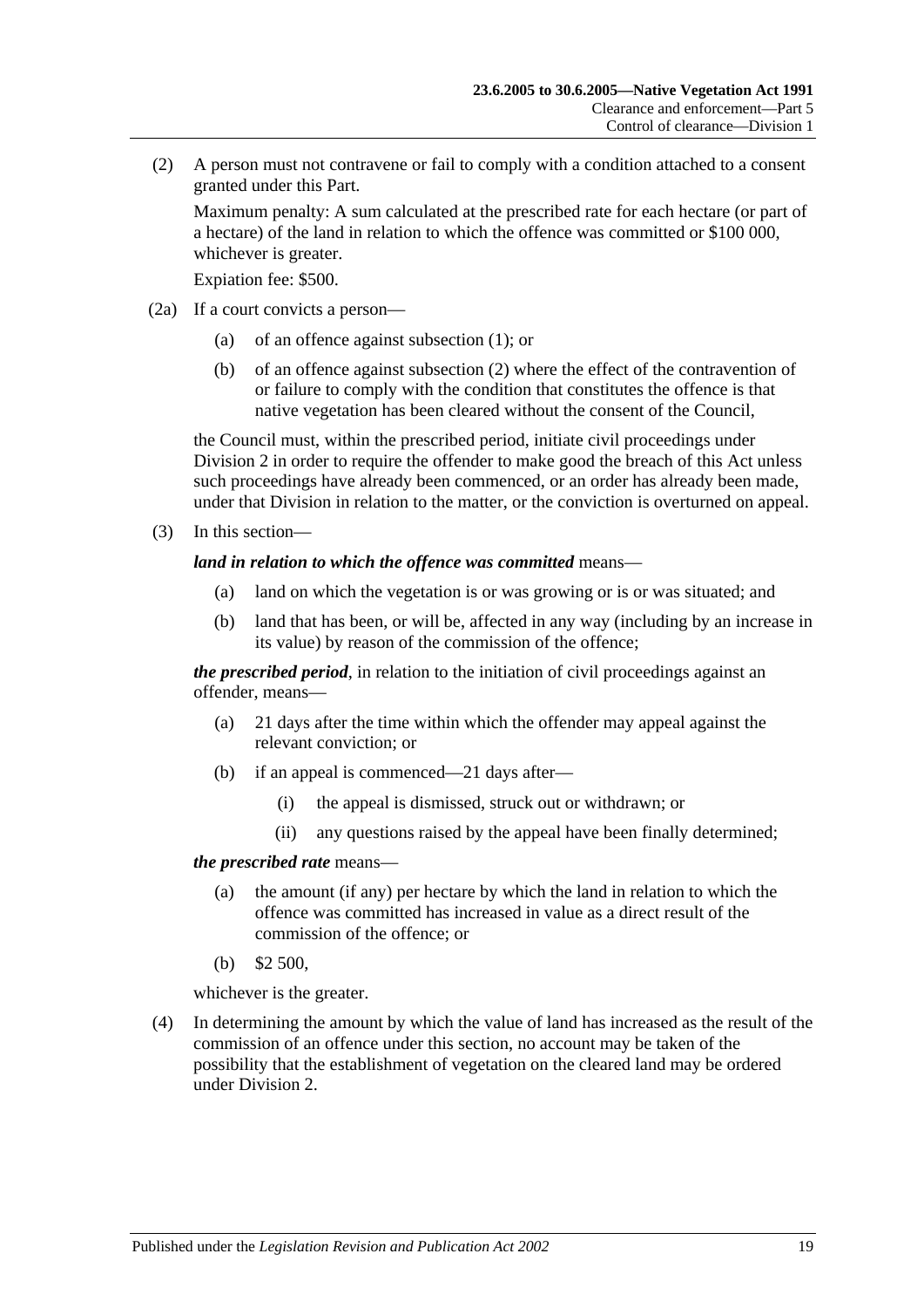(2) A person must not contravene or fail to comply with a condition attached to a consent granted under this Part.

Maximum penalty: A sum calculated at the prescribed rate for each hectare (or part of a hectare) of the land in relation to which the offence was committed or $100 000, whichever is greater.

Expiation fee: $500.

(2a) If a court convicts a person—

- (a) of an offence against subsection (1); or
- (b) of an offence against subsection (2) where the effect of the contravention of or failure to comply with the condition that constitutes the offence is that native vegetation has been cleared without the consent of the Council,

the Council must, within the prescribed period, initiate civil proceedings under Division 2 in order to require the offender to make good the breach of this Act unless such proceedings have already been commenced, or an order has already been made, under that Division in relation to the matter, or the conviction is overturned on appeal.

(3) In this section—

***land in relation to which the offence was committed*** means—

- (a) land on which the vegetation is or was growing or is or was situated; and
- (b) land that has been, or will be, affected in any way (including by an increase in its value) by reason of the commission of the offence;

***the prescribed period***, in relation to the initiation of civil proceedings against an offender, means—

- (a) 21 days after the time within which the offender may appeal against the relevant conviction; or
- (b) if an appeal is commenced—21 days after—
  - (i) the appeal is dismissed, struck out or withdrawn; or
  - (ii) any questions raised by the appeal have been finally determined;

***the prescribed rate*** means—

- (a) the amount (if any) per hectare by which the land in relation to which the offence was committed has increased in value as a direct result of the commission of the offence; or
- (b) $2 500,

whichever is the greater.

(4) In determining the amount by which the value of land has increased as the result of the commission of an offence under this section, no account may be taken of the possibility that the establishment of vegetation on the cleared land may be ordered under Division 2.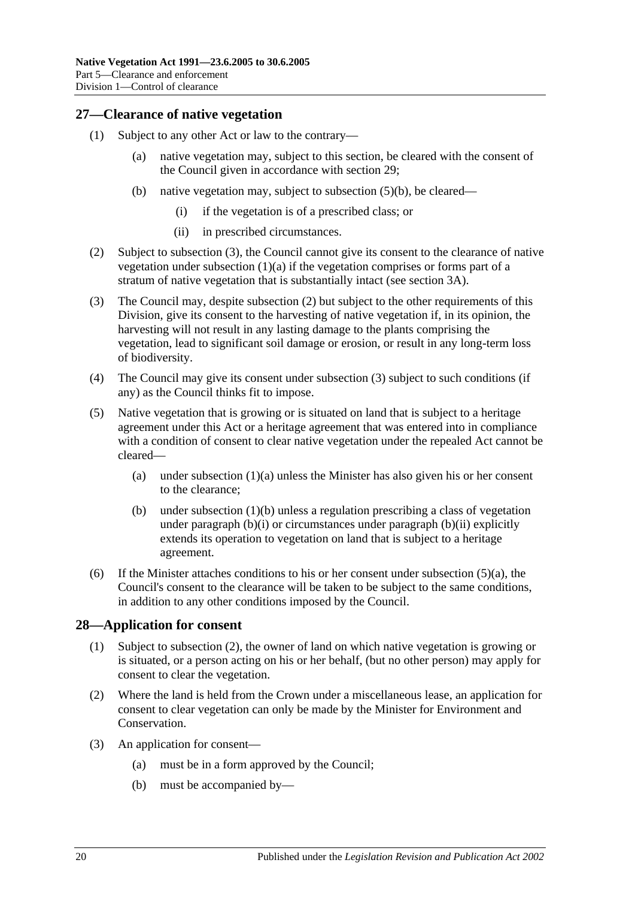## 27—Clearance of native vegetation

(1) Subject to any other Act or law to the contrary—

(a) native vegetation may, subject to this section, be cleared with the consent of the Council given in accordance with section 29;

(b) native vegetation may, subject to subsection (5)(b), be cleared—

(i) if the vegetation is of a prescribed class; or

(ii) in prescribed circumstances.

(2) Subject to subsection (3), the Council cannot give its consent to the clearance of native vegetation under subsection (1)(a) if the vegetation comprises or forms part of a stratum of native vegetation that is substantially intact (see section 3A).

(3) The Council may, despite subsection (2) but subject to the other requirements of this Division, give its consent to the harvesting of native vegetation if, in its opinion, the harvesting will not result in any lasting damage to the plants comprising the vegetation, lead to significant soil damage or erosion, or result in any long-term loss of biodiversity.

(4) The Council may give its consent under subsection (3) subject to such conditions (if any) as the Council thinks fit to impose.

(5) Native vegetation that is growing or is situated on land that is subject to a heritage agreement under this Act or a heritage agreement that was entered into in compliance with a condition of consent to clear native vegetation under the repealed Act cannot be cleared—

(a) under subsection (1)(a) unless the Minister has also given his or her consent to the clearance;

(b) under subsection (1)(b) unless a regulation prescribing a class of vegetation under paragraph (b)(i) or circumstances under paragraph (b)(ii) explicitly extends its operation to vegetation on land that is subject to a heritage agreement.

(6) If the Minister attaches conditions to his or her consent under subsection (5)(a), the Council's consent to the clearance will be taken to be subject to the same conditions, in addition to any other conditions imposed by the Council.

## 28—Application for consent

(1) Subject to subsection (2), the owner of land on which native vegetation is growing or is situated, or a person acting on his or her behalf, (but no other person) may apply for consent to clear the vegetation.

(2) Where the land is held from the Crown under a miscellaneous lease, an application for consent to clear vegetation can only be made by the Minister for Environment and Conservation.

(3) An application for consent—

(a) must be in a form approved by the Council;

(b) must be accompanied by—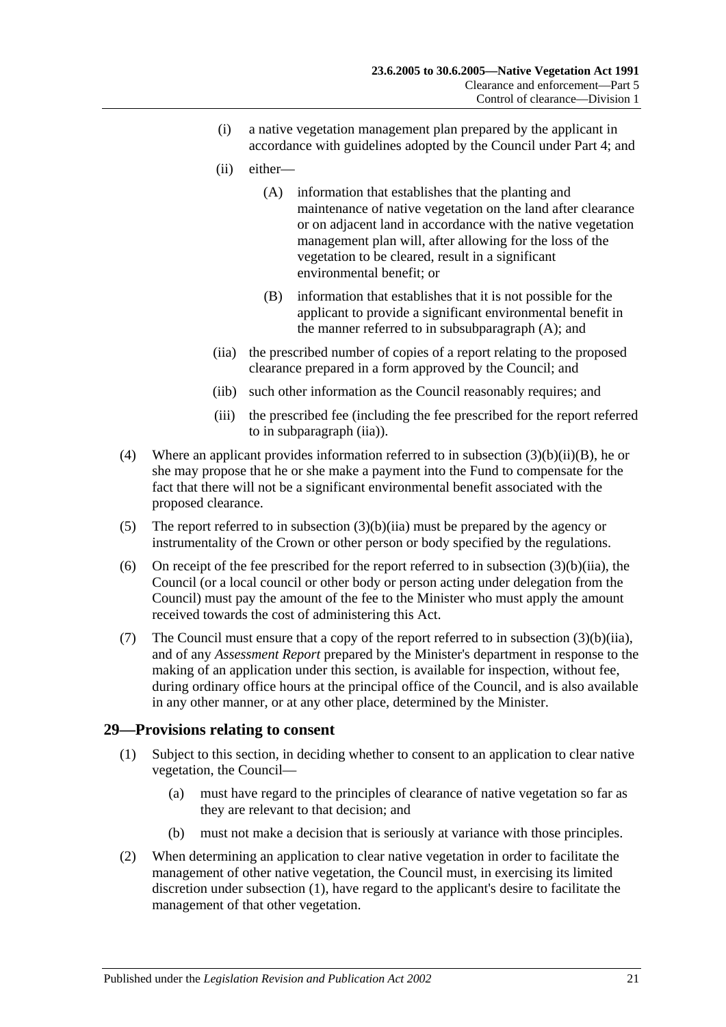(i) a native vegetation management plan prepared by the applicant in accordance with guidelines adopted by the Council under Part 4; and

(ii) either—

(A) information that establishes that the planting and maintenance of native vegetation on the land after clearance or on adjacent land in accordance with the native vegetation management plan will, after allowing for the loss of the vegetation to be cleared, result in a significant environmental benefit; or

(B) information that establishes that it is not possible for the applicant to provide a significant environmental benefit in the manner referred to in subsubparagraph (A); and

(iia) the prescribed number of copies of a report relating to the proposed clearance prepared in a form approved by the Council; and

(iib) such other information as the Council reasonably requires; and

(iii) the prescribed fee (including the fee prescribed for the report referred to in subparagraph (iia)).

(4) Where an applicant provides information referred to in subsection (3)(b)(ii)(B), he or she may propose that he or she make a payment into the Fund to compensate for the fact that there will not be a significant environmental benefit associated with the proposed clearance.

(5) The report referred to in subsection (3)(b)(iia) must be prepared by the agency or instrumentality of the Crown or other person or body specified by the regulations.

(6) On receipt of the fee prescribed for the report referred to in subsection (3)(b)(iia), the Council (or a local council or other body or person acting under delegation from the Council) must pay the amount of the fee to the Minister who must apply the amount received towards the cost of administering this Act.

(7) The Council must ensure that a copy of the report referred to in subsection (3)(b)(iia), and of any *Assessment Report* prepared by the Minister's department in response to the making of an application under this section, is available for inspection, without fee, during ordinary office hours at the principal office of the Council, and is also available in any other manner, or at any other place, determined by the Minister.

## 29—Provisions relating to consent

(1) Subject to this section, in deciding whether to consent to an application to clear native vegetation, the Council—

(a) must have regard to the principles of clearance of native vegetation so far as they are relevant to that decision; and

(b) must not make a decision that is seriously at variance with those principles.

(2) When determining an application to clear native vegetation in order to facilitate the management of other native vegetation, the Council must, in exercising its limited discretion under subsection (1), have regard to the applicant's desire to facilitate the management of that other vegetation.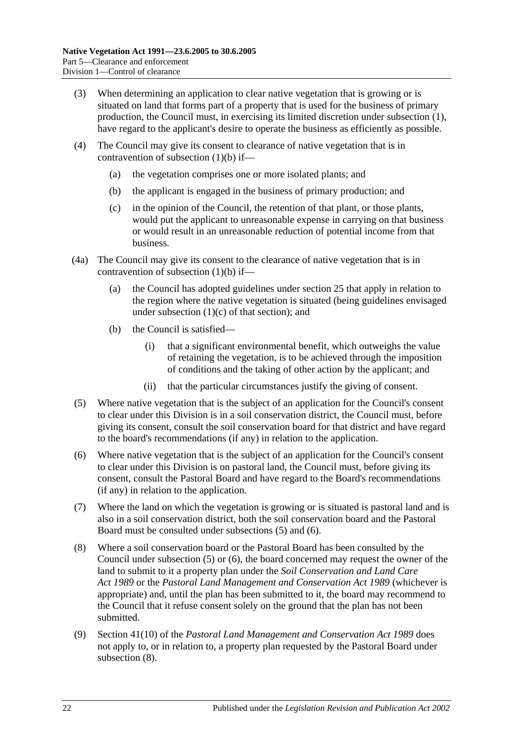(3) When determining an application to clear native vegetation that is growing or is situated on land that forms part of a property that is used for the business of primary production, the Council must, in exercising its limited discretion under subsection (1), have regard to the applicant's desire to operate the business as efficiently as possible.

(4) The Council may give its consent to clearance of native vegetation that is in contravention of subsection (1)(b) if—

(a) the vegetation comprises one or more isolated plants; and

(b) the applicant is engaged in the business of primary production; and

(c) in the opinion of the Council, the retention of that plant, or those plants, would put the applicant to unreasonable expense in carrying on that business or would result in an unreasonable reduction of potential income from that business.

(4a) The Council may give its consent to the clearance of native vegetation that is in contravention of subsection (1)(b) if—

(a) the Council has adopted guidelines under section 25 that apply in relation to the region where the native vegetation is situated (being guidelines envisaged under subsection (1)(c) of that section); and

(b) the Council is satisfied—

(i) that a significant environmental benefit, which outweighs the value of retaining the vegetation, is to be achieved through the imposition of conditions and the taking of other action by the applicant; and

(ii) that the particular circumstances justify the giving of consent.

(5) Where native vegetation that is the subject of an application for the Council's consent to clear under this Division is in a soil conservation district, the Council must, before giving its consent, consult the soil conservation board for that district and have regard to the board's recommendations (if any) in relation to the application.

(6) Where native vegetation that is the subject of an application for the Council's consent to clear under this Division is on pastoral land, the Council must, before giving its consent, consult the Pastoral Board and have regard to the Board's recommendations (if any) in relation to the application.

(7) Where the land on which the vegetation is growing or is situated is pastoral land and is also in a soil conservation district, both the soil conservation board and the Pastoral Board must be consulted under subsections (5) and (6).

(8) Where a soil conservation board or the Pastoral Board has been consulted by the Council under subsection (5) or (6), the board concerned may request the owner of the land to submit to it a property plan under the *Soil Conservation and Land Care Act 1989* or the *Pastoral Land Management and Conservation Act 1989* (whichever is appropriate) and, until the plan has been submitted to it, the board may recommend to the Council that it refuse consent solely on the ground that the plan has not been submitted.

(9) Section 41(10) of the *Pastoral Land Management and Conservation Act 1989* does not apply to, or in relation to, a property plan requested by the Pastoral Board under subsection (8).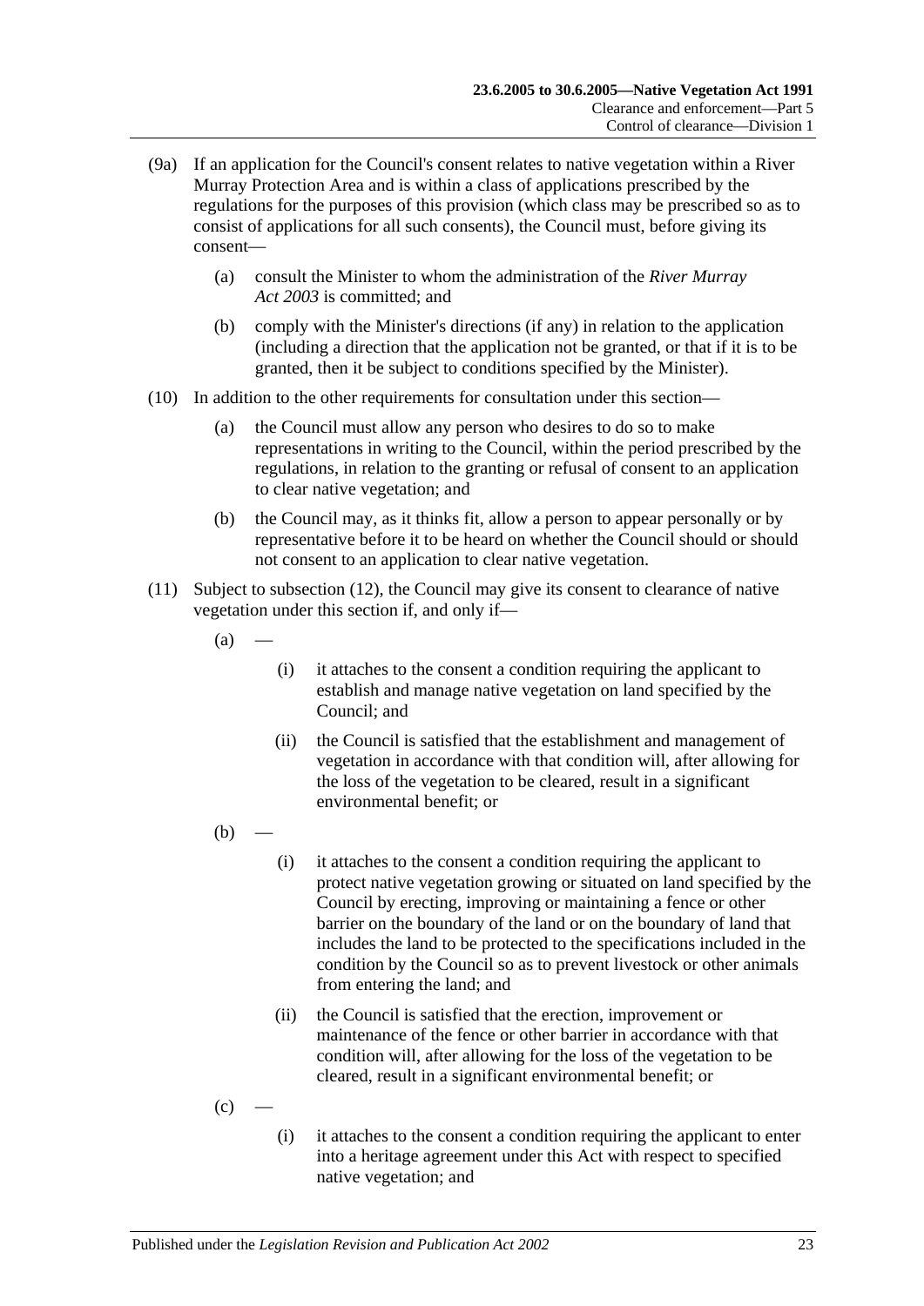(9a) If an application for the Council's consent relates to native vegetation within a River Murray Protection Area and is within a class of applications prescribed by the regulations for the purposes of this provision (which class may be prescribed so as to consist of applications for all such consents), the Council must, before giving its consent—

- (a) consult the Minister to whom the administration of the *River Murray Act 2003* is committed; and
- (b) comply with the Minister's directions (if any) in relation to the application (including a direction that the application not be granted, or that if it is to be granted, then it be subject to conditions specified by the Minister).

(10) In addition to the other requirements for consultation under this section—

- (a) the Council must allow any person who desires to do so to make representations in writing to the Council, within the period prescribed by the regulations, in relation to the granting or refusal of consent to an application to clear native vegetation; and
- (b) the Council may, as it thinks fit, allow a person to appear personally or by representative before it to be heard on whether the Council should or should not consent to an application to clear native vegetation.

(11) Subject to subsection (12), the Council may give its consent to clearance of native vegetation under this section if, and only if—

- (a) —
  - (i) it attaches to the consent a condition requiring the applicant to establish and manage native vegetation on land specified by the Council; and
  - (ii) the Council is satisfied that the establishment and management of vegetation in accordance with that condition will, after allowing for the loss of the vegetation to be cleared, result in a significant environmental benefit; or
- (b) —
  - (i) it attaches to the consent a condition requiring the applicant to protect native vegetation growing or situated on land specified by the Council by erecting, improving or maintaining a fence or other barrier on the boundary of the land or on the boundary of land that includes the land to be protected to the specifications included in the condition by the Council so as to prevent livestock or other animals from entering the land; and
  - (ii) the Council is satisfied that the erection, improvement or maintenance of the fence or other barrier in accordance with that condition will, after allowing for the loss of the vegetation to be cleared, result in a significant environmental benefit; or
- (c) —
  - (i) it attaches to the consent a condition requiring the applicant to enter into a heritage agreement under this Act with respect to specified native vegetation; and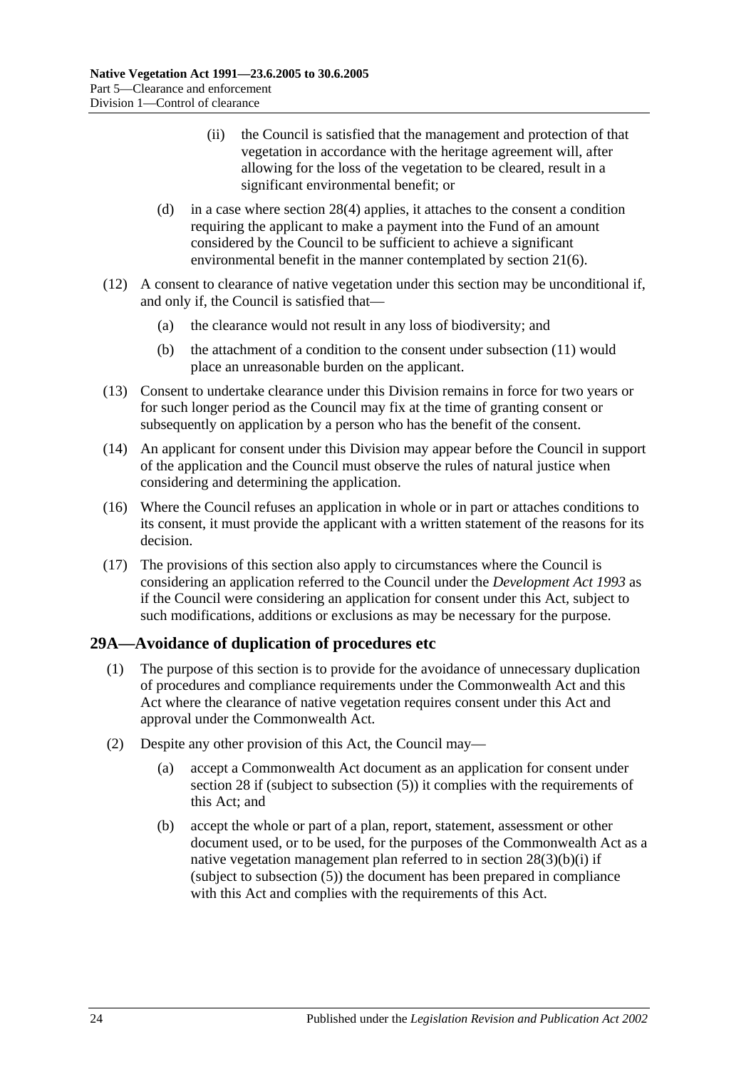(ii) the Council is satisfied that the management and protection of that vegetation in accordance with the heritage agreement will, after allowing for the loss of the vegetation to be cleared, result in a significant environmental benefit; or

(d) in a case where section 28(4) applies, it attaches to the consent a condition requiring the applicant to make a payment into the Fund of an amount considered by the Council to be sufficient to achieve a significant environmental benefit in the manner contemplated by section 21(6).

(12) A consent to clearance of native vegetation under this section may be unconditional if, and only if, the Council is satisfied that—

(a) the clearance would not result in any loss of biodiversity; and

(b) the attachment of a condition to the consent under subsection (11) would place an unreasonable burden on the applicant.

(13) Consent to undertake clearance under this Division remains in force for two years or for such longer period as the Council may fix at the time of granting consent or subsequently on application by a person who has the benefit of the consent.

(14) An applicant for consent under this Division may appear before the Council in support of the application and the Council must observe the rules of natural justice when considering and determining the application.

(16) Where the Council refuses an application in whole or in part or attaches conditions to its consent, it must provide the applicant with a written statement of the reasons for its decision.

(17) The provisions of this section also apply to circumstances where the Council is considering an application referred to the Council under the *Development Act 1993* as if the Council were considering an application for consent under this Act, subject to such modifications, additions or exclusions as may be necessary for the purpose.

## 29A—Avoidance of duplication of procedures etc

(1) The purpose of this section is to provide for the avoidance of unnecessary duplication of procedures and compliance requirements under the Commonwealth Act and this Act where the clearance of native vegetation requires consent under this Act and approval under the Commonwealth Act.

(2) Despite any other provision of this Act, the Council may—

(a) accept a Commonwealth Act document as an application for consent under section 28 if (subject to subsection (5)) it complies with the requirements of this Act; and

(b) accept the whole or part of a plan, report, statement, assessment or other document used, or to be used, for the purposes of the Commonwealth Act as a native vegetation management plan referred to in section 28(3)(b)(i) if (subject to subsection (5)) the document has been prepared in compliance with this Act and complies with the requirements of this Act.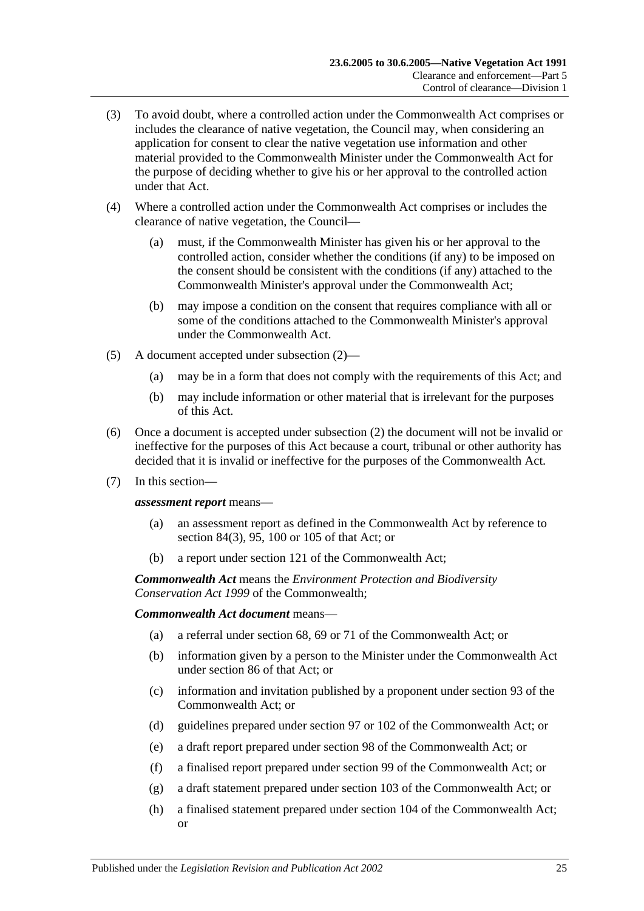(3) To avoid doubt, where a controlled action under the Commonwealth Act comprises or includes the clearance of native vegetation, the Council may, when considering an application for consent to clear the native vegetation use information and other material provided to the Commonwealth Minister under the Commonwealth Act for the purpose of deciding whether to give his or her approval to the controlled action under that Act.

(4) Where a controlled action under the Commonwealth Act comprises or includes the clearance of native vegetation, the Council—

(a) must, if the Commonwealth Minister has given his or her approval to the controlled action, consider whether the conditions (if any) to be imposed on the consent should be consistent with the conditions (if any) attached to the Commonwealth Minister's approval under the Commonwealth Act;

(b) may impose a condition on the consent that requires compliance with all or some of the conditions attached to the Commonwealth Minister's approval under the Commonwealth Act.

(5) A document accepted under subsection (2)—

(a) may be in a form that does not comply with the requirements of this Act; and

(b) may include information or other material that is irrelevant for the purposes of this Act.

(6) Once a document is accepted under subsection (2) the document will not be invalid or ineffective for the purposes of this Act because a court, tribunal or other authority has decided that it is invalid or ineffective for the purposes of the Commonwealth Act.

(7) In this section—

***assessment report*** means—

(a) an assessment report as defined in the Commonwealth Act by reference to section 84(3), 95, 100 or 105 of that Act; or

(b) a report under section 121 of the Commonwealth Act;

***Commonwealth Act*** means the *Environment Protection and Biodiversity Conservation Act 1999* of the Commonwealth;

***Commonwealth Act document*** means—

(a) a referral under section 68, 69 or 71 of the Commonwealth Act; or

(b) information given by a person to the Minister under the Commonwealth Act under section 86 of that Act; or

(c) information and invitation published by a proponent under section 93 of the Commonwealth Act; or

(d) guidelines prepared under section 97 or 102 of the Commonwealth Act; or

(e) a draft report prepared under section 98 of the Commonwealth Act; or

(f) a finalised report prepared under section 99 of the Commonwealth Act; or

(g) a draft statement prepared under section 103 of the Commonwealth Act; or

(h) a finalised statement prepared under section 104 of the Commonwealth Act; or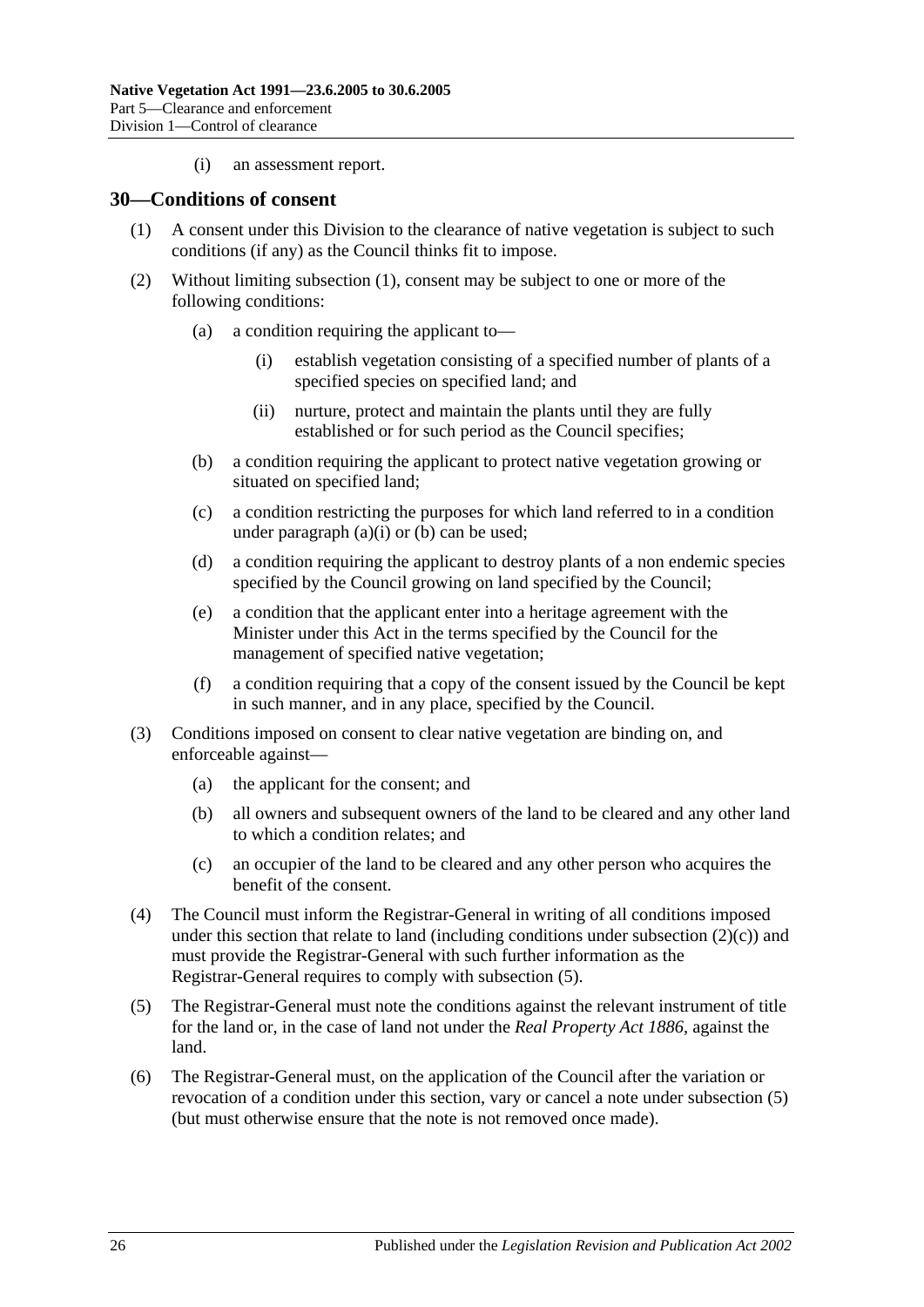(i) an assessment report.

## 30—Conditions of consent

(1) A consent under this Division to the clearance of native vegetation is subject to such conditions (if any) as the Council thinks fit to impose.

(2) Without limiting subsection (1), consent may be subject to one or more of the following conditions:

(a) a condition requiring the applicant to—

(i) establish vegetation consisting of a specified number of plants of a specified species on specified land; and

(ii) nurture, protect and maintain the plants until they are fully established or for such period as the Council specifies;

(b) a condition requiring the applicant to protect native vegetation growing or situated on specified land;

(c) a condition restricting the purposes for which land referred to in a condition under paragraph (a)(i) or (b) can be used;

(d) a condition requiring the applicant to destroy plants of a non endemic species specified by the Council growing on land specified by the Council;

(e) a condition that the applicant enter into a heritage agreement with the Minister under this Act in the terms specified by the Council for the management of specified native vegetation;

(f) a condition requiring that a copy of the consent issued by the Council be kept in such manner, and in any place, specified by the Council.

(3) Conditions imposed on consent to clear native vegetation are binding on, and enforceable against—

(a) the applicant for the consent; and

(b) all owners and subsequent owners of the land to be cleared and any other land to which a condition relates; and

(c) an occupier of the land to be cleared and any other person who acquires the benefit of the consent.

(4) The Council must inform the Registrar-General in writing of all conditions imposed under this section that relate to land (including conditions under subsection (2)(c)) and must provide the Registrar-General with such further information as the Registrar-General requires to comply with subsection (5).

(5) The Registrar-General must note the conditions against the relevant instrument of title for the land or, in the case of land not under the *Real Property Act 1886*, against the land.

(6) The Registrar-General must, on the application of the Council after the variation or revocation of a condition under this section, vary or cancel a note under subsection (5) (but must otherwise ensure that the note is not removed once made).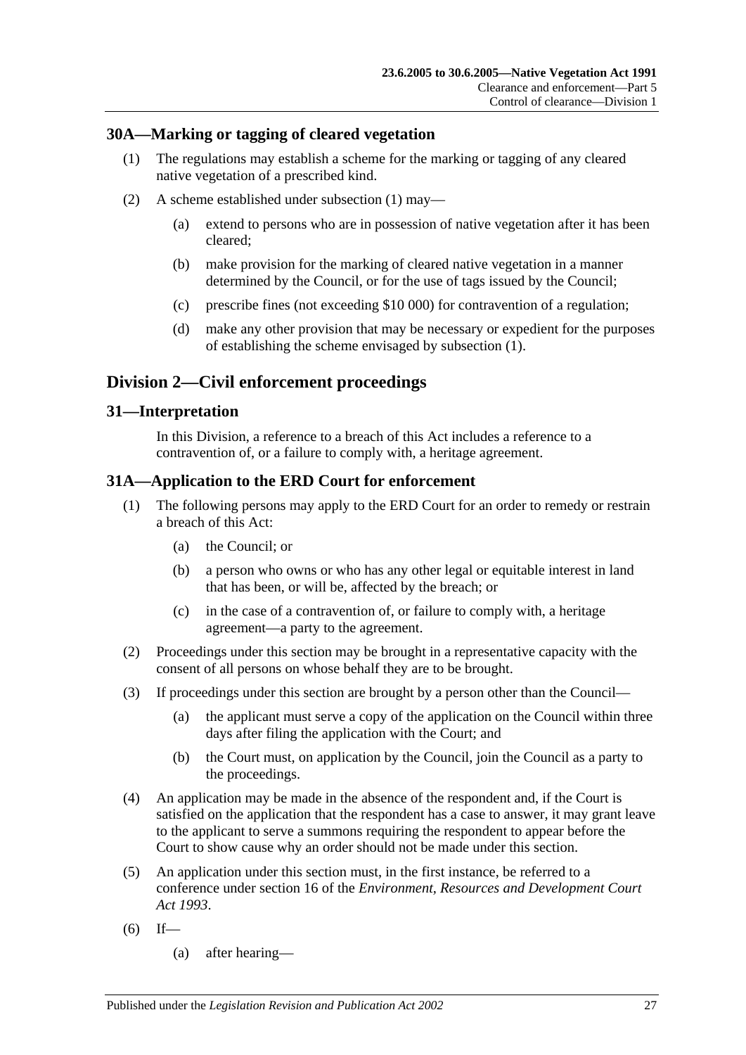## 30A—Marking or tagging of cleared vegetation

(1) The regulations may establish a scheme for the marking or tagging of any cleared native vegetation of a prescribed kind.

(2) A scheme established under subsection (1) may—

(a) extend to persons who are in possession of native vegetation after it has been cleared;

(b) make provision for the marking of cleared native vegetation in a manner determined by the Council, or for the use of tags issued by the Council;

(c) prescribe fines (not exceeding $10 000) for contravention of a regulation;

(d) make any other provision that may be necessary or expedient for the purposes of establishing the scheme envisaged by subsection (1).

# Division 2—Civil enforcement proceedings

## 31—Interpretation

In this Division, a reference to a breach of this Act includes a reference to a contravention of, or a failure to comply with, a heritage agreement.

## 31A—Application to the ERD Court for enforcement

(1) The following persons may apply to the ERD Court for an order to remedy or restrain a breach of this Act:

(a) the Council; or

(b) a person who owns or who has any other legal or equitable interest in land that has been, or will be, affected by the breach; or

(c) in the case of a contravention of, or failure to comply with, a heritage agreement—a party to the agreement.

(2) Proceedings under this section may be brought in a representative capacity with the consent of all persons on whose behalf they are to be brought.

(3) If proceedings under this section are brought by a person other than the Council—

(a) the applicant must serve a copy of the application on the Council within three days after filing the application with the Court; and

(b) the Court must, on application by the Council, join the Council as a party to the proceedings.

(4) An application may be made in the absence of the respondent and, if the Court is satisfied on the application that the respondent has a case to answer, it may grant leave to the applicant to serve a summons requiring the respondent to appear before the Court to show cause why an order should not be made under this section.

(5) An application under this section must, in the first instance, be referred to a conference under section 16 of the *Environment, Resources and Development Court Act 1993*.

(6) If—

(a) after hearing—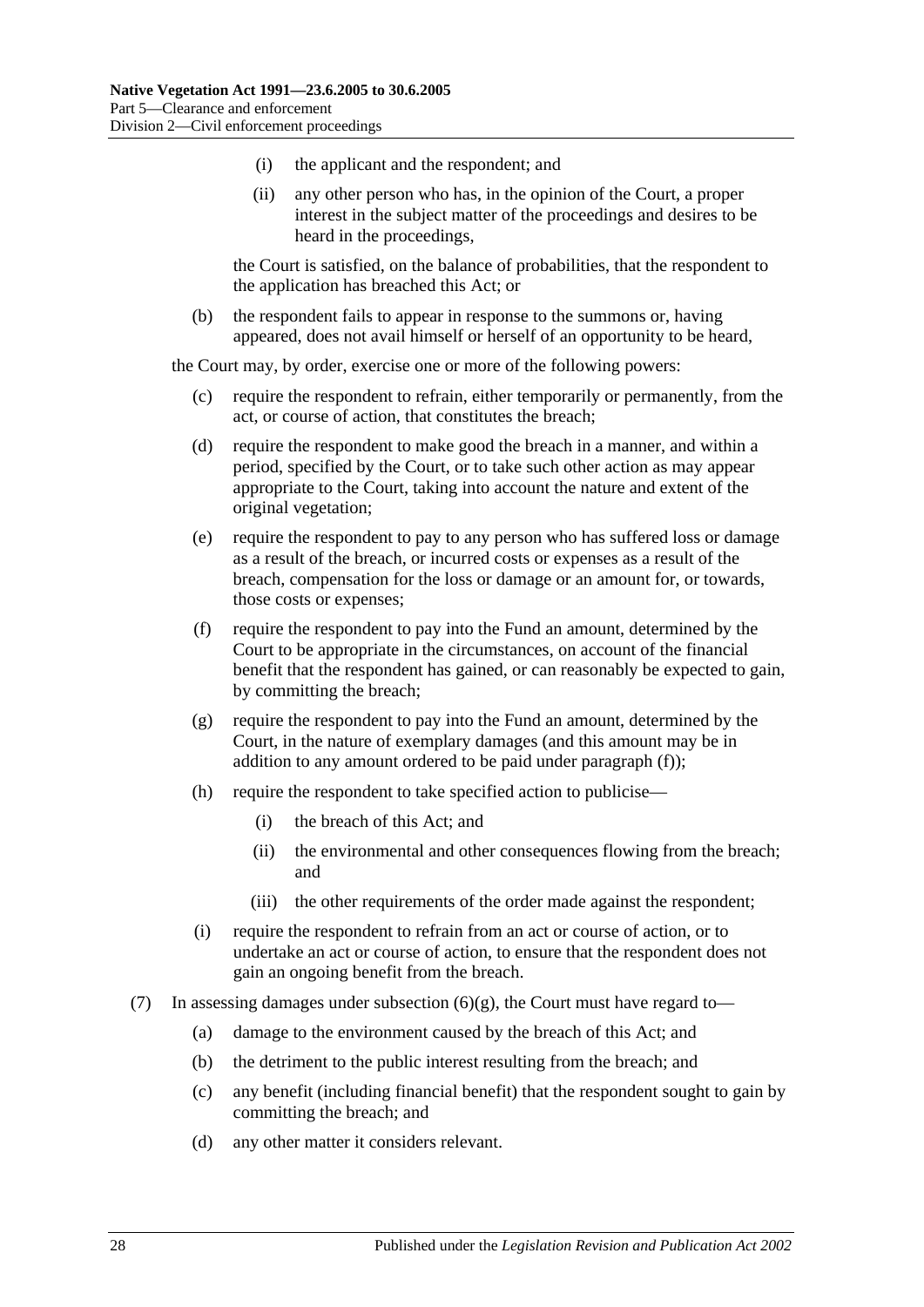(i) the applicant and the respondent; and

(ii) any other person who has, in the opinion of the Court, a proper interest in the subject matter of the proceedings and desires to be heard in the proceedings,

the Court is satisfied, on the balance of probabilities, that the respondent to the application has breached this Act; or

(b) the respondent fails to appear in response to the summons or, having appeared, does not avail himself or herself of an opportunity to be heard,

the Court may, by order, exercise one or more of the following powers:

(c) require the respondent to refrain, either temporarily or permanently, from the act, or course of action, that constitutes the breach;

(d) require the respondent to make good the breach in a manner, and within a period, specified by the Court, or to take such other action as may appear appropriate to the Court, taking into account the nature and extent of the original vegetation;

(e) require the respondent to pay to any person who has suffered loss or damage as a result of the breach, or incurred costs or expenses as a result of the breach, compensation for the loss or damage or an amount for, or towards, those costs or expenses;

(f) require the respondent to pay into the Fund an amount, determined by the Court to be appropriate in the circumstances, on account of the financial benefit that the respondent has gained, or can reasonably be expected to gain, by committing the breach;

(g) require the respondent to pay into the Fund an amount, determined by the Court, in the nature of exemplary damages (and this amount may be in addition to any amount ordered to be paid under paragraph (f));

(h) require the respondent to take specified action to publicise—

(i) the breach of this Act; and

(ii) the environmental and other consequences flowing from the breach; and

(iii) the other requirements of the order made against the respondent;

(i) require the respondent to refrain from an act or course of action, or to undertake an act or course of action, to ensure that the respondent does not gain an ongoing benefit from the breach.

(7) In assessing damages under subsection (6)(g), the Court must have regard to—

(a) damage to the environment caused by the breach of this Act; and

(b) the detriment to the public interest resulting from the breach; and

(c) any benefit (including financial benefit) that the respondent sought to gain by committing the breach; and

(d) any other matter it considers relevant.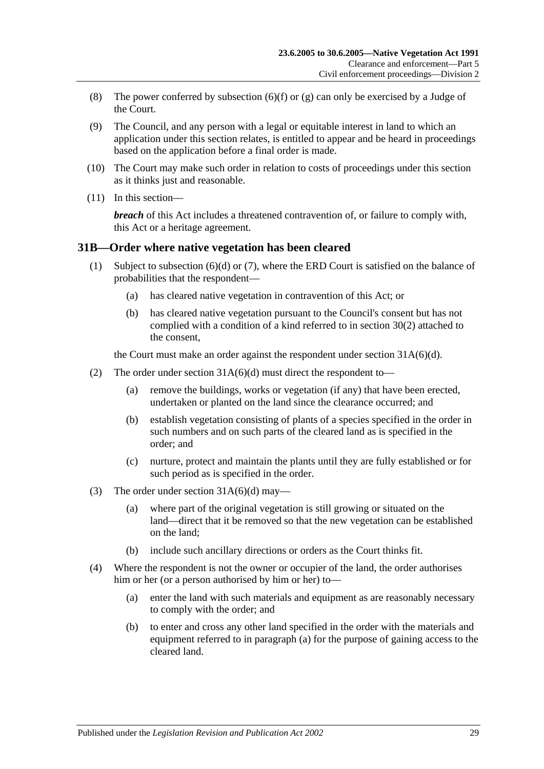(8) The power conferred by subsection (6)(f) or (g) can only be exercised by a Judge of the Court.

(9) The Council, and any person with a legal or equitable interest in land to which an application under this section relates, is entitled to appear and be heard in proceedings based on the application before a final order is made.

(10) The Court may make such order in relation to costs of proceedings under this section as it thinks just and reasonable.

(11) In this section—

***breach*** of this Act includes a threatened contravention of, or failure to comply with, this Act or a heritage agreement.

## 31B—Order where native vegetation has been cleared

(1) Subject to subsection (6)(d) or (7), where the ERD Court is satisfied on the balance of probabilities that the respondent—

- (a) has cleared native vegetation in contravention of this Act; or
- (b) has cleared native vegetation pursuant to the Council's consent but has not complied with a condition of a kind referred to in section 30(2) attached to the consent,

the Court must make an order against the respondent under section 31A(6)(d).

(2) The order under section 31A(6)(d) must direct the respondent to—

- (a) remove the buildings, works or vegetation (if any) that have been erected, undertaken or planted on the land since the clearance occurred; and
- (b) establish vegetation consisting of plants of a species specified in the order in such numbers and on such parts of the cleared land as is specified in the order; and
- (c) nurture, protect and maintain the plants until they are fully established or for such period as is specified in the order.

(3) The order under section 31A(6)(d) may—

- (a) where part of the original vegetation is still growing or situated on the land—direct that it be removed so that the new vegetation can be established on the land;
- (b) include such ancillary directions or orders as the Court thinks fit.

(4) Where the respondent is not the owner or occupier of the land, the order authorises him or her (or a person authorised by him or her) to—

- (a) enter the land with such materials and equipment as are reasonably necessary to comply with the order; and
- (b) to enter and cross any other land specified in the order with the materials and equipment referred to in paragraph (a) for the purpose of gaining access to the cleared land.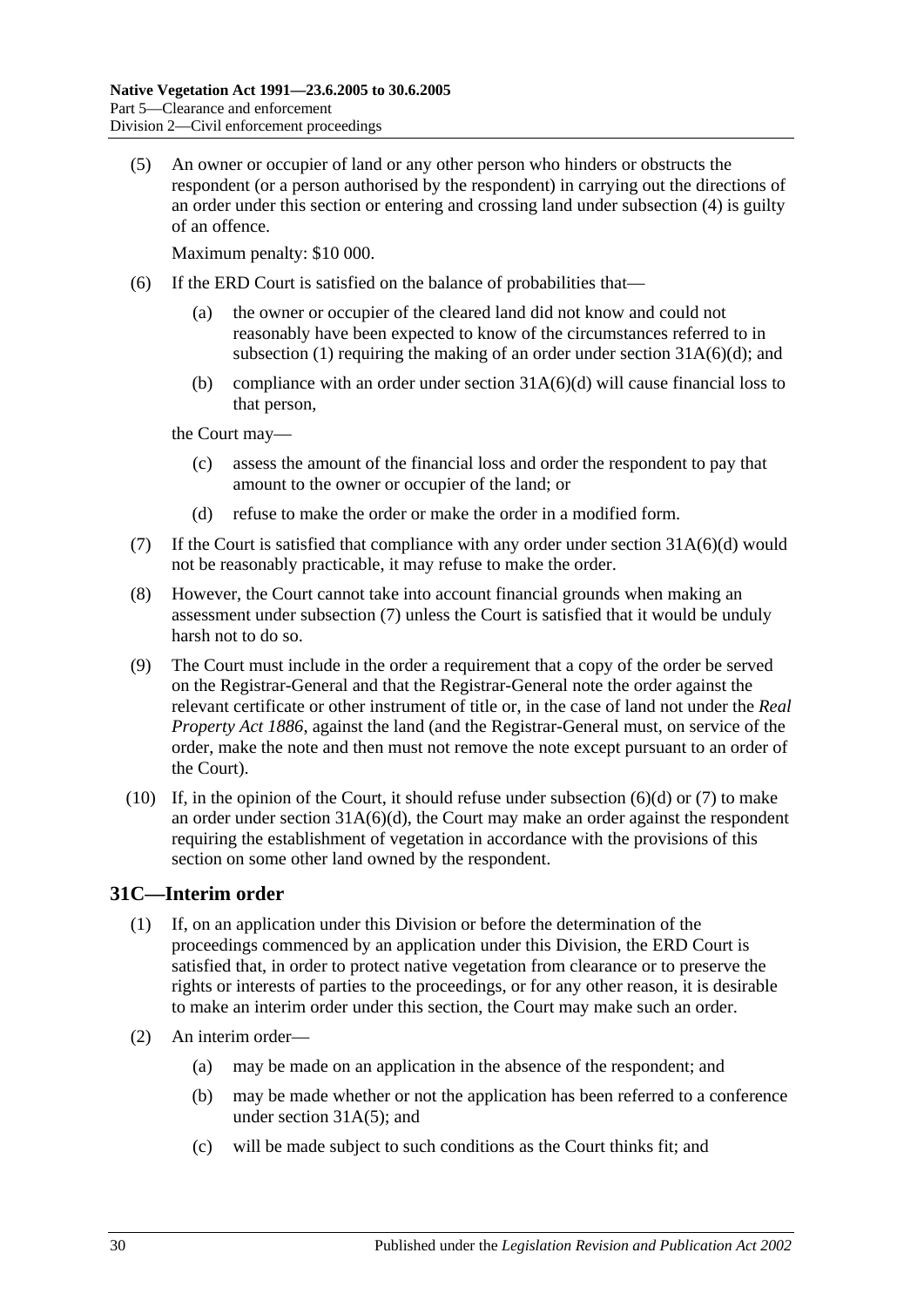(5) An owner or occupier of land or any other person who hinders or obstructs the respondent (or a person authorised by the respondent) in carrying out the directions of an order under this section or entering and crossing land under subsection (4) is guilty of an offence.

Maximum penalty: $10 000.

(6) If the ERD Court is satisfied on the balance of probabilities that—

(a) the owner or occupier of the cleared land did not know and could not reasonably have been expected to know of the circumstances referred to in subsection (1) requiring the making of an order under section 31A(6)(d); and

(b) compliance with an order under section 31A(6)(d) will cause financial loss to that person,

the Court may—

(c) assess the amount of the financial loss and order the respondent to pay that amount to the owner or occupier of the land; or

(d) refuse to make the order or make the order in a modified form.

(7) If the Court is satisfied that compliance with any order under section 31A(6)(d) would not be reasonably practicable, it may refuse to make the order.

(8) However, the Court cannot take into account financial grounds when making an assessment under subsection (7) unless the Court is satisfied that it would be unduly harsh not to do so.

(9) The Court must include in the order a requirement that a copy of the order be served on the Registrar-General and that the Registrar-General note the order against the relevant certificate or other instrument of title or, in the case of land not under the *Real Property Act 1886*, against the land (and the Registrar-General must, on service of the order, make the note and then must not remove the note except pursuant to an order of the Court).

(10) If, in the opinion of the Court, it should refuse under subsection (6)(d) or (7) to make an order under section 31A(6)(d), the Court may make an order against the respondent requiring the establishment of vegetation in accordance with the provisions of this section on some other land owned by the respondent.

## 31C—Interim order

(1) If, on an application under this Division or before the determination of the proceedings commenced by an application under this Division, the ERD Court is satisfied that, in order to protect native vegetation from clearance or to preserve the rights or interests of parties to the proceedings, or for any other reason, it is desirable to make an interim order under this section, the Court may make such an order.

(2) An interim order—

(a) may be made on an application in the absence of the respondent; and

(b) may be made whether or not the application has been referred to a conference under section 31A(5); and

(c) will be made subject to such conditions as the Court thinks fit; and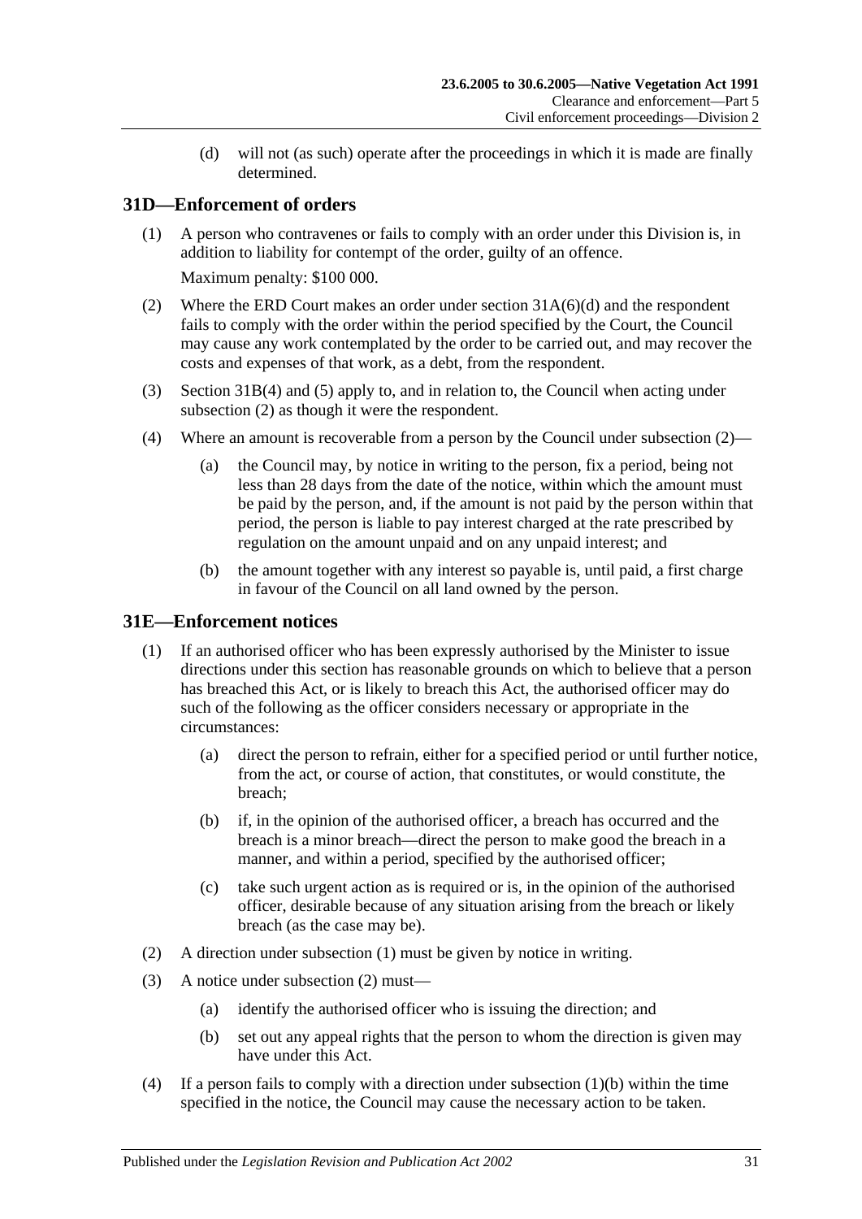(d) will not (as such) operate after the proceedings in which it is made are finally determined.

## 31D—Enforcement of orders

(1) A person who contravenes or fails to comply with an order under this Division is, in addition to liability for contempt of the order, guilty of an offence.

Maximum penalty: $100 000.

(2) Where the ERD Court makes an order under section 31A(6)(d) and the respondent fails to comply with the order within the period specified by the Court, the Council may cause any work contemplated by the order to be carried out, and may recover the costs and expenses of that work, as a debt, from the respondent.

(3) Section 31B(4) and (5) apply to, and in relation to, the Council when acting under subsection (2) as though it were the respondent.

(4) Where an amount is recoverable from a person by the Council under subsection (2)—

(a) the Council may, by notice in writing to the person, fix a period, being not less than 28 days from the date of the notice, within which the amount must be paid by the person, and, if the amount is not paid by the person within that period, the person is liable to pay interest charged at the rate prescribed by regulation on the amount unpaid and on any unpaid interest; and

(b) the amount together with any interest so payable is, until paid, a first charge in favour of the Council on all land owned by the person.

## 31E—Enforcement notices

(1) If an authorised officer who has been expressly authorised by the Minister to issue directions under this section has reasonable grounds on which to believe that a person has breached this Act, or is likely to breach this Act, the authorised officer may do such of the following as the officer considers necessary or appropriate in the circumstances:

(a) direct the person to refrain, either for a specified period or until further notice, from the act, or course of action, that constitutes, or would constitute, the breach;

(b) if, in the opinion of the authorised officer, a breach has occurred and the breach is a minor breach—direct the person to make good the breach in a manner, and within a period, specified by the authorised officer;

(c) take such urgent action as is required or is, in the opinion of the authorised officer, desirable because of any situation arising from the breach or likely breach (as the case may be).

(2) A direction under subsection (1) must be given by notice in writing.

(3) A notice under subsection (2) must—

(a) identify the authorised officer who is issuing the direction; and

(b) set out any appeal rights that the person to whom the direction is given may have under this Act.

(4) If a person fails to comply with a direction under subsection (1)(b) within the time specified in the notice, the Council may cause the necessary action to be taken.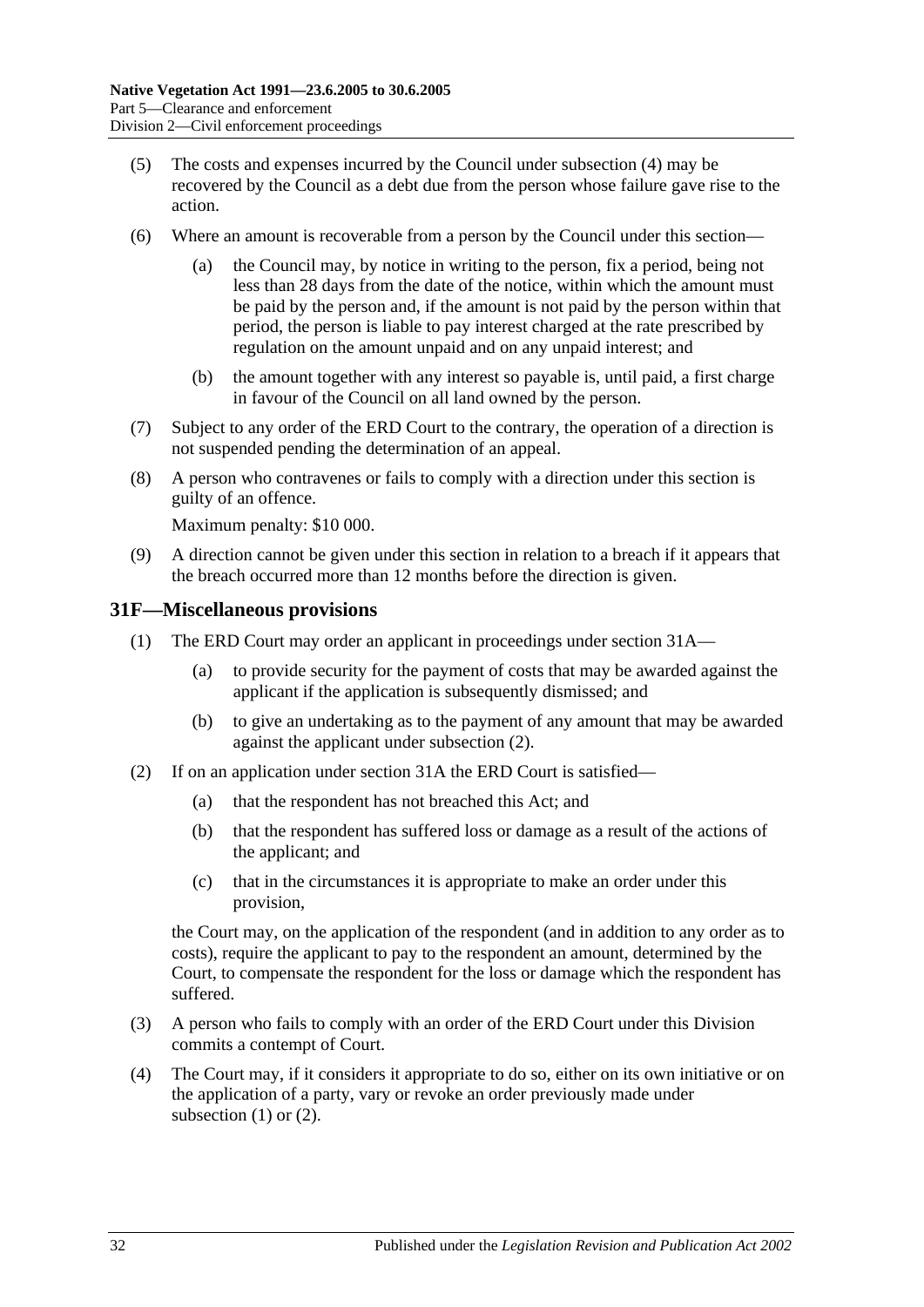(5) The costs and expenses incurred by the Council under subsection (4) may be recovered by the Council as a debt due from the person whose failure gave rise to the action.

(6) Where an amount is recoverable from a person by the Council under this section—

(a) the Council may, by notice in writing to the person, fix a period, being not less than 28 days from the date of the notice, within which the amount must be paid by the person and, if the amount is not paid by the person within that period, the person is liable to pay interest charged at the rate prescribed by regulation on the amount unpaid and on any unpaid interest; and

(b) the amount together with any interest so payable is, until paid, a first charge in favour of the Council on all land owned by the person.

(7) Subject to any order of the ERD Court to the contrary, the operation of a direction is not suspended pending the determination of an appeal.

(8) A person who contravenes or fails to comply with a direction under this section is guilty of an offence.

Maximum penalty: $10 000.

(9) A direction cannot be given under this section in relation to a breach if it appears that the breach occurred more than 12 months before the direction is given.

## 31F—Miscellaneous provisions

(1) The ERD Court may order an applicant in proceedings under section 31A—

(a) to provide security for the payment of costs that may be awarded against the applicant if the application is subsequently dismissed; and

(b) to give an undertaking as to the payment of any amount that may be awarded against the applicant under subsection (2).

(2) If on an application under section 31A the ERD Court is satisfied—

(a) that the respondent has not breached this Act; and

(b) that the respondent has suffered loss or damage as a result of the actions of the applicant; and

(c) that in the circumstances it is appropriate to make an order under this provision,

the Court may, on the application of the respondent (and in addition to any order as to costs), require the applicant to pay to the respondent an amount, determined by the Court, to compensate the respondent for the loss or damage which the respondent has suffered.

(3) A person who fails to comply with an order of the ERD Court under this Division commits a contempt of Court.

(4) The Court may, if it considers it appropriate to do so, either on its own initiative or on the application of a party, vary or revoke an order previously made under subsection (1) or (2).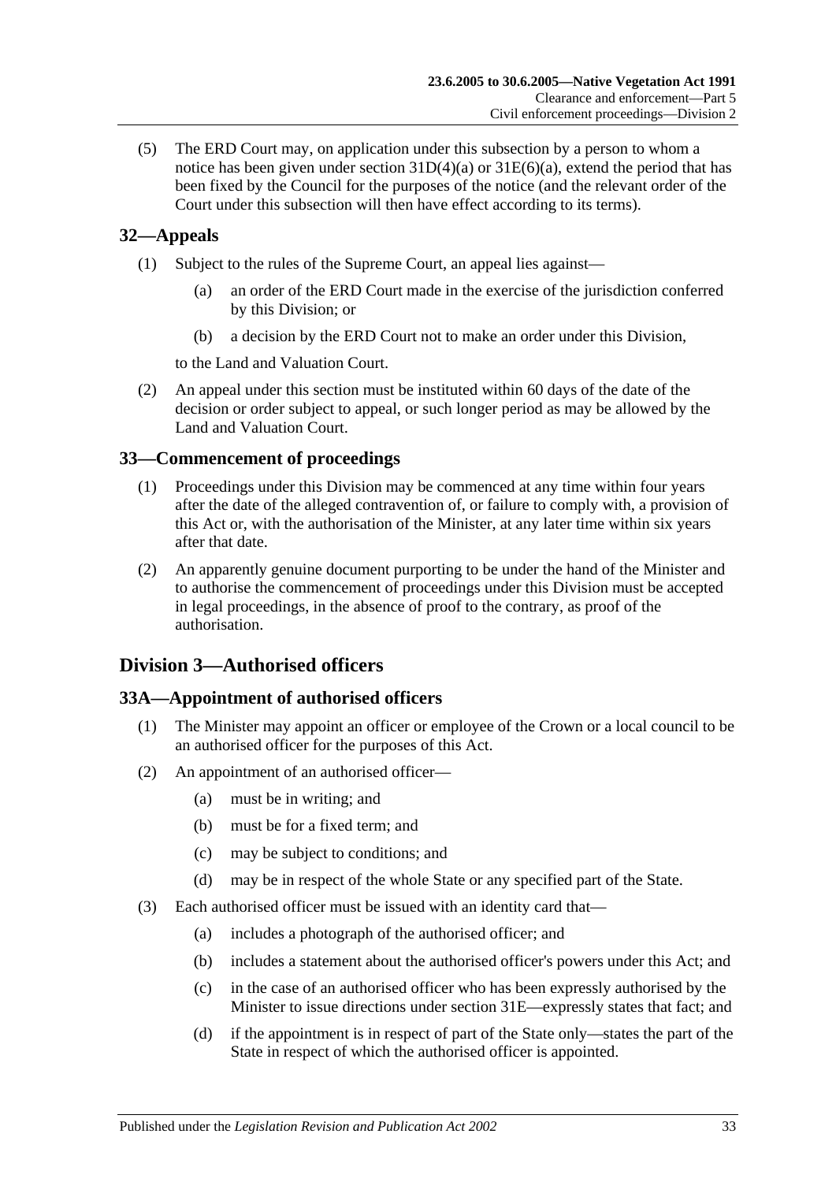(5) The ERD Court may, on application under this subsection by a person to whom a notice has been given under section 31D(4)(a) or 31E(6)(a), extend the period that has been fixed by the Council for the purposes of the notice (and the relevant order of the Court under this subsection will then have effect according to its terms).

## 32—Appeals

(1) Subject to the rules of the Supreme Court, an appeal lies against—

(a) an order of the ERD Court made in the exercise of the jurisdiction conferred by this Division; or

(b) a decision by the ERD Court not to make an order under this Division,

to the Land and Valuation Court.

(2) An appeal under this section must be instituted within 60 days of the date of the decision or order subject to appeal, or such longer period as may be allowed by the Land and Valuation Court.

## 33—Commencement of proceedings

(1) Proceedings under this Division may be commenced at any time within four years after the date of the alleged contravention of, or failure to comply with, a provision of this Act or, with the authorisation of the Minister, at any later time within six years after that date.

(2) An apparently genuine document purporting to be under the hand of the Minister and to authorise the commencement of proceedings under this Division must be accepted in legal proceedings, in the absence of proof to the contrary, as proof of the authorisation.

# Division 3—Authorised officers

## 33A—Appointment of authorised officers

(1) The Minister may appoint an officer or employee of the Crown or a local council to be an authorised officer for the purposes of this Act.

(2) An appointment of an authorised officer—

(a) must be in writing; and

(b) must be for a fixed term; and

(c) may be subject to conditions; and

(d) may be in respect of the whole State or any specified part of the State.

(3) Each authorised officer must be issued with an identity card that—

(a) includes a photograph of the authorised officer; and

(b) includes a statement about the authorised officer's powers under this Act; and

(c) in the case of an authorised officer who has been expressly authorised by the Minister to issue directions under section 31E—expressly states that fact; and

(d) if the appointment is in respect of part of the State only—states the part of the State in respect of which the authorised officer is appointed.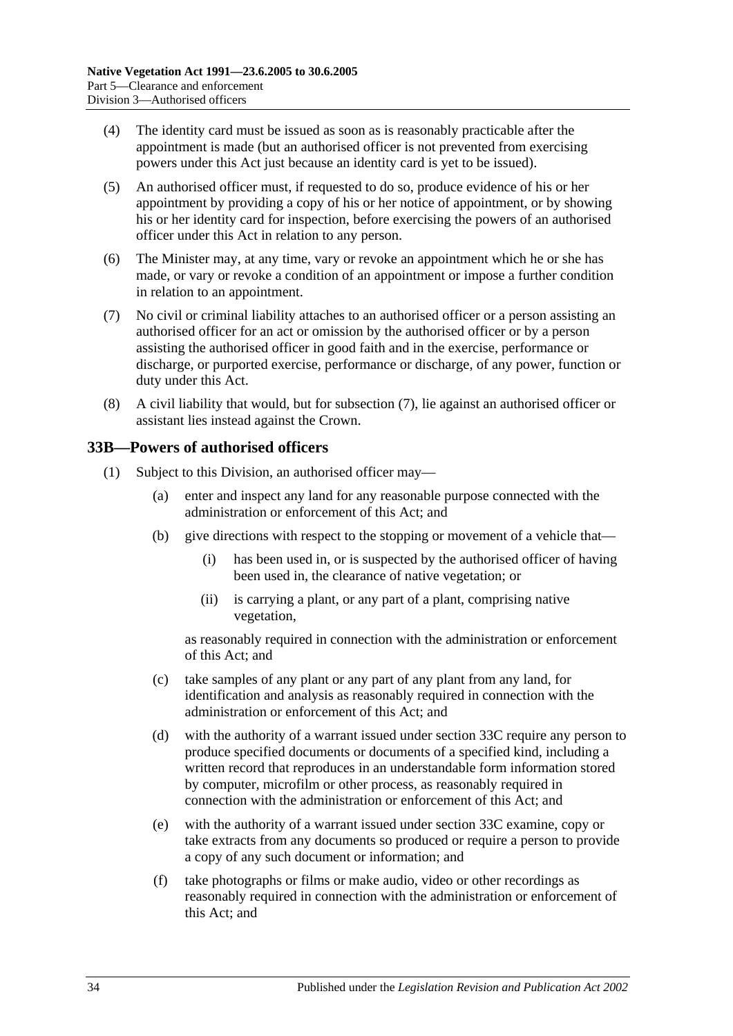(4) The identity card must be issued as soon as is reasonably practicable after the appointment is made (but an authorised officer is not prevented from exercising powers under this Act just because an identity card is yet to be issued).

(5) An authorised officer must, if requested to do so, produce evidence of his or her appointment by providing a copy of his or her notice of appointment, or by showing his or her identity card for inspection, before exercising the powers of an authorised officer under this Act in relation to any person.

(6) The Minister may, at any time, vary or revoke an appointment which he or she has made, or vary or revoke a condition of an appointment or impose a further condition in relation to an appointment.

(7) No civil or criminal liability attaches to an authorised officer or a person assisting an authorised officer for an act or omission by the authorised officer or by a person assisting the authorised officer in good faith and in the exercise, performance or discharge, or purported exercise, performance or discharge, of any power, function or duty under this Act.

(8) A civil liability that would, but for subsection (7), lie against an authorised officer or assistant lies instead against the Crown.

## 33B—Powers of authorised officers

(1) Subject to this Division, an authorised officer may—

(a) enter and inspect any land for any reasonable purpose connected with the administration or enforcement of this Act; and

(b) give directions with respect to the stopping or movement of a vehicle that—

(i) has been used in, or is suspected by the authorised officer of having been used in, the clearance of native vegetation; or

(ii) is carrying a plant, or any part of a plant, comprising native vegetation,

as reasonably required in connection with the administration or enforcement of this Act; and

(c) take samples of any plant or any part of any plant from any land, for identification and analysis as reasonably required in connection with the administration or enforcement of this Act; and

(d) with the authority of a warrant issued under section 33C require any person to produce specified documents or documents of a specified kind, including a written record that reproduces in an understandable form information stored by computer, microfilm or other process, as reasonably required in connection with the administration or enforcement of this Act; and

(e) with the authority of a warrant issued under section 33C examine, copy or take extracts from any documents so produced or require a person to provide a copy of any such document or information; and

(f) take photographs or films or make audio, video or other recordings as reasonably required in connection with the administration or enforcement of this Act; and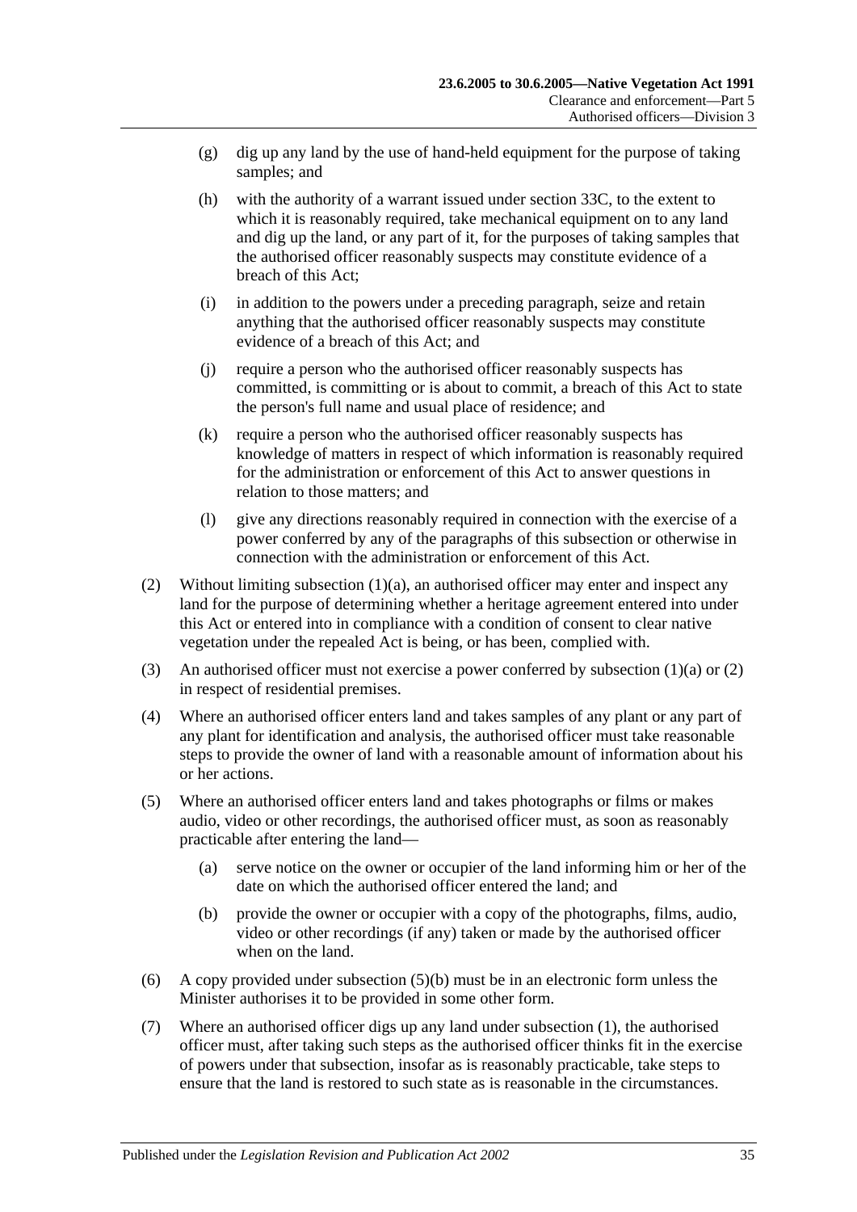(g) dig up any land by the use of hand-held equipment for the purpose of taking samples; and

(h) with the authority of a warrant issued under section 33C, to the extent to which it is reasonably required, take mechanical equipment on to any land and dig up the land, or any part of it, for the purposes of taking samples that the authorised officer reasonably suspects may constitute evidence of a breach of this Act;

(i) in addition to the powers under a preceding paragraph, seize and retain anything that the authorised officer reasonably suspects may constitute evidence of a breach of this Act; and

(j) require a person who the authorised officer reasonably suspects has committed, is committing or is about to commit, a breach of this Act to state the person's full name and usual place of residence; and

(k) require a person who the authorised officer reasonably suspects has knowledge of matters in respect of which information is reasonably required for the administration or enforcement of this Act to answer questions in relation to those matters; and

(l) give any directions reasonably required in connection with the exercise of a power conferred by any of the paragraphs of this subsection or otherwise in connection with the administration or enforcement of this Act.

(2) Without limiting subsection (1)(a), an authorised officer may enter and inspect any land for the purpose of determining whether a heritage agreement entered into under this Act or entered into in compliance with a condition of consent to clear native vegetation under the repealed Act is being, or has been, complied with.

(3) An authorised officer must not exercise a power conferred by subsection (1)(a) or (2) in respect of residential premises.

(4) Where an authorised officer enters land and takes samples of any plant or any part of any plant for identification and analysis, the authorised officer must take reasonable steps to provide the owner of land with a reasonable amount of information about his or her actions.

(5) Where an authorised officer enters land and takes photographs or films or makes audio, video or other recordings, the authorised officer must, as soon as reasonably practicable after entering the land—

(a) serve notice on the owner or occupier of the land informing him or her of the date on which the authorised officer entered the land; and

(b) provide the owner or occupier with a copy of the photographs, films, audio, video or other recordings (if any) taken or made by the authorised officer when on the land.

(6) A copy provided under subsection (5)(b) must be in an electronic form unless the Minister authorises it to be provided in some other form.

(7) Where an authorised officer digs up any land under subsection (1), the authorised officer must, after taking such steps as the authorised officer thinks fit in the exercise of powers under that subsection, insofar as is reasonably practicable, take steps to ensure that the land is restored to such state as is reasonable in the circumstances.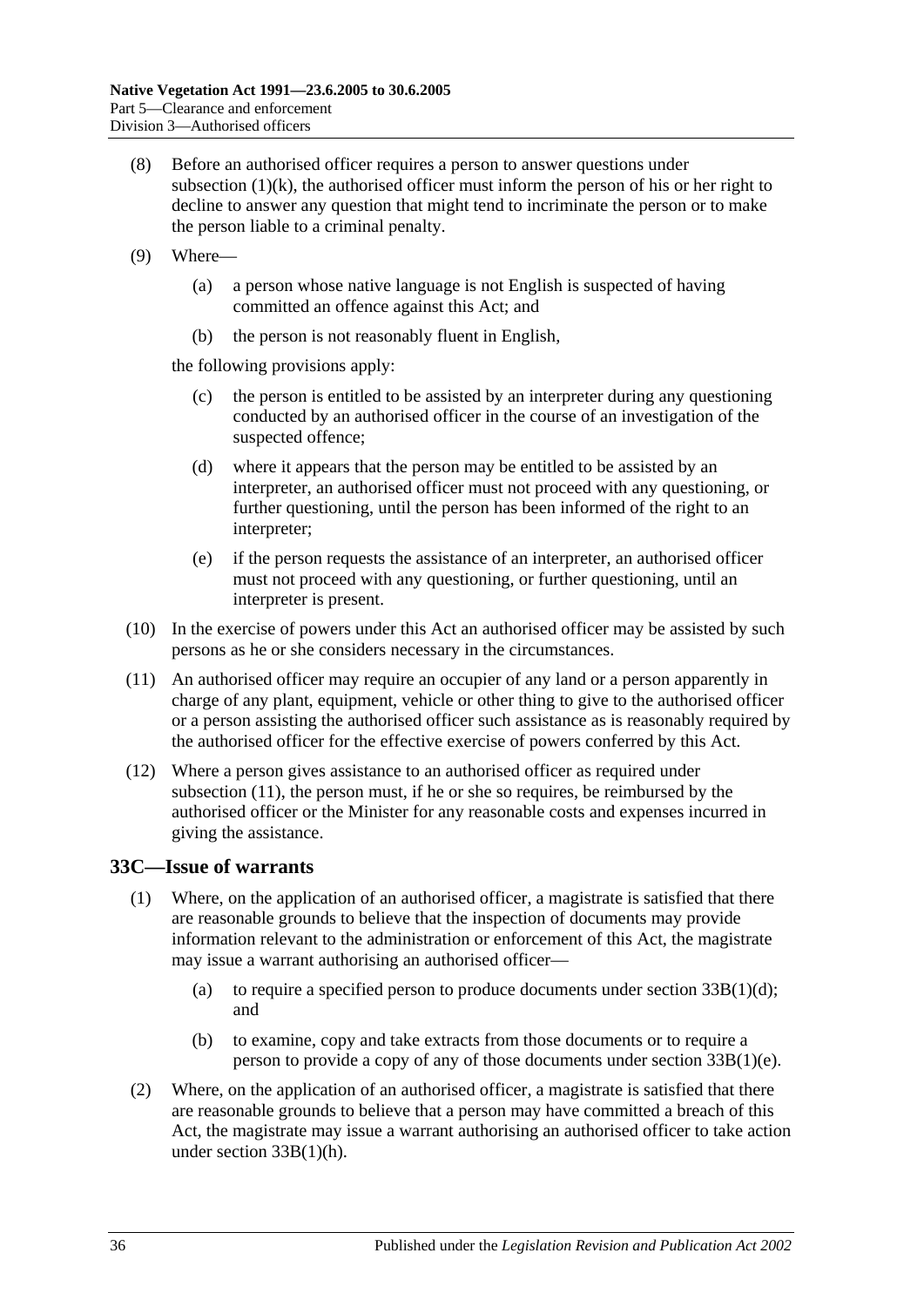(8) Before an authorised officer requires a person to answer questions under subsection (1)(k), the authorised officer must inform the person of his or her right to decline to answer any question that might tend to incriminate the person or to make the person liable to a criminal penalty.

(9) Where—

(a) a person whose native language is not English is suspected of having committed an offence against this Act; and

(b) the person is not reasonably fluent in English,

the following provisions apply:

(c) the person is entitled to be assisted by an interpreter during any questioning conducted by an authorised officer in the course of an investigation of the suspected offence;

(d) where it appears that the person may be entitled to be assisted by an interpreter, an authorised officer must not proceed with any questioning, or further questioning, until the person has been informed of the right to an interpreter;

(e) if the person requests the assistance of an interpreter, an authorised officer must not proceed with any questioning, or further questioning, until an interpreter is present.

(10) In the exercise of powers under this Act an authorised officer may be assisted by such persons as he or she considers necessary in the circumstances.

(11) An authorised officer may require an occupier of any land or a person apparently in charge of any plant, equipment, vehicle or other thing to give to the authorised officer or a person assisting the authorised officer such assistance as is reasonably required by the authorised officer for the effective exercise of powers conferred by this Act.

(12) Where a person gives assistance to an authorised officer as required under subsection (11), the person must, if he or she so requires, be reimbursed by the authorised officer or the Minister for any reasonable costs and expenses incurred in giving the assistance.

## 33C—Issue of warrants

(1) Where, on the application of an authorised officer, a magistrate is satisfied that there are reasonable grounds to believe that the inspection of documents may provide information relevant to the administration or enforcement of this Act, the magistrate may issue a warrant authorising an authorised officer—

(a) to require a specified person to produce documents under section 33B(1)(d); and

(b) to examine, copy and take extracts from those documents or to require a person to provide a copy of any of those documents under section 33B(1)(e).

(2) Where, on the application of an authorised officer, a magistrate is satisfied that there are reasonable grounds to believe that a person may have committed a breach of this Act, the magistrate may issue a warrant authorising an authorised officer to take action under section 33B(1)(h).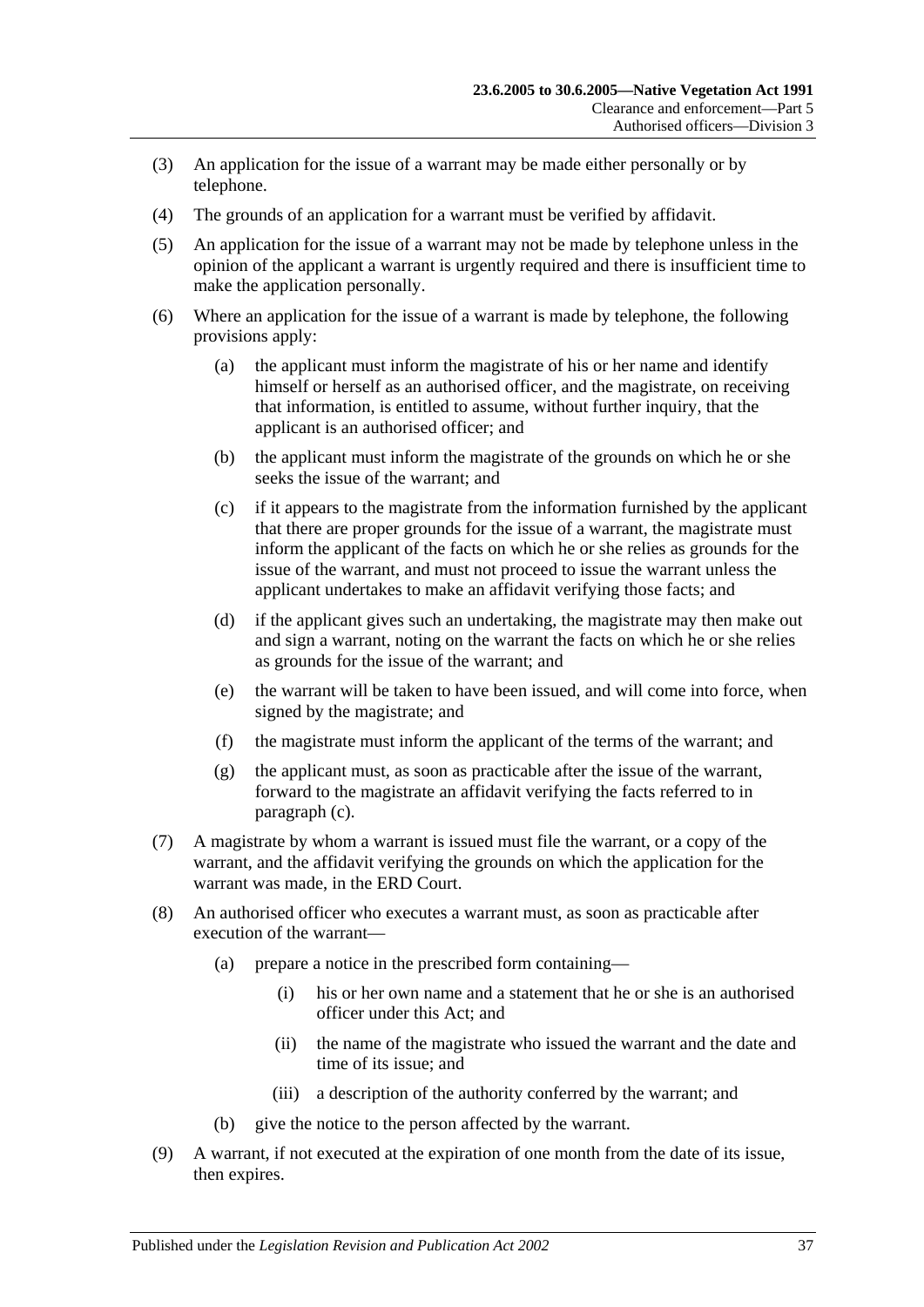(3) An application for the issue of a warrant may be made either personally or by telephone.

(4) The grounds of an application for a warrant must be verified by affidavit.

(5) An application for the issue of a warrant may not be made by telephone unless in the opinion of the applicant a warrant is urgently required and there is insufficient time to make the application personally.

(6) Where an application for the issue of a warrant is made by telephone, the following provisions apply:

 (a) the applicant must inform the magistrate of his or her name and identify himself or herself as an authorised officer, and the magistrate, on receiving that information, is entitled to assume, without further inquiry, that the applicant is an authorised officer; and

 (b) the applicant must inform the magistrate of the grounds on which he or she seeks the issue of the warrant; and

 (c) if it appears to the magistrate from the information furnished by the applicant that there are proper grounds for the issue of a warrant, the magistrate must inform the applicant of the facts on which he or she relies as grounds for the issue of the warrant, and must not proceed to issue the warrant unless the applicant undertakes to make an affidavit verifying those facts; and

 (d) if the applicant gives such an undertaking, the magistrate may then make out and sign a warrant, noting on the warrant the facts on which he or she relies as grounds for the issue of the warrant; and

 (e) the warrant will be taken to have been issued, and will come into force, when signed by the magistrate; and

 (f) the magistrate must inform the applicant of the terms of the warrant; and

 (g) the applicant must, as soon as practicable after the issue of the warrant, forward to the magistrate an affidavit verifying the facts referred to in paragraph (c).

(7) A magistrate by whom a warrant is issued must file the warrant, or a copy of the warrant, and the affidavit verifying the grounds on which the application for the warrant was made, in the ERD Court.

(8) An authorised officer who executes a warrant must, as soon as practicable after execution of the warrant—

 (a) prepare a notice in the prescribed form containing—

  (i) his or her own name and a statement that he or she is an authorised officer under this Act; and

  (ii) the name of the magistrate who issued the warrant and the date and time of its issue; and

  (iii) a description of the authority conferred by the warrant; and

 (b) give the notice to the person affected by the warrant.

(9) A warrant, if not executed at the expiration of one month from the date of its issue, then expires.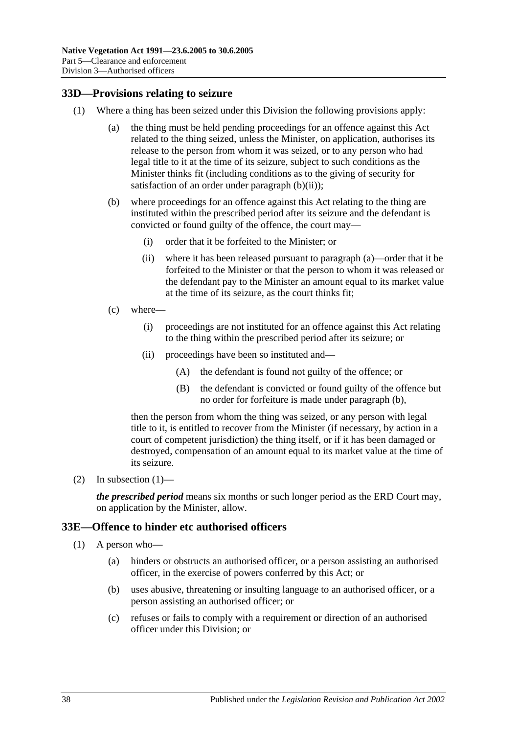## 33D—Provisions relating to seizure

(1) Where a thing has been seized under this Division the following provisions apply:

  (a) the thing must be held pending proceedings for an offence against this Act related to the thing seized, unless the Minister, on application, authorises its release to the person from whom it was seized, or to any person who had legal title to it at the time of its seizure, subject to such conditions as the Minister thinks fit (including conditions as to the giving of security for satisfaction of an order under paragraph (b)(ii));

  (b) where proceedings for an offence against this Act relating to the thing are instituted within the prescribed period after its seizure and the defendant is convicted or found guilty of the offence, the court may—

    (i) order that it be forfeited to the Minister; or

    (ii) where it has been released pursuant to paragraph (a)—order that it be forfeited to the Minister or that the person to whom it was released or the defendant pay to the Minister an amount equal to its market value at the time of its seizure, as the court thinks fit;

  (c) where—

    (i) proceedings are not instituted for an offence against this Act relating to the thing within the prescribed period after its seizure; or

    (ii) proceedings have been so instituted and—

      (A) the defendant is found not guilty of the offence; or

      (B) the defendant is convicted or found guilty of the offence but no order for forfeiture is made under paragraph (b),

  then the person from whom the thing was seized, or any person with legal title to it, is entitled to recover from the Minister (if necessary, by action in a court of competent jurisdiction) the thing itself, or if it has been damaged or destroyed, compensation of an amount equal to its market value at the time of its seizure.

(2) In subsection (1)—

***the prescribed period*** means six months or such longer period as the ERD Court may, on application by the Minister, allow.

## 33E—Offence to hinder etc authorised officers

(1) A person who—

  (a) hinders or obstructs an authorised officer, or a person assisting an authorised officer, in the exercise of powers conferred by this Act; or

  (b) uses abusive, threatening or insulting language to an authorised officer, or a person assisting an authorised officer; or

  (c) refuses or fails to comply with a requirement or direction of an authorised officer under this Division; or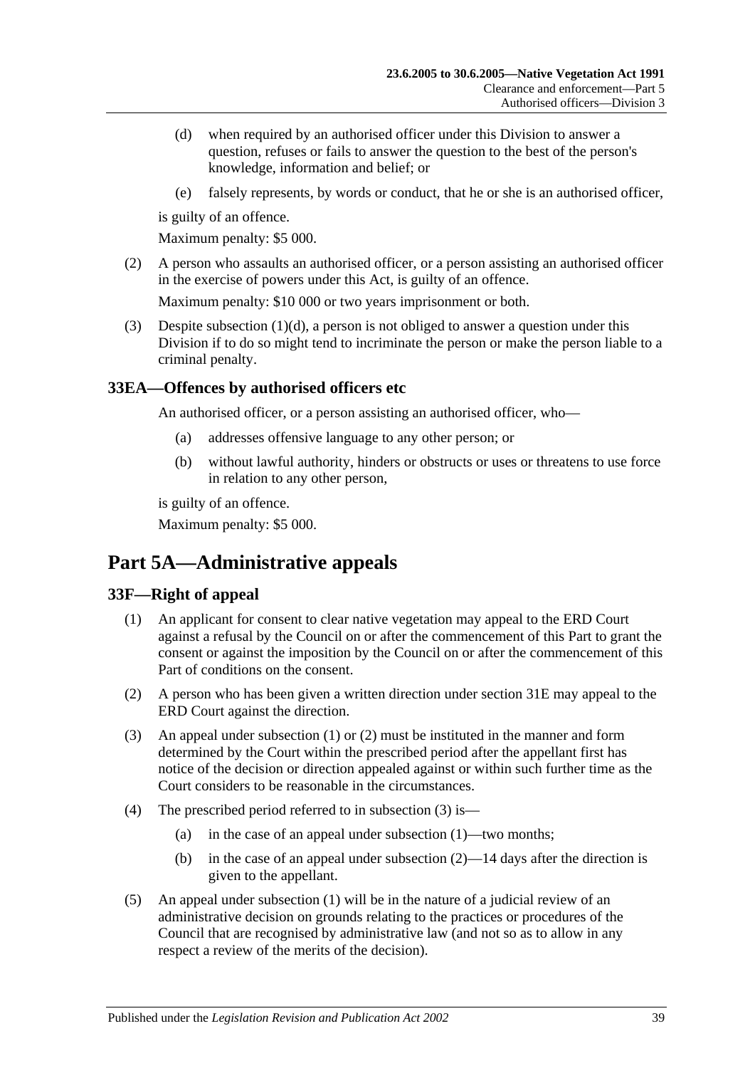(d) when required by an authorised officer under this Division to answer a question, refuses or fails to answer the question to the best of the person's knowledge, information and belief; or

(e) falsely represents, by words or conduct, that he or she is an authorised officer,

is guilty of an offence.

Maximum penalty: $5 000.

(2) A person who assaults an authorised officer, or a person assisting an authorised officer in the exercise of powers under this Act, is guilty of an offence.

Maximum penalty: $10 000 or two years imprisonment or both.

(3) Despite subsection (1)(d), a person is not obliged to answer a question under this Division if to do so might tend to incriminate the person or make the person liable to a criminal penalty.

### 33EA—Offences by authorised officers etc

An authorised officer, or a person assisting an authorised officer, who—

(a) addresses offensive language to any other person; or

(b) without lawful authority, hinders or obstructs or uses or threatens to use force in relation to any other person,

is guilty of an offence.

Maximum penalty: $5 000.

## Part 5A—Administrative appeals

### 33F—Right of appeal

(1) An applicant for consent to clear native vegetation may appeal to the ERD Court against a refusal by the Council on or after the commencement of this Part to grant the consent or against the imposition by the Council on or after the commencement of this Part of conditions on the consent.

(2) A person who has been given a written direction under section 31E may appeal to the ERD Court against the direction.

(3) An appeal under subsection (1) or (2) must be instituted in the manner and form determined by the Court within the prescribed period after the appellant first has notice of the decision or direction appealed against or within such further time as the Court considers to be reasonable in the circumstances.

(4) The prescribed period referred to in subsection (3) is—

(a) in the case of an appeal under subsection (1)—two months;

(b) in the case of an appeal under subsection (2)—14 days after the direction is given to the appellant.

(5) An appeal under subsection (1) will be in the nature of a judicial review of an administrative decision on grounds relating to the practices or procedures of the Council that are recognised by administrative law (and not so as to allow in any respect a review of the merits of the decision).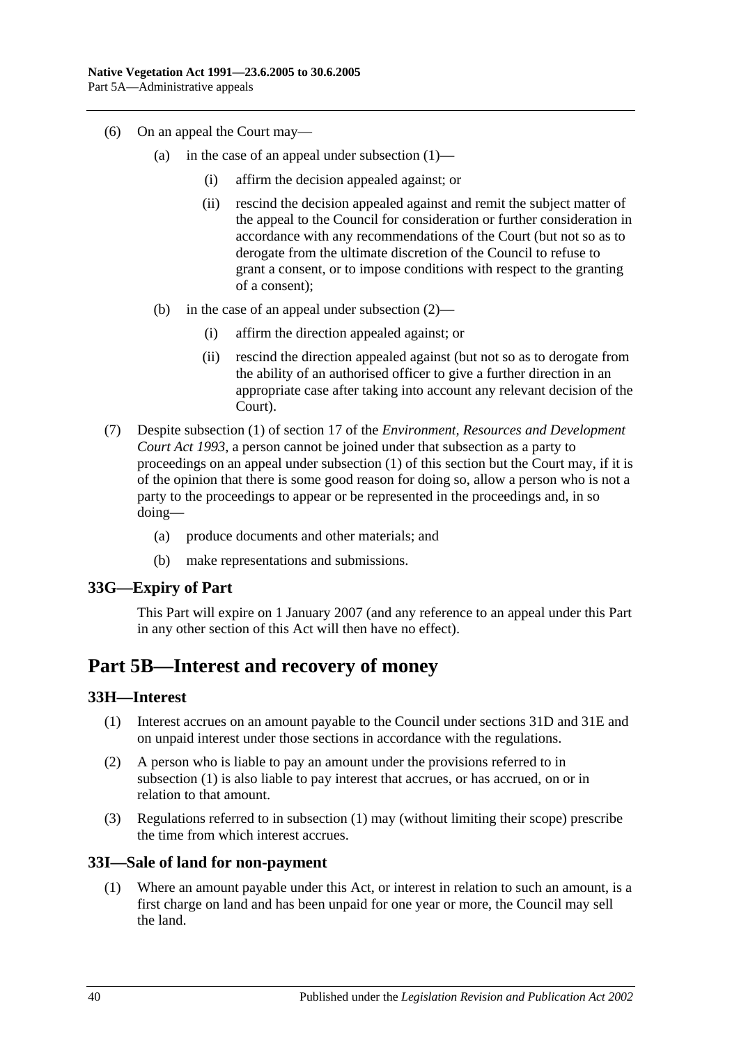(6) On an appeal the Court may—

(a) in the case of an appeal under subsection (1)—

(i) affirm the decision appealed against; or

(ii) rescind the decision appealed against and remit the subject matter of the appeal to the Council for consideration or further consideration in accordance with any recommendations of the Court (but not so as to derogate from the ultimate discretion of the Council to refuse to grant a consent, or to impose conditions with respect to the granting of a consent);

(b) in the case of an appeal under subsection (2)—

(i) affirm the direction appealed against; or

(ii) rescind the direction appealed against (but not so as to derogate from the ability of an authorised officer to give a further direction in an appropriate case after taking into account any relevant decision of the Court).

(7) Despite subsection (1) of section 17 of the *Environment, Resources and Development Court Act 1993*, a person cannot be joined under that subsection as a party to proceedings on an appeal under subsection (1) of this section but the Court may, if it is of the opinion that there is some good reason for doing so, allow a person who is not a party to the proceedings to appear or be represented in the proceedings and, in so doing—

(a) produce documents and other materials; and

(b) make representations and submissions.

### 33G—Expiry of Part

This Part will expire on 1 January 2007 (and any reference to an appeal under this Part in any other section of this Act will then have no effect).

## Part 5B—Interest and recovery of money

### 33H—Interest

(1) Interest accrues on an amount payable to the Council under sections 31D and 31E and on unpaid interest under those sections in accordance with the regulations.

(2) A person who is liable to pay an amount under the provisions referred to in subsection (1) is also liable to pay interest that accrues, or has accrued, on or in relation to that amount.

(3) Regulations referred to in subsection (1) may (without limiting their scope) prescribe the time from which interest accrues.

### 33I—Sale of land for non-payment

(1) Where an amount payable under this Act, or interest in relation to such an amount, is a first charge on land and has been unpaid for one year or more, the Council may sell the land.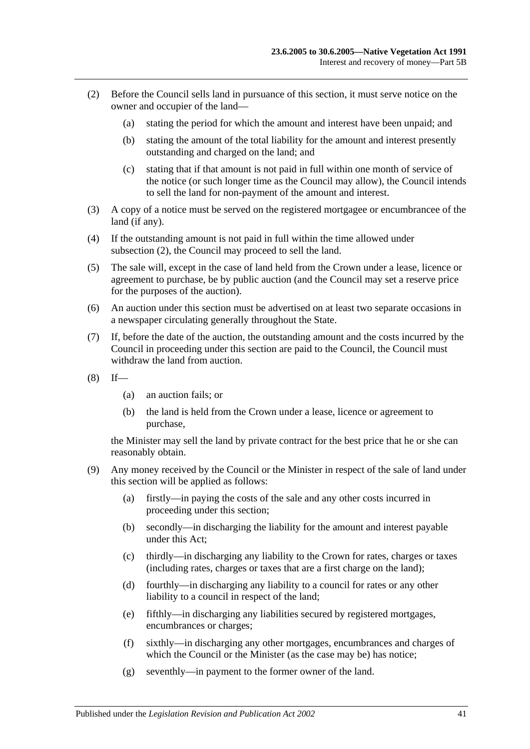(2) Before the Council sells land in pursuance of this section, it must serve notice on the owner and occupier of the land—

(a) stating the period for which the amount and interest have been unpaid; and

(b) stating the amount of the total liability for the amount and interest presently outstanding and charged on the land; and

(c) stating that if that amount is not paid in full within one month of service of the notice (or such longer time as the Council may allow), the Council intends to sell the land for non-payment of the amount and interest.

(3) A copy of a notice must be served on the registered mortgagee or encumbrancee of the land (if any).

(4) If the outstanding amount is not paid in full within the time allowed under subsection (2), the Council may proceed to sell the land.

(5) The sale will, except in the case of land held from the Crown under a lease, licence or agreement to purchase, be by public auction (and the Council may set a reserve price for the purposes of the auction).

(6) An auction under this section must be advertised on at least two separate occasions in a newspaper circulating generally throughout the State.

(7) If, before the date of the auction, the outstanding amount and the costs incurred by the Council in proceeding under this section are paid to the Council, the Council must withdraw the land from auction.

(8) If—

(a) an auction fails; or

(b) the land is held from the Crown under a lease, licence or agreement to purchase,

the Minister may sell the land by private contract for the best price that he or she can reasonably obtain.

(9) Any money received by the Council or the Minister in respect of the sale of land under this section will be applied as follows:

(a) firstly—in paying the costs of the sale and any other costs incurred in proceeding under this section;

(b) secondly—in discharging the liability for the amount and interest payable under this Act;

(c) thirdly—in discharging any liability to the Crown for rates, charges or taxes (including rates, charges or taxes that are a first charge on the land);

(d) fourthly—in discharging any liability to a council for rates or any other liability to a council in respect of the land;

(e) fifthly—in discharging any liabilities secured by registered mortgages, encumbrances or charges;

(f) sixthly—in discharging any other mortgages, encumbrances and charges of which the Council or the Minister (as the case may be) has notice;

(g) seventhly—in payment to the former owner of the land.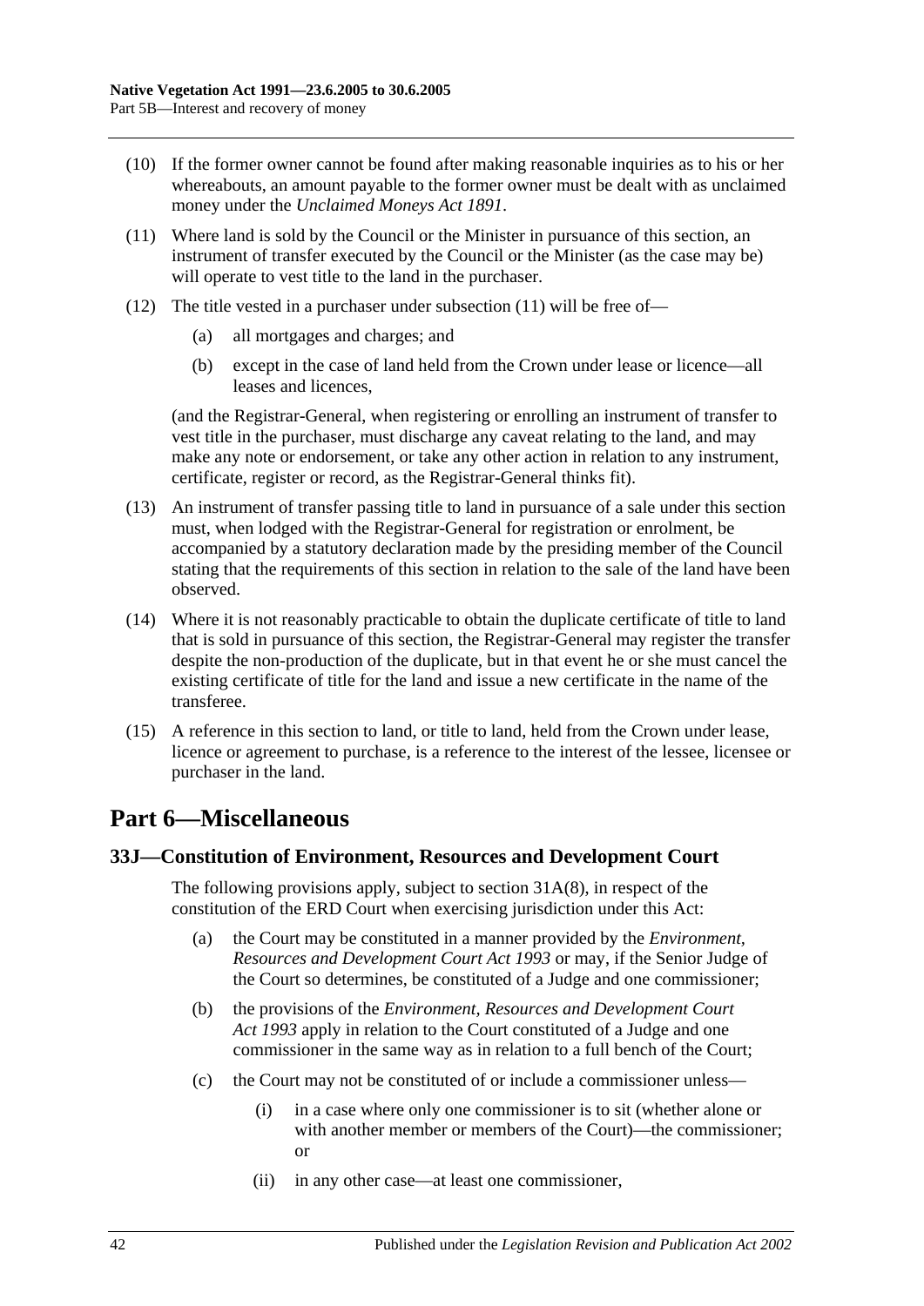(10) If the former owner cannot be found after making reasonable inquiries as to his or her whereabouts, an amount payable to the former owner must be dealt with as unclaimed money under the *Unclaimed Moneys Act 1891*.

(11) Where land is sold by the Council or the Minister in pursuance of this section, an instrument of transfer executed by the Council or the Minister (as the case may be) will operate to vest title to the land in the purchaser.

(12) The title vested in a purchaser under subsection (11) will be free of—

(a) all mortgages and charges; and

(b) except in the case of land held from the Crown under lease or licence—all leases and licences,

(and the Registrar-General, when registering or enrolling an instrument of transfer to vest title in the purchaser, must discharge any caveat relating to the land, and may make any note or endorsement, or take any other action in relation to any instrument, certificate, register or record, as the Registrar-General thinks fit).

(13) An instrument of transfer passing title to land in pursuance of a sale under this section must, when lodged with the Registrar-General for registration or enrolment, be accompanied by a statutory declaration made by the presiding member of the Council stating that the requirements of this section in relation to the sale of the land have been observed.

(14) Where it is not reasonably practicable to obtain the duplicate certificate of title to land that is sold in pursuance of this section, the Registrar-General may register the transfer despite the non-production of the duplicate, but in that event he or she must cancel the existing certificate of title for the land and issue a new certificate in the name of the transferee.

(15) A reference in this section to land, or title to land, held from the Crown under lease, licence or agreement to purchase, is a reference to the interest of the lessee, licensee or purchaser in the land.

# Part 6—Miscellaneous

## 33J—Constitution of Environment, Resources and Development Court

The following provisions apply, subject to section 31A(8), in respect of the constitution of the ERD Court when exercising jurisdiction under this Act:

(a) the Court may be constituted in a manner provided by the *Environment, Resources and Development Court Act 1993* or may, if the Senior Judge of the Court so determines, be constituted of a Judge and one commissioner;

(b) the provisions of the *Environment, Resources and Development Court Act 1993* apply in relation to the Court constituted of a Judge and one commissioner in the same way as in relation to a full bench of the Court;

(c) the Court may not be constituted of or include a commissioner unless—

(i) in a case where only one commissioner is to sit (whether alone or with another member or members of the Court)—the commissioner; or

(ii) in any other case—at least one commissioner,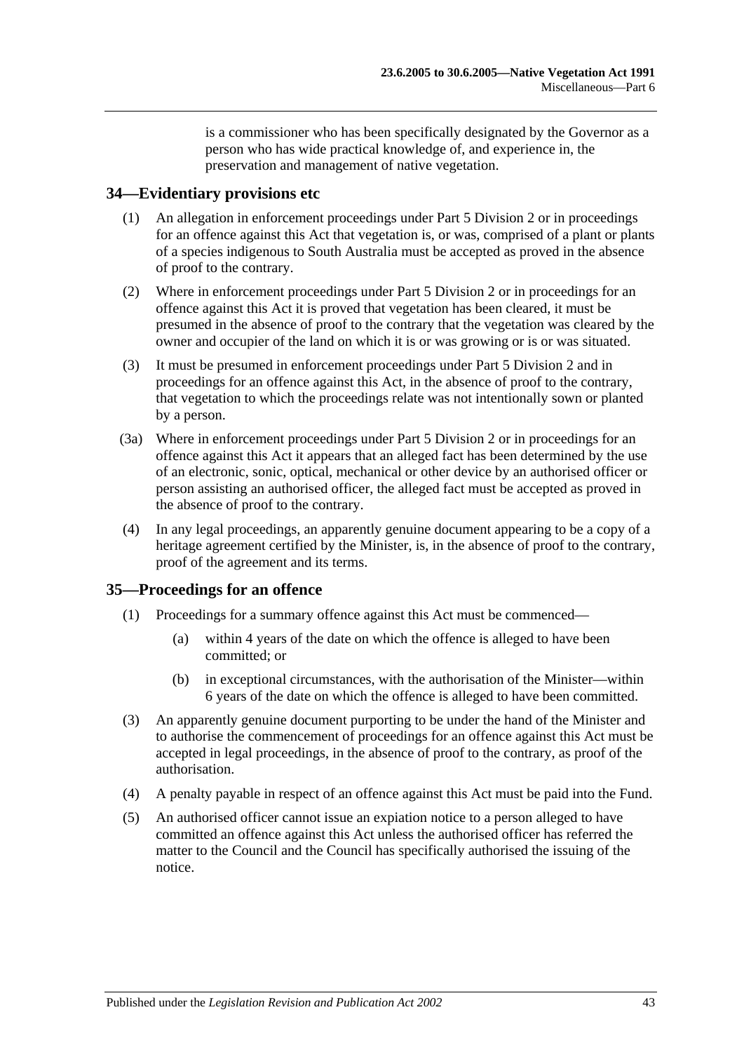is a commissioner who has been specifically designated by the Governor as a person who has wide practical knowledge of, and experience in, the preservation and management of native vegetation.

## 34—Evidentiary provisions etc

(1) An allegation in enforcement proceedings under Part 5 Division 2 or in proceedings for an offence against this Act that vegetation is, or was, comprised of a plant or plants of a species indigenous to South Australia must be accepted as proved in the absence of proof to the contrary.

(2) Where in enforcement proceedings under Part 5 Division 2 or in proceedings for an offence against this Act it is proved that vegetation has been cleared, it must be presumed in the absence of proof to the contrary that the vegetation was cleared by the owner and occupier of the land on which it is or was growing or is or was situated.

(3) It must be presumed in enforcement proceedings under Part 5 Division 2 and in proceedings for an offence against this Act, in the absence of proof to the contrary, that vegetation to which the proceedings relate was not intentionally sown or planted by a person.

(3a) Where in enforcement proceedings under Part 5 Division 2 or in proceedings for an offence against this Act it appears that an alleged fact has been determined by the use of an electronic, sonic, optical, mechanical or other device by an authorised officer or person assisting an authorised officer, the alleged fact must be accepted as proved in the absence of proof to the contrary.

(4) In any legal proceedings, an apparently genuine document appearing to be a copy of a heritage agreement certified by the Minister, is, in the absence of proof to the contrary, proof of the agreement and its terms.

## 35—Proceedings for an offence

(1) Proceedings for a summary offence against this Act must be commenced—

(a) within 4 years of the date on which the offence is alleged to have been committed; or

(b) in exceptional circumstances, with the authorisation of the Minister—within 6 years of the date on which the offence is alleged to have been committed.

(3) An apparently genuine document purporting to be under the hand of the Minister and to authorise the commencement of proceedings for an offence against this Act must be accepted in legal proceedings, in the absence of proof to the contrary, as proof of the authorisation.

(4) A penalty payable in respect of an offence against this Act must be paid into the Fund.

(5) An authorised officer cannot issue an expiation notice to a person alleged to have committed an offence against this Act unless the authorised officer has referred the matter to the Council and the Council has specifically authorised the issuing of the notice.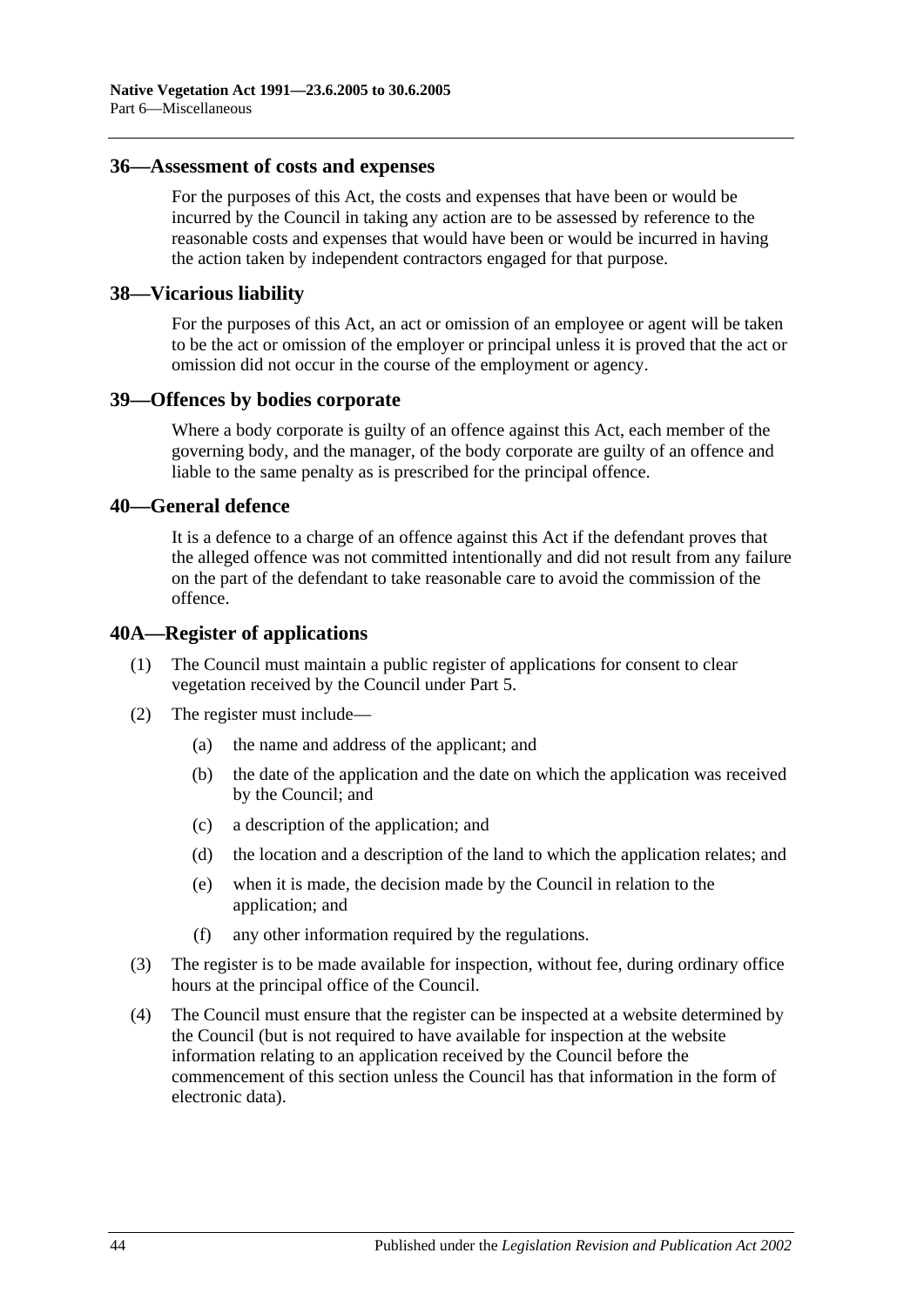## 36—Assessment of costs and expenses

For the purposes of this Act, the costs and expenses that have been or would be incurred by the Council in taking any action are to be assessed by reference to the reasonable costs and expenses that would have been or would be incurred in having the action taken by independent contractors engaged for that purpose.

## 38—Vicarious liability

For the purposes of this Act, an act or omission of an employee or agent will be taken to be the act or omission of the employer or principal unless it is proved that the act or omission did not occur in the course of the employment or agency.

## 39—Offences by bodies corporate

Where a body corporate is guilty of an offence against this Act, each member of the governing body, and the manager, of the body corporate are guilty of an offence and liable to the same penalty as is prescribed for the principal offence.

## 40—General defence

It is a defence to a charge of an offence against this Act if the defendant proves that the alleged offence was not committed intentionally and did not result from any failure on the part of the defendant to take reasonable care to avoid the commission of the offence.

## 40A—Register of applications

(1) The Council must maintain a public register of applications for consent to clear vegetation received by the Council under Part 5.

(2) The register must include—

- (a) the name and address of the applicant; and
- (b) the date of the application and the date on which the application was received by the Council; and
- (c) a description of the application; and
- (d) the location and a description of the land to which the application relates; and
- (e) when it is made, the decision made by the Council in relation to the application; and
- (f) any other information required by the regulations.

(3) The register is to be made available for inspection, without fee, during ordinary office hours at the principal office of the Council.

(4) The Council must ensure that the register can be inspected at a website determined by the Council (but is not required to have available for inspection at the website information relating to an application received by the Council before the commencement of this section unless the Council has that information in the form of electronic data).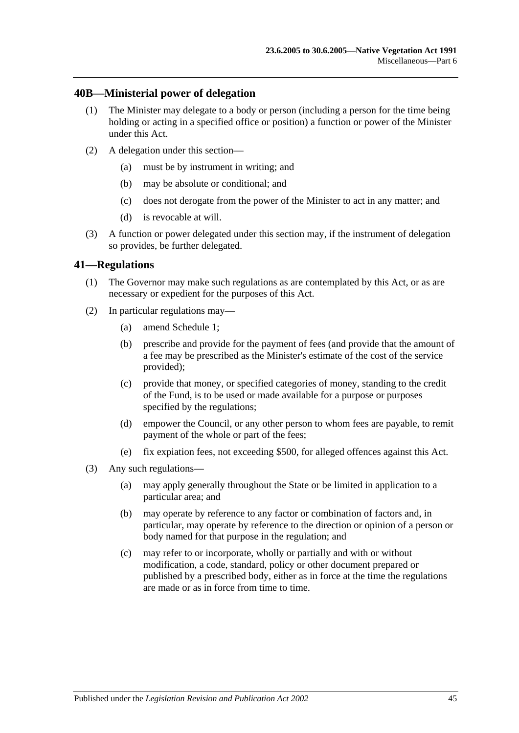## 40B—Ministerial power of delegation

(1) The Minister may delegate to a body or person (including a person for the time being holding or acting in a specified office or position) a function or power of the Minister under this Act.

(2) A delegation under this section—

(a) must be by instrument in writing; and

(b) may be absolute or conditional; and

(c) does not derogate from the power of the Minister to act in any matter; and

(d) is revocable at will.

(3) A function or power delegated under this section may, if the instrument of delegation so provides, be further delegated.

## 41—Regulations

(1) The Governor may make such regulations as are contemplated by this Act, or as are necessary or expedient for the purposes of this Act.

(2) In particular regulations may—

(a) amend Schedule 1;

(b) prescribe and provide for the payment of fees (and provide that the amount of a fee may be prescribed as the Minister's estimate of the cost of the service provided);

(c) provide that money, or specified categories of money, standing to the credit of the Fund, is to be used or made available for a purpose or purposes specified by the regulations;

(d) empower the Council, or any other person to whom fees are payable, to remit payment of the whole or part of the fees;

(e) fix expiation fees, not exceeding $500, for alleged offences against this Act.

(3) Any such regulations—

(a) may apply generally throughout the State or be limited in application to a particular area; and

(b) may operate by reference to any factor or combination of factors and, in particular, may operate by reference to the direction or opinion of a person or body named for that purpose in the regulation; and

(c) may refer to or incorporate, wholly or partially and with or without modification, a code, standard, policy or other document prepared or published by a prescribed body, either as in force at the time the regulations are made or as in force from time to time.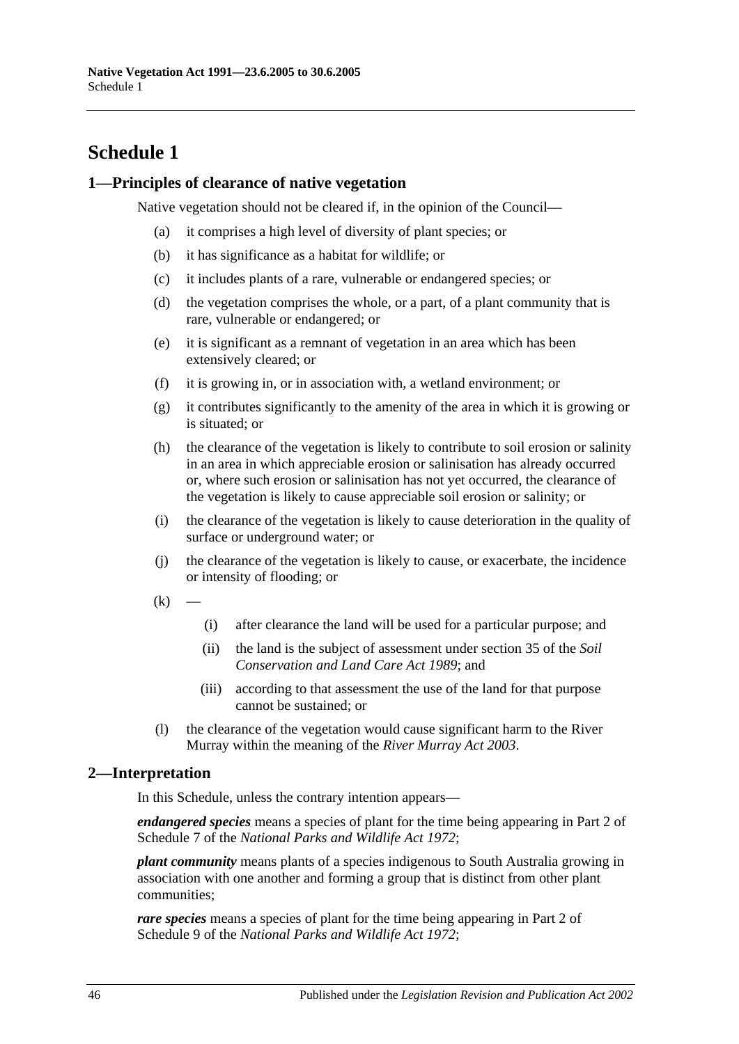# Schedule 1

## 1—Principles of clearance of native vegetation

Native vegetation should not be cleared if, in the opinion of the Council—

(a) it comprises a high level of diversity of plant species; or

(b) it has significance as a habitat for wildlife; or

(c) it includes plants of a rare, vulnerable or endangered species; or

(d) the vegetation comprises the whole, or a part, of a plant community that is rare, vulnerable or endangered; or

(e) it is significant as a remnant of vegetation in an area which has been extensively cleared; or

(f) it is growing in, or in association with, a wetland environment; or

(g) it contributes significantly to the amenity of the area in which it is growing or is situated; or

(h) the clearance of the vegetation is likely to contribute to soil erosion or salinity in an area in which appreciable erosion or salinisation has already occurred or, where such erosion or salinisation has not yet occurred, the clearance of the vegetation is likely to cause appreciable soil erosion or salinity; or

(i) the clearance of the vegetation is likely to cause deterioration in the quality of surface or underground water; or

(j) the clearance of the vegetation is likely to cause, or exacerbate, the incidence or intensity of flooding; or

(k) —

  (i) after clearance the land will be used for a particular purpose; and

  (ii) the land is the subject of assessment under section 35 of the *Soil Conservation and Land Care Act 1989*; and

  (iii) according to that assessment the use of the land for that purpose cannot be sustained; or

(l) the clearance of the vegetation would cause significant harm to the River Murray within the meaning of the *River Murray Act 2003*.

## 2—Interpretation

In this Schedule, unless the contrary intention appears—

***endangered species*** means a species of plant for the time being appearing in Part 2 of Schedule 7 of the *National Parks and Wildlife Act 1972*;

***plant community*** means plants of a species indigenous to South Australia growing in association with one another and forming a group that is distinct from other plant communities;

***rare species*** means a species of plant for the time being appearing in Part 2 of Schedule 9 of the *National Parks and Wildlife Act 1972*;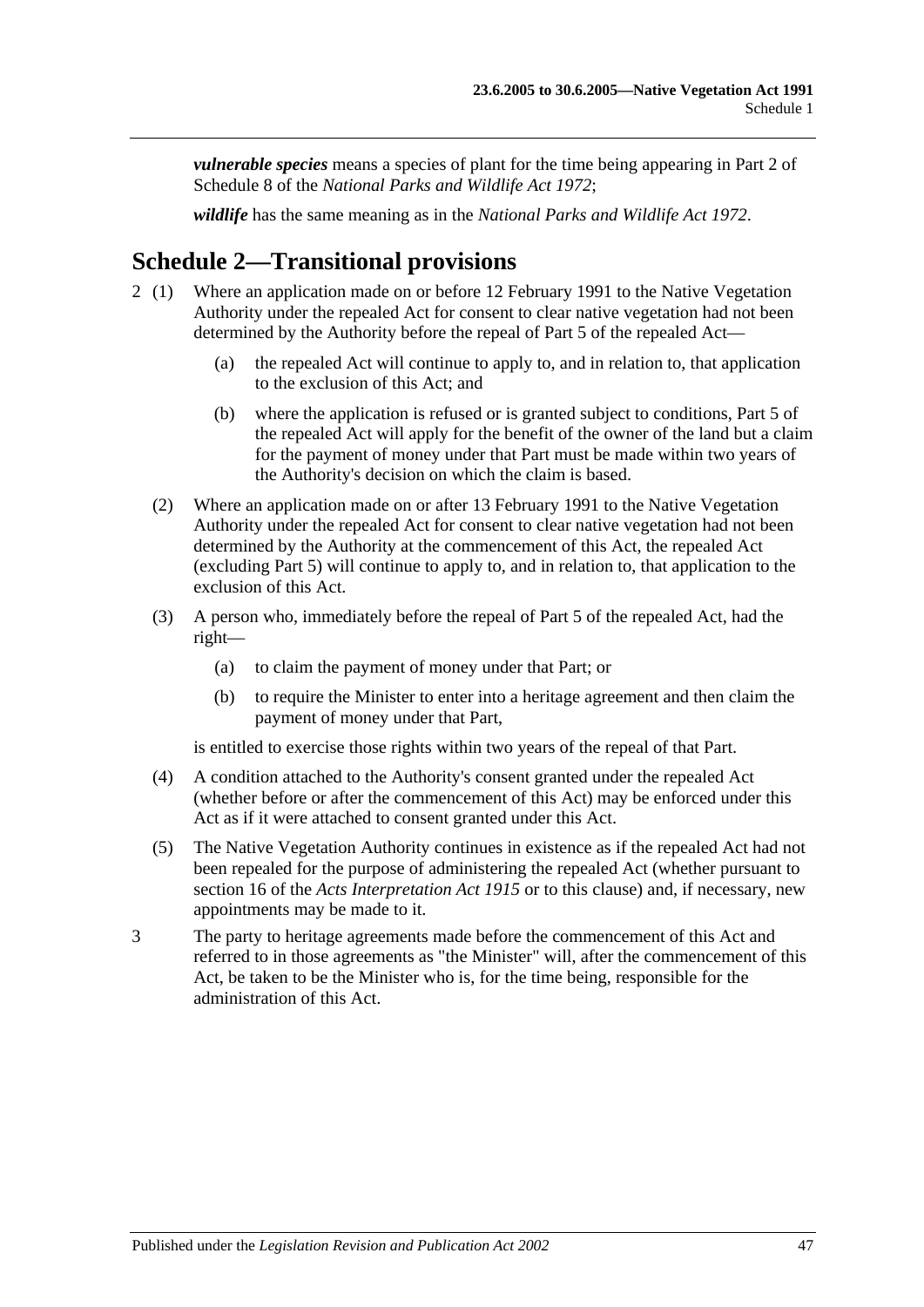***vulnerable species*** means a species of plant for the time being appearing in Part 2 of Schedule 8 of the *National Parks and Wildlife Act 1972*;

***wildlife*** has the same meaning as in the *National Parks and Wildlife Act 1972*.

# Schedule 2—Transitional provisions

2 (1) Where an application made on or before 12 February 1991 to the Native Vegetation Authority under the repealed Act for consent to clear native vegetation had not been determined by the Authority before the repeal of Part 5 of the repealed Act—

(a) the repealed Act will continue to apply to, and in relation to, that application to the exclusion of this Act; and

(b) where the application is refused or is granted subject to conditions, Part 5 of the repealed Act will apply for the benefit of the owner of the land but a claim for the payment of money under that Part must be made within two years of the Authority's decision on which the claim is based.

(2) Where an application made on or after 13 February 1991 to the Native Vegetation Authority under the repealed Act for consent to clear native vegetation had not been determined by the Authority at the commencement of this Act, the repealed Act (excluding Part 5) will continue to apply to, and in relation to, that application to the exclusion of this Act.

(3) A person who, immediately before the repeal of Part 5 of the repealed Act, had the right—

(a) to claim the payment of money under that Part; or

(b) to require the Minister to enter into a heritage agreement and then claim the payment of money under that Part,

is entitled to exercise those rights within two years of the repeal of that Part.

(4) A condition attached to the Authority's consent granted under the repealed Act (whether before or after the commencement of this Act) may be enforced under this Act as if it were attached to consent granted under this Act.

(5) The Native Vegetation Authority continues in existence as if the repealed Act had not been repealed for the purpose of administering the repealed Act (whether pursuant to section 16 of the *Acts Interpretation Act 1915* or to this clause) and, if necessary, new appointments may be made to it.

3 The party to heritage agreements made before the commencement of this Act and referred to in those agreements as "the Minister" will, after the commencement of this Act, be taken to be the Minister who is, for the time being, responsible for the administration of this Act.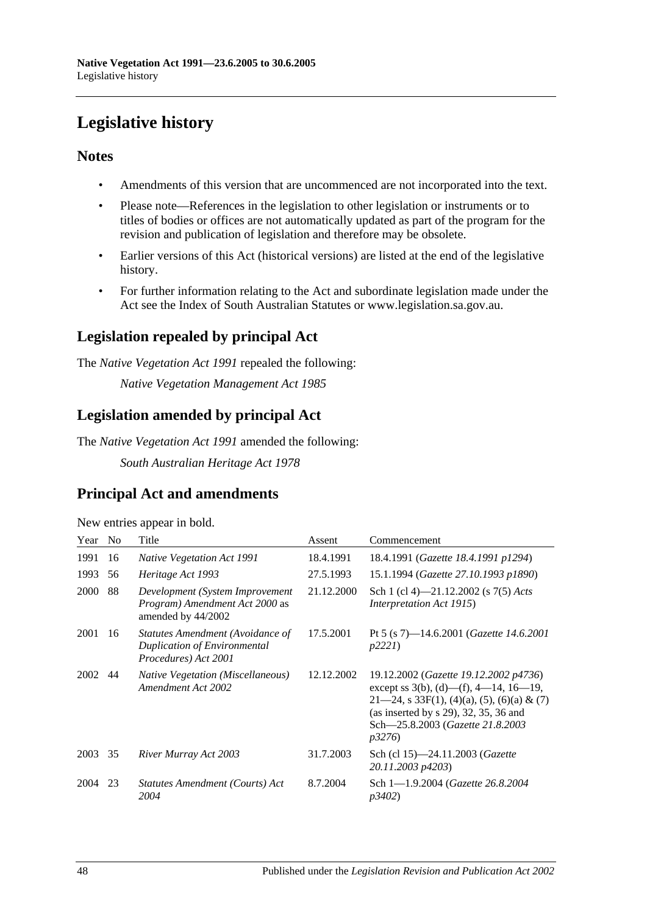# Legislative history

## Notes

- Amendments of this version that are uncommenced are not incorporated into the text.
- Please note—References in the legislation to other legislation or instruments or to titles of bodies or offices are not automatically updated as part of the program for the revision and publication of legislation and therefore may be obsolete.
- Earlier versions of this Act (historical versions) are listed at the end of the legislative history.
- For further information relating to the Act and subordinate legislation made under the Act see the Index of South Australian Statutes or www.legislation.sa.gov.au.

## Legislation repealed by principal Act

The *Native Vegetation Act 1991* repealed the following:

*Native Vegetation Management Act 1985*

## Legislation amended by principal Act

The *Native Vegetation Act 1991* amended the following:

*South Australian Heritage Act 1978*

## Principal Act and amendments

New entries appear in bold.

| Year | No | Title | Assent | Commencement |
|---|---|---|---|---|
| 1991 | 16 | *Native Vegetation Act 1991* | 18.4.1991 | 18.4.1991 (*Gazette 18.4.1991 p1294*) |
| 1993 | 56 | *Heritage Act 1993* | 27.5.1993 | 15.1.1994 (*Gazette 27.10.1993 p1890*) |
| 2000 | 88 | *Development (System Improvement Program) Amendment Act 2000* as amended by 44/2002 | 21.12.2000 | Sch 1 (cl 4)—21.12.2002 (s 7(5) *Acts Interpretation Act 1915*) |
| 2001 | 16 | *Statutes Amendment (Avoidance of Duplication of Environmental Procedures) Act 2001* | 17.5.2001 | Pt 5 (s 7)—14.6.2001 (*Gazette 14.6.2001 p2221*) |
| 2002 | 44 | *Native Vegetation (Miscellaneous) Amendment Act 2002* | 12.12.2002 | 19.12.2002 (*Gazette 19.12.2002 p4736*) except ss 3(b), (d)—(f), 4—14, 16—19, 21—24, s 33F(1), (4)(a), (5), (6)(a) & (7) (as inserted by s 29), 32, 35, 36 and Sch—25.8.2003 (*Gazette 21.8.2003 p3276*) |
| 2003 | 35 | *River Murray Act 2003* | 31.7.2003 | Sch (cl 15)—24.11.2003 (*Gazette 20.11.2003 p4203*) |
| 2004 | 23 | *Statutes Amendment (Courts) Act 2004* | 8.7.2004 | Sch 1—1.9.2004 (*Gazette 26.8.2004 p3402*) |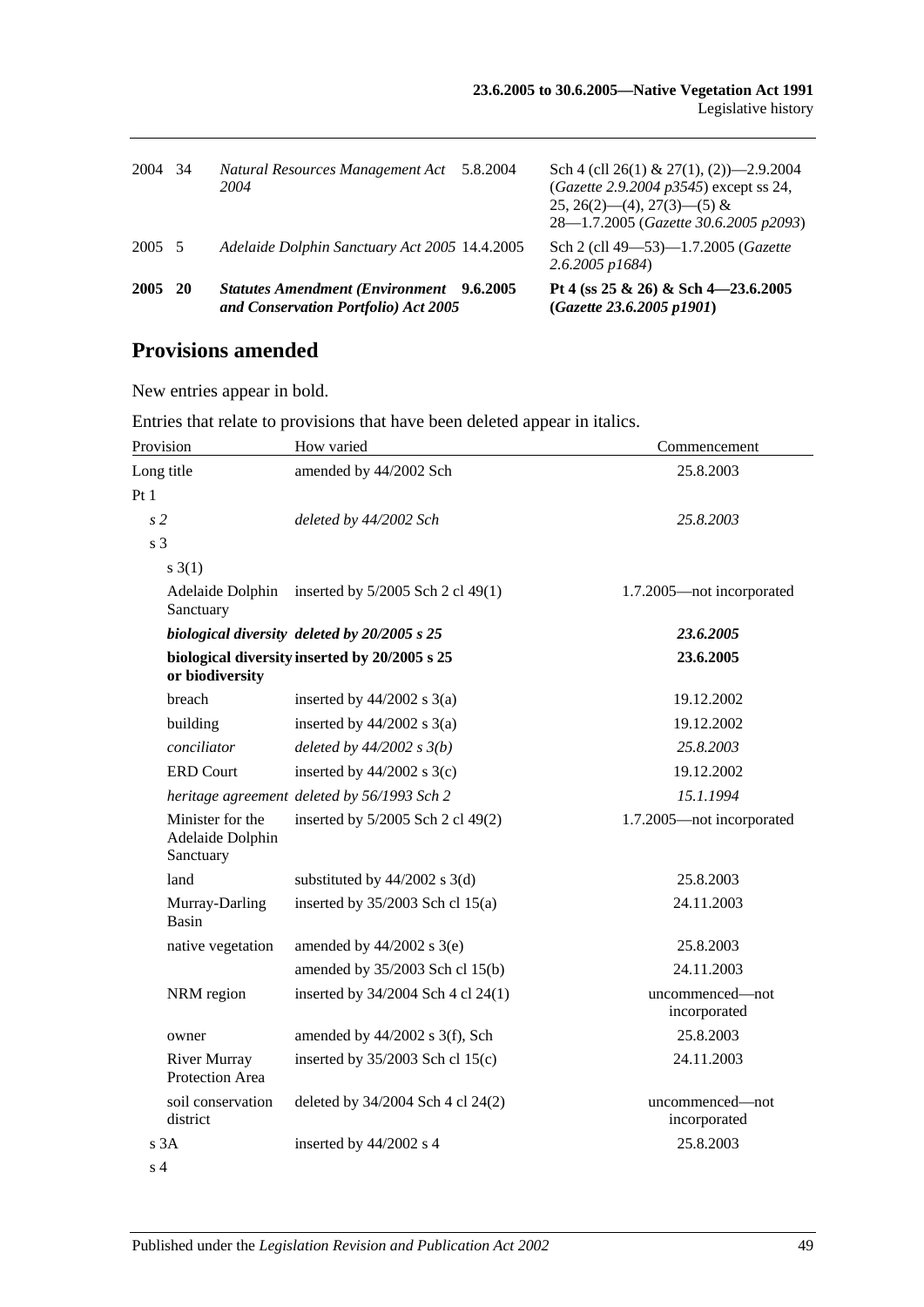| | | | | |
|---|---|---|---|---|
| 2004 | 34 | *Natural Resources Management Act 2004* | 5.8.2004 | Sch 4 (cll 26(1) & 27(1), (2))—2.9.2004 (*Gazette 2.9.2004 p3545*) except ss 24, 25, 26(2)—(4), 27(3)—(5) & 28—1.7.2005 (*Gazette 30.6.2005 p2093*) |
| 2005 | 5 | *Adelaide Dolphin Sanctuary Act 2005* | 14.4.2005 | Sch 2 (cll 49—53)—1.7.2005 (*Gazette 2.6.2005 p1684*) |
| **2005** | **20** | ***Statutes Amendment (Environment and Conservation Portfolio) Act 2005*** | **9.6.2005** | **Pt 4 (ss 25 & 26) & Sch 4—23.6.2005 (*Gazette 23.6.2005 p1901*)** |

## Provisions amended

New entries appear in bold.

Entries that relate to provisions that have been deleted appear in italics.

| Provision | How varied | Commencement |
|---|---|---|
| Long title | amended by 44/2002 Sch | 25.8.2003 |
| Pt 1 | | |
| *s 2* | *deleted by 44/2002 Sch* | *25.8.2003* |
| s 3 | | |
| s 3(1) | | |
| Adelaide Dolphin Sanctuary | inserted by 5/2005 Sch 2 cl 49(1) | 1.7.2005—not incorporated |
| ***biological diversity*** | ***deleted by 20/2005 s 25*** | ***23.6.2005*** |
| **biological diversity or biodiversity** | **inserted by 20/2005 s 25** | **23.6.2005** |
| breach | inserted by 44/2002 s 3(a) | 19.12.2002 |
| building | inserted by 44/2002 s 3(a) | 19.12.2002 |
| *conciliator* | *deleted by 44/2002 s 3(b)* | *25.8.2003* |
| ERD Court | inserted by 44/2002 s 3(c) | 19.12.2002 |
| *heritage agreement* | *deleted by 56/1993 Sch 2* | *15.1.1994* |
| Minister for the Adelaide Dolphin Sanctuary | inserted by 5/2005 Sch 2 cl 49(2) | 1.7.2005—not incorporated |
| land | substituted by 44/2002 s 3(d) | 25.8.2003 |
| Murray-Darling Basin | inserted by 35/2003 Sch cl 15(a) | 24.11.2003 |
| native vegetation | amended by 44/2002 s 3(e) | 25.8.2003 |
| | amended by 35/2003 Sch cl 15(b) | 24.11.2003 |
| NRM region | inserted by 34/2004 Sch 4 cl 24(1) | uncommenced—not incorporated |
| owner | amended by 44/2002 s 3(f), Sch | 25.8.2003 |
| River Murray Protection Area | inserted by 35/2003 Sch cl 15(c) | 24.11.2003 |
| soil conservation district | deleted by 34/2004 Sch 4 cl 24(2) | uncommenced—not incorporated |
| s 3A | inserted by 44/2002 s 4 | 25.8.2003 |
| s 4 | | |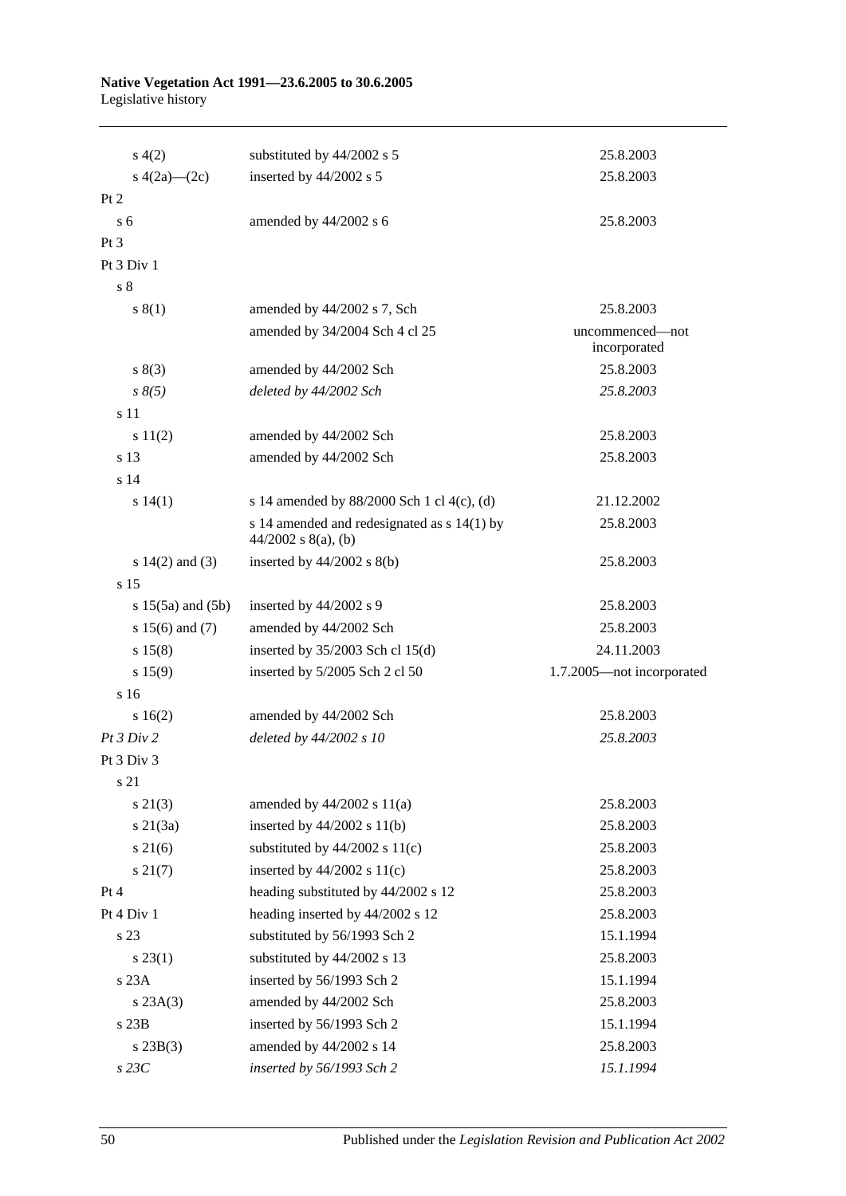| | | |
|---|---|---|
| s 4(2) | substituted by 44/2002 s 5 | 25.8.2003 |
| s 4(2a)—(2c) | inserted by 44/2002 s 5 | 25.8.2003 |
| Pt 2 | | |
| s 6 | amended by 44/2002 s 6 | 25.8.2003 |
| Pt 3 | | |
| Pt 3 Div 1 | | |
| s 8 | | |
| s 8(1) | amended by 44/2002 s 7, Sch | 25.8.2003 |
| | amended by 34/2004 Sch 4 cl 25 | uncommenced—not incorporated |
| s 8(3) | amended by 44/2002 Sch | 25.8.2003 |
| *s 8(5)* | *deleted by 44/2002 Sch* | *25.8.2003* |
| s 11 | | |
| s 11(2) | amended by 44/2002 Sch | 25.8.2003 |
| s 13 | amended by 44/2002 Sch | 25.8.2003 |
| s 14 | | |
| s 14(1) | s 14 amended by 88/2000 Sch 1 cl 4(c), (d) | 21.12.2002 |
| | s 14 amended and redesignated as s 14(1) by 44/2002 s 8(a), (b) | 25.8.2003 |
| s 14(2) and (3) | inserted by 44/2002 s 8(b) | 25.8.2003 |
| s 15 | | |
| s 15(5a) and (5b) | inserted by 44/2002 s 9 | 25.8.2003 |
| s 15(6) and (7) | amended by 44/2002 Sch | 25.8.2003 |
| s 15(8) | inserted by 35/2003 Sch cl 15(d) | 24.11.2003 |
| s 15(9) | inserted by 5/2005 Sch 2 cl 50 | 1.7.2005—not incorporated |
| s 16 | | |
| s 16(2) | amended by 44/2002 Sch | 25.8.2003 |
| *Pt 3 Div 2* | *deleted by 44/2002 s 10* | *25.8.2003* |
| Pt 3 Div 3 | | |
| s 21 | | |
| s 21(3) | amended by 44/2002 s 11(a) | 25.8.2003 |
| s 21(3a) | inserted by 44/2002 s 11(b) | 25.8.2003 |
| s 21(6) | substituted by 44/2002 s 11(c) | 25.8.2003 |
| s 21(7) | inserted by 44/2002 s 11(c) | 25.8.2003 |
| Pt 4 | heading substituted by 44/2002 s 12 | 25.8.2003 |
| Pt 4 Div 1 | heading inserted by 44/2002 s 12 | 25.8.2003 |
| s 23 | substituted by 56/1993 Sch 2 | 15.1.1994 |
| s 23(1) | substituted by 44/2002 s 13 | 25.8.2003 |
| s 23A | inserted by 56/1993 Sch 2 | 15.1.1994 |
| s 23A(3) | amended by 44/2002 Sch | 25.8.2003 |
| s 23B | inserted by 56/1993 Sch 2 | 15.1.1994 |
| s 23B(3) | amended by 44/2002 s 14 | 25.8.2003 |
| *s 23C* | *inserted by 56/1993 Sch 2* | *15.1.1994* |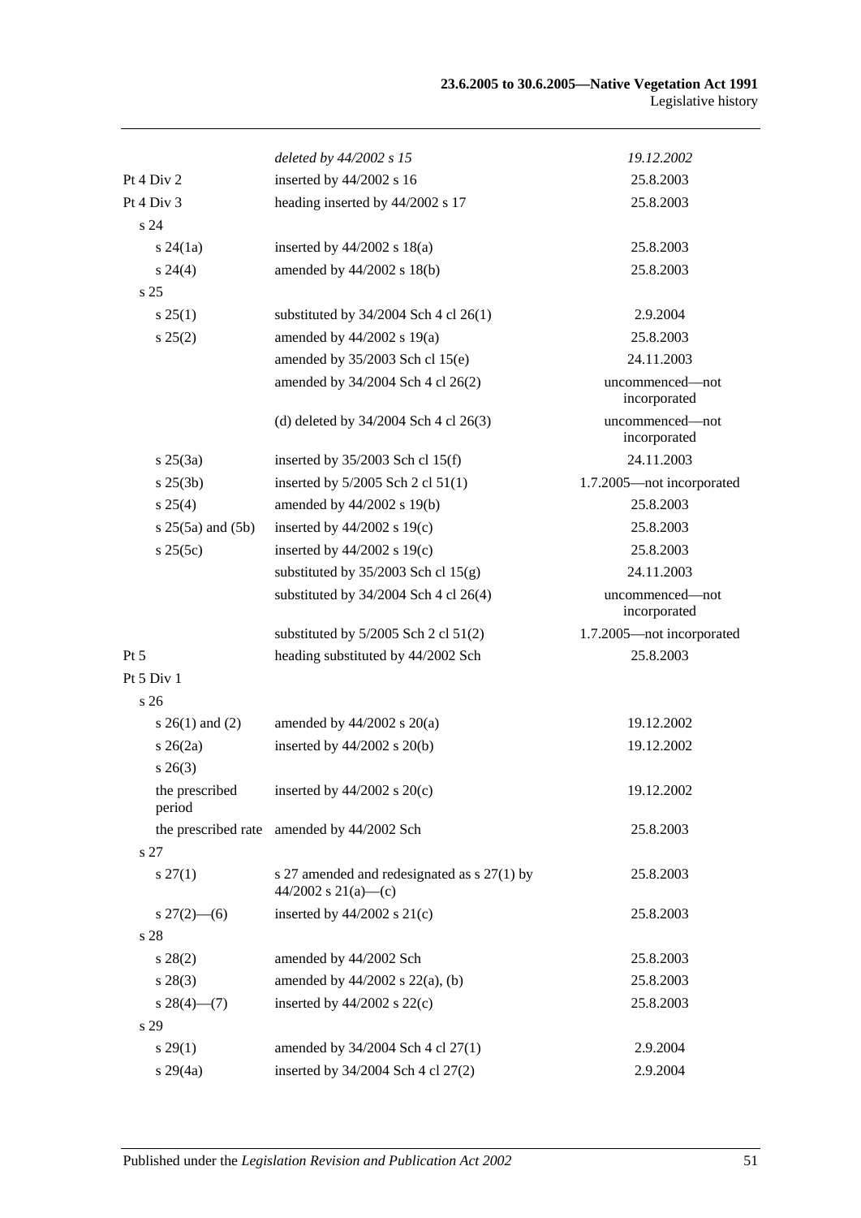| | | |
|---|---|---|
| | *deleted by 44/2002 s 15* | *19.12.2002* |
| Pt 4 Div 2 | inserted by 44/2002 s 16 | 25.8.2003 |
| Pt 4 Div 3 | heading inserted by 44/2002 s 17 | 25.8.2003 |
| s 24 | | |
| s 24(1a) | inserted by 44/2002 s 18(a) | 25.8.2003 |
| s 24(4) | amended by 44/2002 s 18(b) | 25.8.2003 |
| s 25 | | |
| s 25(1) | substituted by 34/2004 Sch 4 cl 26(1) | 2.9.2004 |
| s 25(2) | amended by 44/2002 s 19(a) | 25.8.2003 |
| | amended by 35/2003 Sch cl 15(e) | 24.11.2003 |
| | amended by 34/2004 Sch 4 cl 26(2) | uncommenced—not incorporated |
| | (d) deleted by 34/2004 Sch 4 cl 26(3) | uncommenced—not incorporated |
| s 25(3a) | inserted by 35/2003 Sch cl 15(f) | 24.11.2003 |
| s 25(3b) | inserted by 5/2005 Sch 2 cl 51(1) | 1.7.2005—not incorporated |
| s 25(4) | amended by 44/2002 s 19(b) | 25.8.2003 |
| s 25(5a) and (5b) | inserted by 44/2002 s 19(c) | 25.8.2003 |
| s 25(5c) | inserted by 44/2002 s 19(c) | 25.8.2003 |
| | substituted by 35/2003 Sch cl 15(g) | 24.11.2003 |
| | substituted by 34/2004 Sch 4 cl 26(4) | uncommenced—not incorporated |
| | substituted by 5/2005 Sch 2 cl 51(2) | 1.7.2005—not incorporated |
| Pt 5 | heading substituted by 44/2002 Sch | 25.8.2003 |
| Pt 5 Div 1 | | |
| s 26 | | |
| s 26(1) and (2) | amended by 44/2002 s 20(a) | 19.12.2002 |
| s 26(2a) | inserted by 44/2002 s 20(b) | 19.12.2002 |
| s 26(3) | | |
| the prescribed period | inserted by 44/2002 s 20(c) | 19.12.2002 |
| the prescribed rate | amended by 44/2002 Sch | 25.8.2003 |
| s 27 | | |
| s 27(1) | s 27 amended and redesignated as s 27(1) by 44/2002 s 21(a)—(c) | 25.8.2003 |
| s 27(2)—(6) | inserted by 44/2002 s 21(c) | 25.8.2003 |
| s 28 | | |
| s 28(2) | amended by 44/2002 Sch | 25.8.2003 |
| s 28(3) | amended by 44/2002 s 22(a), (b) | 25.8.2003 |
| s 28(4)—(7) | inserted by 44/2002 s 22(c) | 25.8.2003 |
| s 29 | | |
| s 29(1) | amended by 34/2004 Sch 4 cl 27(1) | 2.9.2004 |
| s 29(4a) | inserted by 34/2004 Sch 4 cl 27(2) | 2.9.2004 |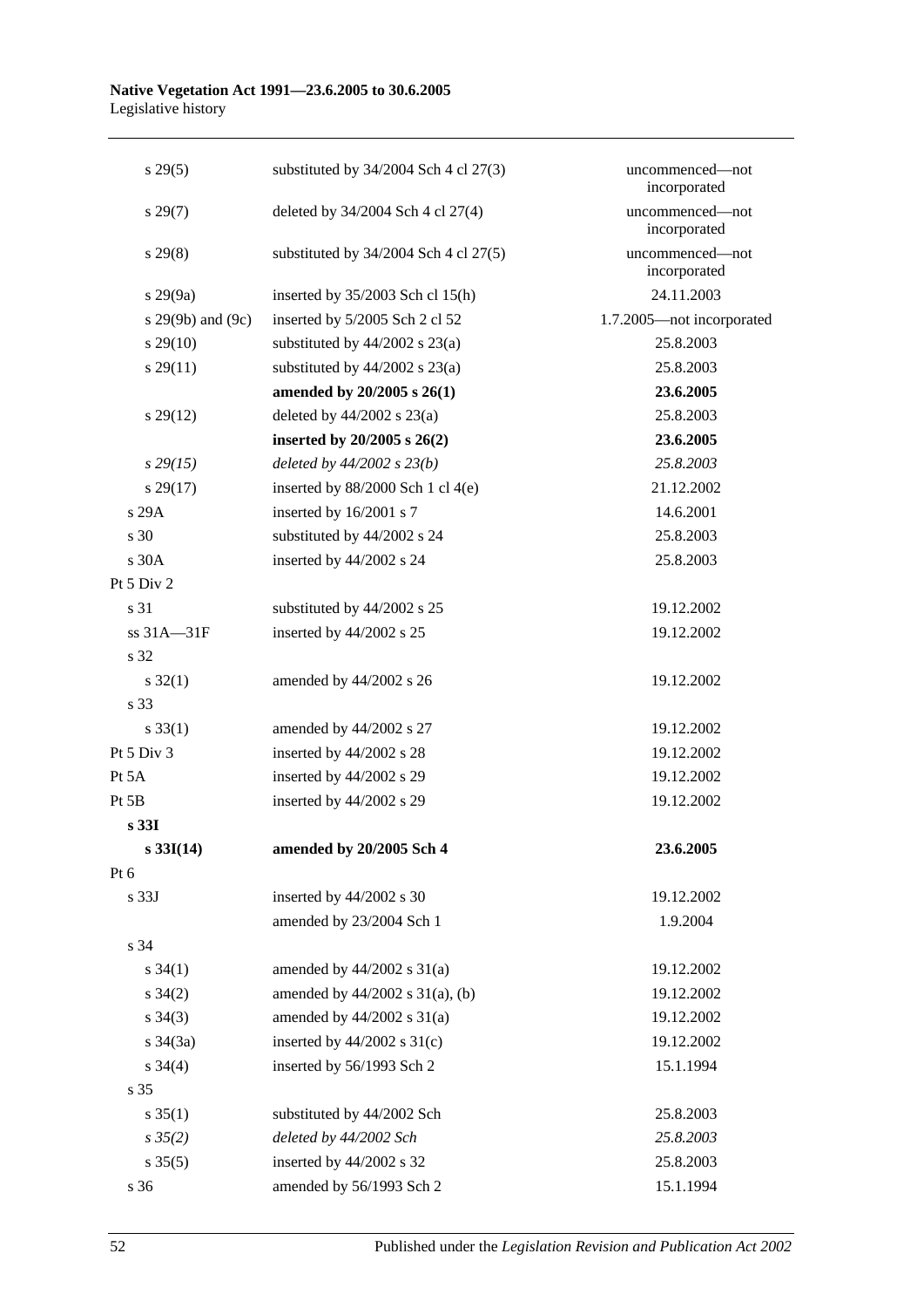| | | |
|---|---|---|
| s 29(5) | substituted by 34/2004 Sch 4 cl 27(3) | uncommenced—not incorporated |
| s 29(7) | deleted by 34/2004 Sch 4 cl 27(4) | uncommenced—not incorporated |
| s 29(8) | substituted by 34/2004 Sch 4 cl 27(5) | uncommenced—not incorporated |
| s 29(9a) | inserted by 35/2003 Sch cl 15(h) | 24.11.2003 |
| s 29(9b) and (9c) | inserted by 5/2005 Sch 2 cl 52 | 1.7.2005—not incorporated |
| s 29(10) | substituted by 44/2002 s 23(a) | 25.8.2003 |
| s 29(11) | substituted by 44/2002 s 23(a) | 25.8.2003 |
| | **amended by 20/2005 s 26(1)** | **23.6.2005** |
| s 29(12) | deleted by 44/2002 s 23(a) | 25.8.2003 |
| | **inserted by 20/2005 s 26(2)** | **23.6.2005** |
| *s 29(15)* | *deleted by 44/2002 s 23(b)* | *25.8.2003* |
| s 29(17) | inserted by 88/2000 Sch 1 cl 4(e) | 21.12.2002 |
| s 29A | inserted by 16/2001 s 7 | 14.6.2001 |
| s 30 | substituted by 44/2002 s 24 | 25.8.2003 |
| s 30A | inserted by 44/2002 s 24 | 25.8.2003 |
| Pt 5 Div 2 | | |
| s 31 | substituted by 44/2002 s 25 | 19.12.2002 |
| ss 31A—31F | inserted by 44/2002 s 25 | 19.12.2002 |
| s 32 | | |
| s 32(1) | amended by 44/2002 s 26 | 19.12.2002 |
| s 33 | | |
| s 33(1) | amended by 44/2002 s 27 | 19.12.2002 |
| Pt 5 Div 3 | inserted by 44/2002 s 28 | 19.12.2002 |
| Pt 5A | inserted by 44/2002 s 29 | 19.12.2002 |
| Pt 5B | inserted by 44/2002 s 29 | 19.12.2002 |
| **s 33I** | | |
| **s 33I(14)** | **amended by 20/2005 Sch 4** | **23.6.2005** |
| Pt 6 | | |
| s 33J | inserted by 44/2002 s 30 | 19.12.2002 |
| | amended by 23/2004 Sch 1 | 1.9.2004 |
| s 34 | | |
| s 34(1) | amended by 44/2002 s 31(a) | 19.12.2002 |
| s 34(2) | amended by 44/2002 s 31(a), (b) | 19.12.2002 |
| s 34(3) | amended by 44/2002 s 31(a) | 19.12.2002 |
| s 34(3a) | inserted by 44/2002 s 31(c) | 19.12.2002 |
| s 34(4) | inserted by 56/1993 Sch 2 | 15.1.1994 |
| s 35 | | |
| s 35(1) | substituted by 44/2002 Sch | 25.8.2003 |
| *s 35(2)* | *deleted by 44/2002 Sch* | *25.8.2003* |
| s 35(5) | inserted by 44/2002 s 32 | 25.8.2003 |
| s 36 | amended by 56/1993 Sch 2 | 15.1.1994 |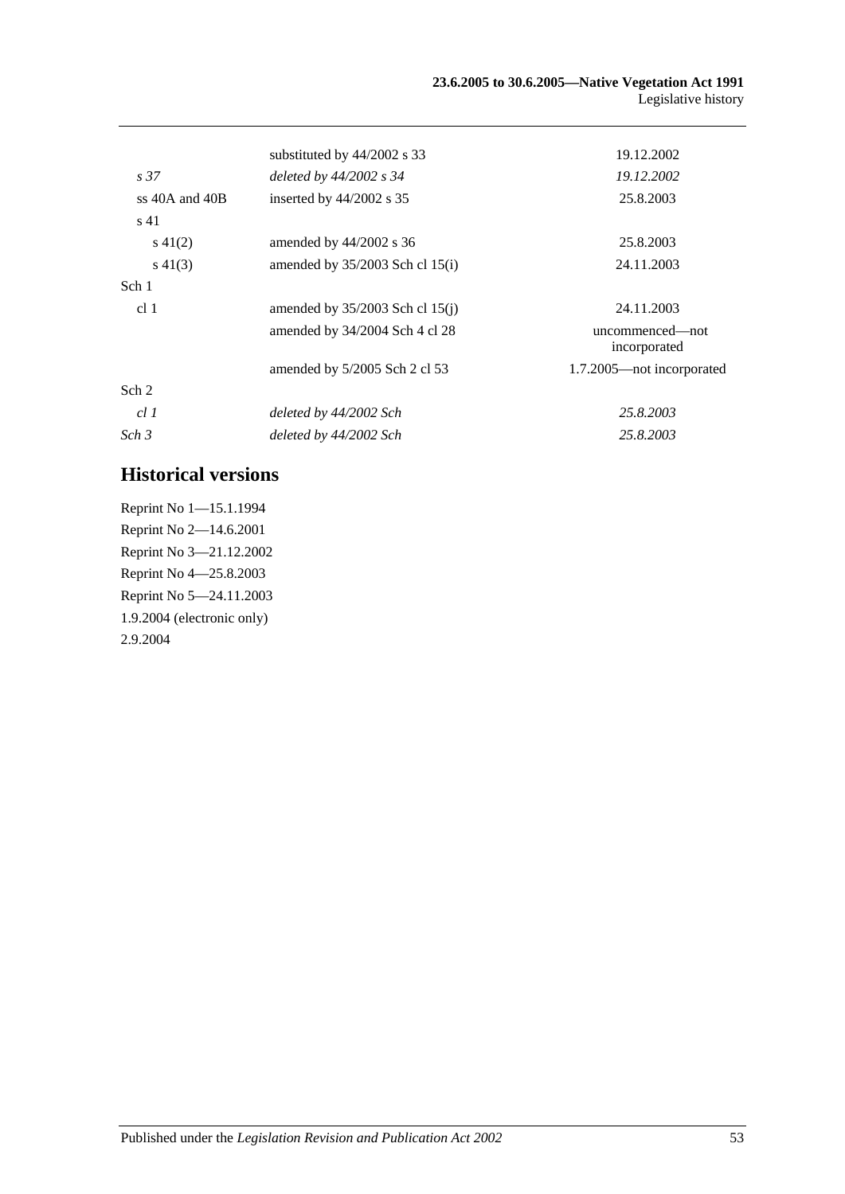| | | |
|---|---|---|
| | substituted by 44/2002 s 33 | 19.12.2002 |
| *s 37* | *deleted by 44/2002 s 34* | *19.12.2002* |
| ss 40A and 40B | inserted by 44/2002 s 35 | 25.8.2003 |
| s 41 | | |
| s 41(2) | amended by 44/2002 s 36 | 25.8.2003 |
| s 41(3) | amended by 35/2003 Sch cl 15(i) | 24.11.2003 |
| Sch 1 | | |
| cl 1 | amended by 35/2003 Sch cl 15(j) | 24.11.2003 |
| | amended by 34/2004 Sch 4 cl 28 | uncommenced—not incorporated |
| | amended by 5/2005 Sch 2 cl 53 | 1.7.2005—not incorporated |
| Sch 2 | | |
| *cl 1* | *deleted by 44/2002 Sch* | *25.8.2003* |
| *Sch 3* | *deleted by 44/2002 Sch* | *25.8.2003* |

## Historical versions

Reprint No 1—15.1.1994

Reprint No 2—14.6.2001

Reprint No 3—21.12.2002

Reprint No 4—25.8.2003

Reprint No 5—24.11.2003

1.9.2004 (electronic only)

2.9.2004